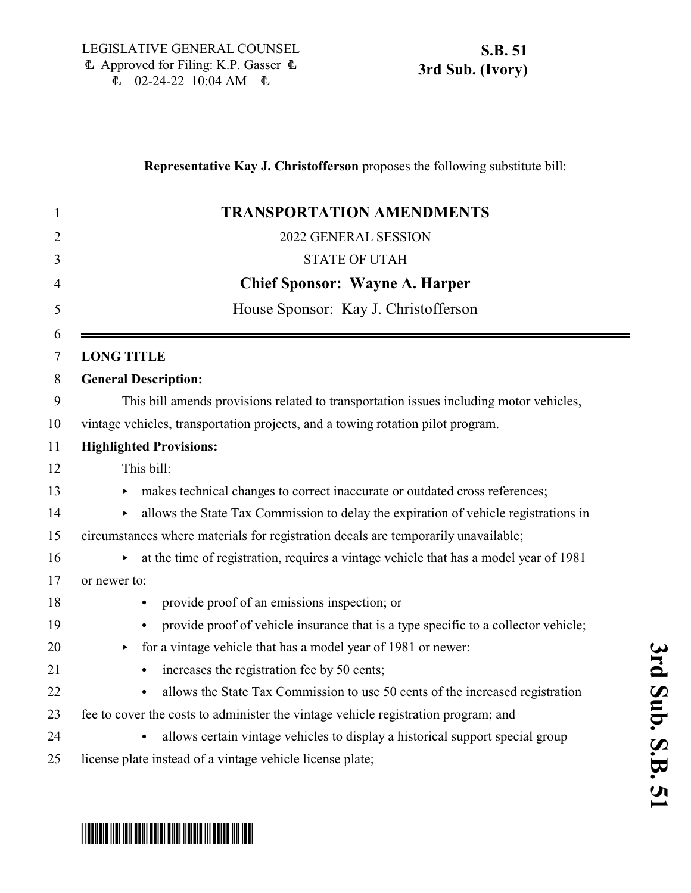LEGISLATIVE GENERAL COUNSEL
Approved for Filing: K.P. Gasser
02-24-22 10:04 AM

**S.B. 51**
**3rd Sub. (Ivory)**

**Representative Kay J. Christofferson** proposes the following substitute bill:

# TRANSPORTATION AMENDMENTS

2022 GENERAL SESSION

STATE OF UTAH

**Chief Sponsor: Wayne A. Harper**

House Sponsor: Kay J. Christofferson

**LONG TITLE**

**General Description:**

This bill amends provisions related to transportation issues including motor vehicles, vintage vehicles, transportation projects, and a towing rotation pilot program.

**Highlighted Provisions:**

This bill:

- makes technical changes to correct inaccurate or outdated cross references;
- allows the State Tax Commission to delay the expiration of vehicle registrations in circumstances where materials for registration decals are temporarily unavailable;
- at the time of registration, requires a vintage vehicle that has a model year of 1981 or newer to:
  - provide proof of an emissions inspection; or
  - provide proof of vehicle insurance that is a type specific to a collector vehicle;
- for a vintage vehicle that has a model year of 1981 or newer:
  - increases the registration fee by 50 cents;
  - allows the State Tax Commission to use 50 cents of the increased registration fee to cover the costs to administer the vintage vehicle registration program; and
  - allows certain vintage vehicles to display a historical support special group license plate instead of a vintage vehicle license plate;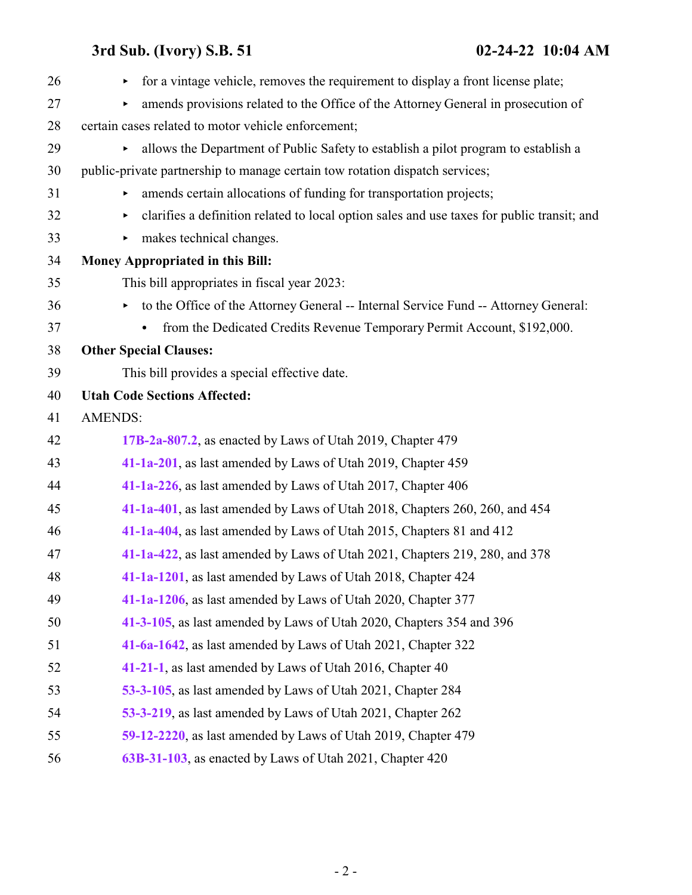- for a vintage vehicle, removes the requirement to display a front license plate;
- amends provisions related to the Office of the Attorney General in prosecution of certain cases related to motor vehicle enforcement;
- allows the Department of Public Safety to establish a pilot program to establish a public-private partnership to manage certain tow rotation dispatch services;
- amends certain allocations of funding for transportation projects;
- clarifies a definition related to local option sales and use taxes for public transit; and
- makes technical changes.

**Money Appropriated in this Bill:**

This bill appropriates in fiscal year 2023:

- to the Office of the Attorney General -- Internal Service Fund -- Attorney General:
  - from the Dedicated Credits Revenue Temporary Permit Account, $192,000.

**Other Special Clauses:**

This bill provides a special effective date.

**Utah Code Sections Affected:**

AMENDS:

**17B-2a-807.2**, as enacted by Laws of Utah 2019, Chapter 479

**41-1a-201**, as last amended by Laws of Utah 2019, Chapter 459

**41-1a-226**, as last amended by Laws of Utah 2017, Chapter 406

**41-1a-401**, as last amended by Laws of Utah 2018, Chapters 260, 260, and 454

**41-1a-404**, as last amended by Laws of Utah 2015, Chapters 81 and 412

**41-1a-422**, as last amended by Laws of Utah 2021, Chapters 219, 280, and 378

**41-1a-1201**, as last amended by Laws of Utah 2018, Chapter 424

**41-1a-1206**, as last amended by Laws of Utah 2020, Chapter 377

**41-3-105**, as last amended by Laws of Utah 2020, Chapters 354 and 396

**41-6a-1642**, as last amended by Laws of Utah 2021, Chapter 322

**41-21-1**, as last amended by Laws of Utah 2016, Chapter 40

**53-3-105**, as last amended by Laws of Utah 2021, Chapter 284

**53-3-219**, as last amended by Laws of Utah 2021, Chapter 262

**59-12-2220**, as last amended by Laws of Utah 2019, Chapter 479

**63B-31-103**, as enacted by Laws of Utah 2021, Chapter 420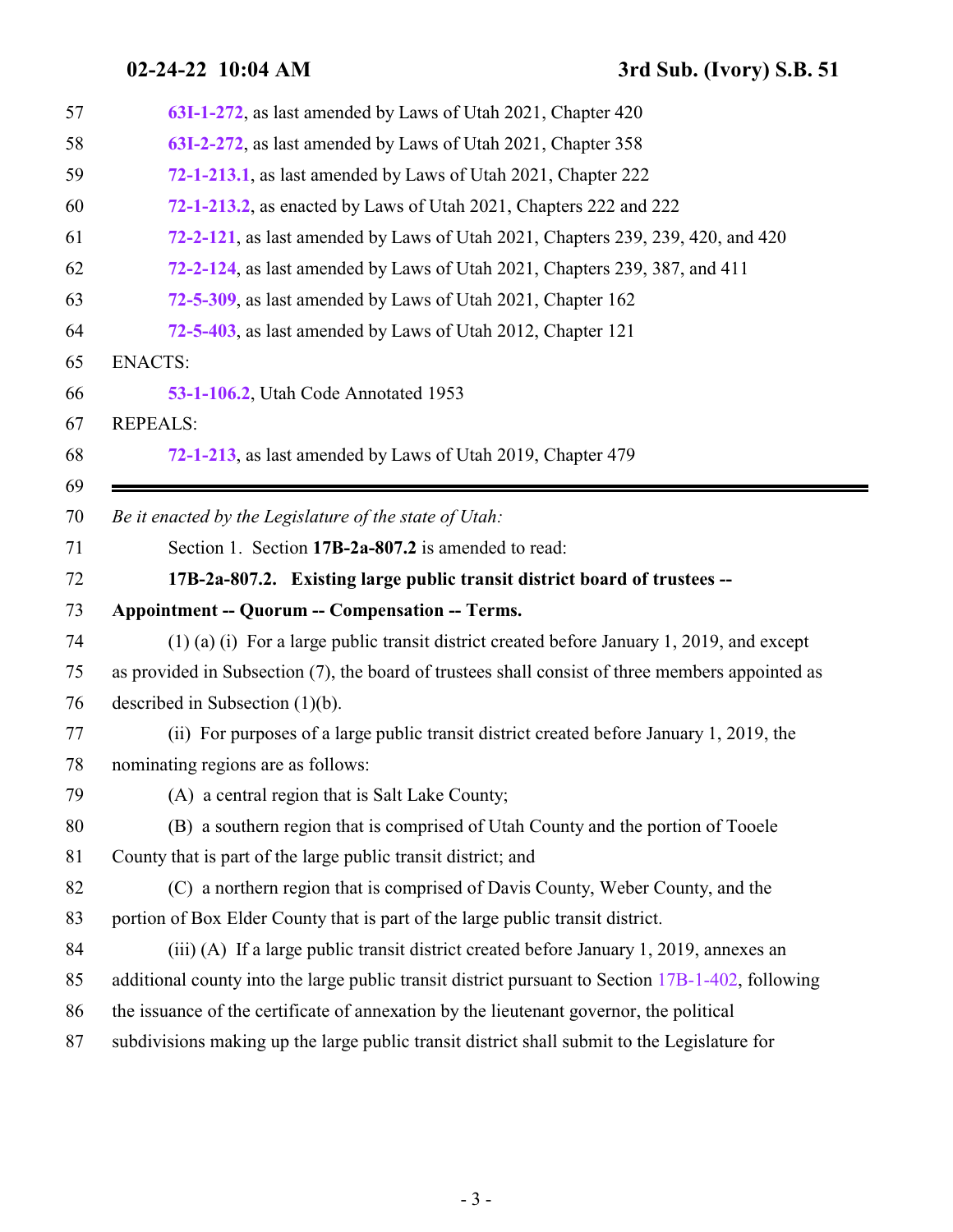63I-1-272, as last amended by Laws of Utah 2021, Chapter 420

63I-2-272, as last amended by Laws of Utah 2021, Chapter 358

72-1-213.1, as last amended by Laws of Utah 2021, Chapter 222

72-1-213.2, as enacted by Laws of Utah 2021, Chapters 222 and 222

72-2-121, as last amended by Laws of Utah 2021, Chapters 239, 239, 420, and 420

72-2-124, as last amended by Laws of Utah 2021, Chapters 239, 387, and 411

72-5-309, as last amended by Laws of Utah 2021, Chapter 162

72-5-403, as last amended by Laws of Utah 2012, Chapter 121

ENACTS:

53-1-106.2, Utah Code Annotated 1953

REPEALS:

72-1-213, as last amended by Laws of Utah 2019, Chapter 479

---

*Be it enacted by the Legislature of the state of Utah:*

Section 1. Section **17B-2a-807.2** is amended to read:

**17B-2a-807.2. Existing large public transit district board of trustees -- Appointment -- Quorum -- Compensation -- Terms.**

(1) (a) (i) For a large public transit district created before January 1, 2019, and except as provided in Subsection (7), the board of trustees shall consist of three members appointed as described in Subsection (1)(b).

(ii) For purposes of a large public transit district created before January 1, 2019, the nominating regions are as follows:

(A) a central region that is Salt Lake County;

(B) a southern region that is comprised of Utah County and the portion of Tooele County that is part of the large public transit district; and

(C) a northern region that is comprised of Davis County, Weber County, and the portion of Box Elder County that is part of the large public transit district.

(iii) (A) If a large public transit district created before January 1, 2019, annexes an additional county into the large public transit district pursuant to Section 17B-1-402, following the issuance of the certificate of annexation by the lieutenant governor, the political subdivisions making up the large public transit district shall submit to the Legislature for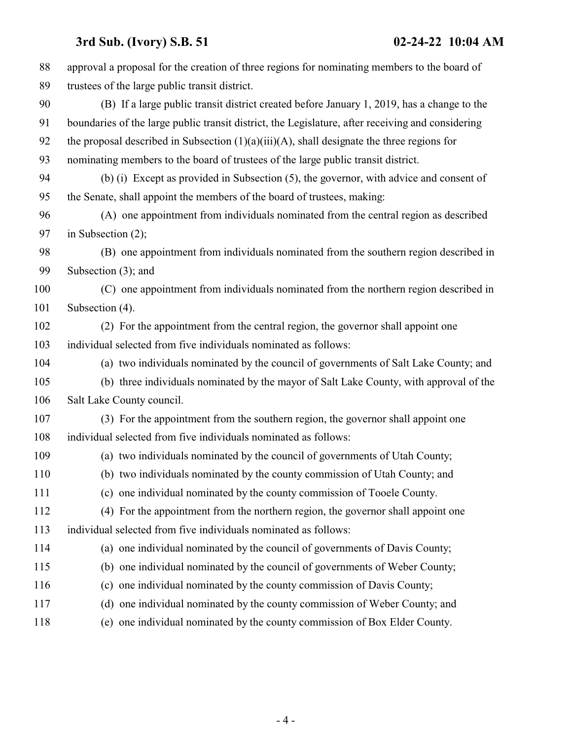approval a proposal for the creation of three regions for nominating members to the board of trustees of the large public transit district.

(B) If a large public transit district created before January 1, 2019, has a change to the boundaries of the large public transit district, the Legislature, after receiving and considering the proposal described in Subsection (1)(a)(iii)(A), shall designate the three regions for nominating members to the board of trustees of the large public transit district.

(b) (i) Except as provided in Subsection (5), the governor, with advice and consent of the Senate, shall appoint the members of the board of trustees, making:

(A) one appointment from individuals nominated from the central region as described in Subsection (2);

(B) one appointment from individuals nominated from the southern region described in Subsection (3); and

(C) one appointment from individuals nominated from the northern region described in Subsection (4).

(2) For the appointment from the central region, the governor shall appoint one individual selected from five individuals nominated as follows:

(a) two individuals nominated by the council of governments of Salt Lake County; and

(b) three individuals nominated by the mayor of Salt Lake County, with approval of the Salt Lake County council.

(3) For the appointment from the southern region, the governor shall appoint one individual selected from five individuals nominated as follows:

(a) two individuals nominated by the council of governments of Utah County;

(b) two individuals nominated by the county commission of Utah County; and

(c) one individual nominated by the county commission of Tooele County.

(4) For the appointment from the northern region, the governor shall appoint one individual selected from five individuals nominated as follows:

(a) one individual nominated by the council of governments of Davis County;

(b) one individual nominated by the council of governments of Weber County;

(c) one individual nominated by the county commission of Davis County;

(d) one individual nominated by the county commission of Weber County; and

(e) one individual nominated by the county commission of Box Elder County.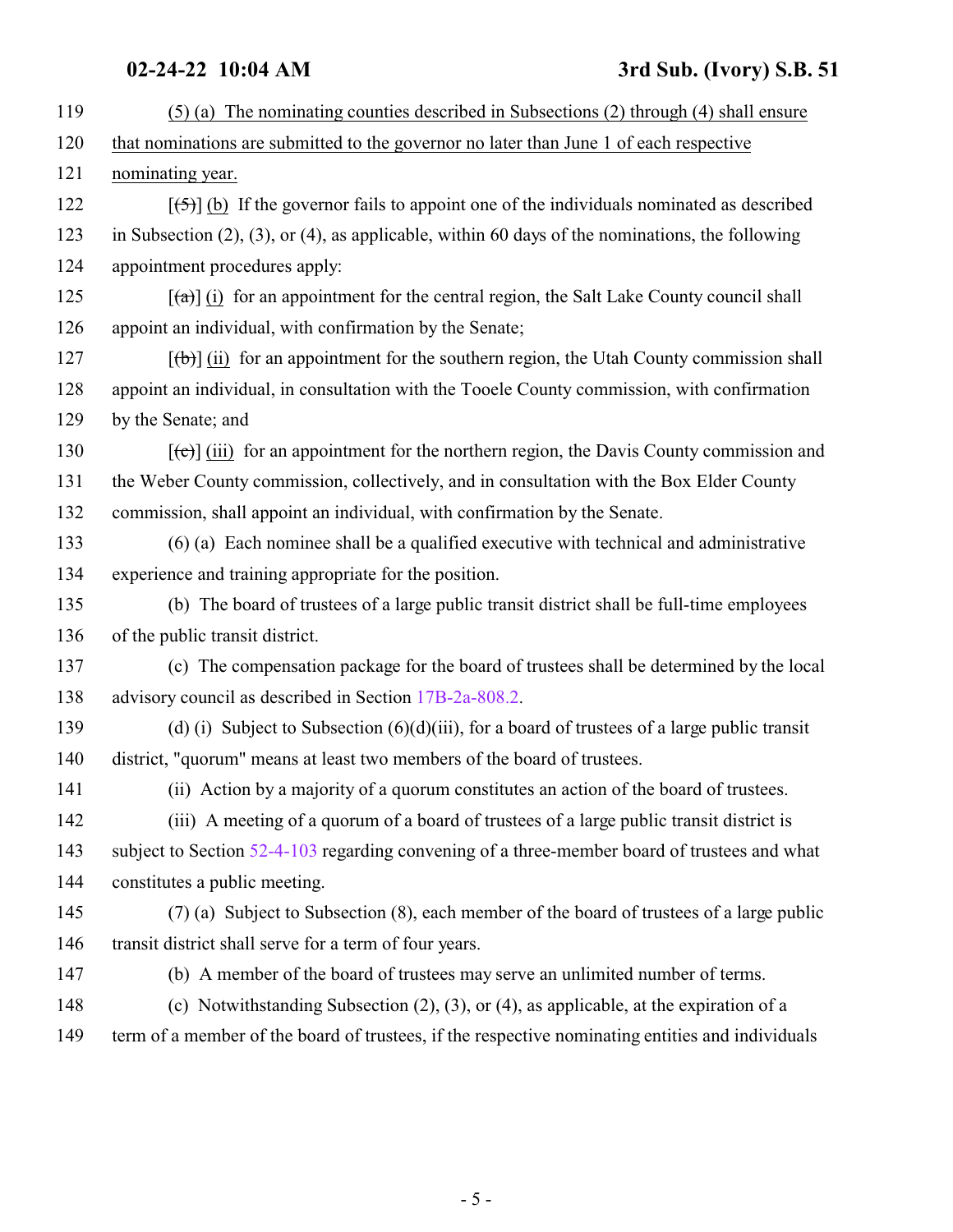(5) (a) The nominating counties described in Subsections (2) through (4) shall ensure that nominations are submitted to the governor no later than June 1 of each respective nominating year.

[(5)] (b) If the governor fails to appoint one of the individuals nominated as described in Subsection (2), (3), or (4), as applicable, within 60 days of the nominations, the following appointment procedures apply:

[(a)] (i) for an appointment for the central region, the Salt Lake County council shall appoint an individual, with confirmation by the Senate;

[(b)] (ii) for an appointment for the southern region, the Utah County commission shall appoint an individual, in consultation with the Tooele County commission, with confirmation by the Senate; and

[(c)] (iii) for an appointment for the northern region, the Davis County commission and the Weber County commission, collectively, and in consultation with the Box Elder County commission, shall appoint an individual, with confirmation by the Senate.

(6) (a) Each nominee shall be a qualified executive with technical and administrative experience and training appropriate for the position.

(b) The board of trustees of a large public transit district shall be full-time employees of the public transit district.

(c) The compensation package for the board of trustees shall be determined by the local advisory council as described in Section 17B-2a-808.2.

(d) (i) Subject to Subsection (6)(d)(iii), for a board of trustees of a large public transit district, "quorum" means at least two members of the board of trustees.

(ii) Action by a majority of a quorum constitutes an action of the board of trustees.

(iii) A meeting of a quorum of a board of trustees of a large public transit district is subject to Section 52-4-103 regarding convening of a three-member board of trustees and what constitutes a public meeting.

(7) (a) Subject to Subsection (8), each member of the board of trustees of a large public transit district shall serve for a term of four years.

(b) A member of the board of trustees may serve an unlimited number of terms.

(c) Notwithstanding Subsection (2), (3), or (4), as applicable, at the expiration of a term of a member of the board of trustees, if the respective nominating entities and individuals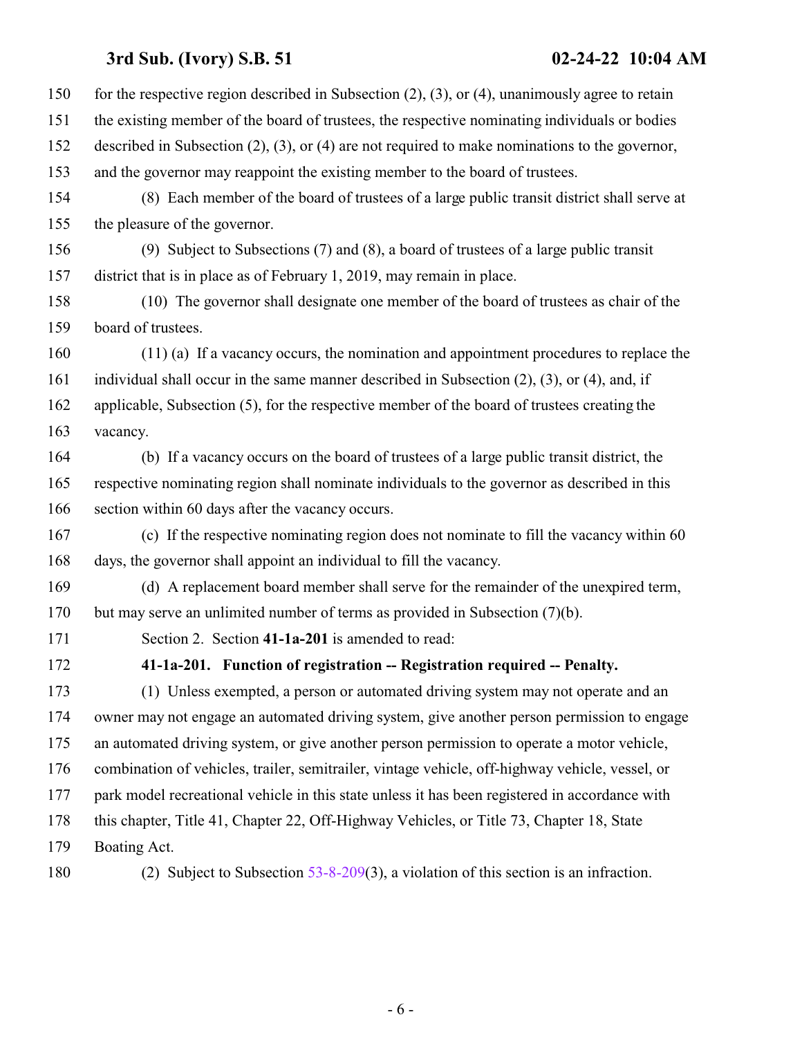for the respective region described in Subsection (2), (3), or (4), unanimously agree to retain the existing member of the board of trustees, the respective nominating individuals or bodies described in Subsection (2), (3), or (4) are not required to make nominations to the governor, and the governor may reappoint the existing member to the board of trustees.

(8) Each member of the board of trustees of a large public transit district shall serve at the pleasure of the governor.

(9) Subject to Subsections (7) and (8), a board of trustees of a large public transit district that is in place as of February 1, 2019, may remain in place.

(10) The governor shall designate one member of the board of trustees as chair of the board of trustees.

(11) (a) If a vacancy occurs, the nomination and appointment procedures to replace the individual shall occur in the same manner described in Subsection (2), (3), or (4), and, if applicable, Subsection (5), for the respective member of the board of trustees creating the vacancy.

(b) If a vacancy occurs on the board of trustees of a large public transit district, the respective nominating region shall nominate individuals to the governor as described in this section within 60 days after the vacancy occurs.

(c) If the respective nominating region does not nominate to fill the vacancy within 60 days, the governor shall appoint an individual to fill the vacancy.

(d) A replacement board member shall serve for the remainder of the unexpired term, but may serve an unlimited number of terms as provided in Subsection (7)(b).

Section 2. Section **41-1a-201** is amended to read:

**41-1a-201. Function of registration -- Registration required -- Penalty.**

(1) Unless exempted, a person or automated driving system may not operate and an owner may not engage an automated driving system, give another person permission to engage an automated driving system, or give another person permission to operate a motor vehicle, combination of vehicles, trailer, semitrailer, vintage vehicle, off-highway vehicle, vessel, or park model recreational vehicle in this state unless it has been registered in accordance with this chapter, Title 41, Chapter 22, Off-Highway Vehicles, or Title 73, Chapter 18, State Boating Act.

(2) Subject to Subsection 53-8-209(3), a violation of this section is an infraction.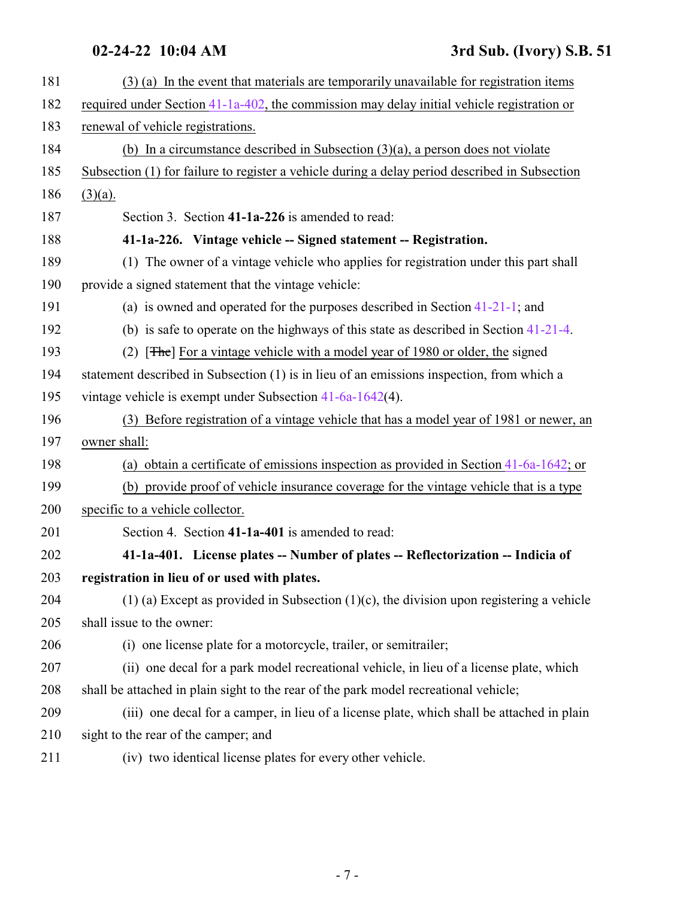181 (3) (a) In the event that materials are temporarily unavailable for registration items
182 required under Section 41-1a-402, the commission may delay initial vehicle registration or
183 renewal of vehicle registrations.
184 (b) In a circumstance described in Subsection (3)(a), a person does not violate
185 Subsection (1) for failure to register a vehicle during a delay period described in Subsection
186 (3)(a).
187 Section 3. Section **41-1a-226** is amended to read:
188 **41-1a-226. Vintage vehicle -- Signed statement -- Registration.**
189 (1) The owner of a vintage vehicle who applies for registration under this part shall
190 provide a signed statement that the vintage vehicle:
191 (a) is owned and operated for the purposes described in Section 41-21-1; and
192 (b) is safe to operate on the highways of this state as described in Section 41-21-4.
193 (2) [~~The~~] For a vintage vehicle with a model year of 1980 or older, the signed
194 statement described in Subsection (1) is in lieu of an emissions inspection, from which a
195 vintage vehicle is exempt under Subsection 41-6a-1642(4).
196 (3) Before registration of a vintage vehicle that has a model year of 1981 or newer, an
197 owner shall:
198 (a) obtain a certificate of emissions inspection as provided in Section 41-6a-1642; or
199 (b) provide proof of vehicle insurance coverage for the vintage vehicle that is a type
200 specific to a vehicle collector.
201 Section 4. Section **41-1a-401** is amended to read:
202 **41-1a-401. License plates -- Number of plates -- Reflectorization -- Indicia of**
203 **registration in lieu of or used with plates.**
204 (1) (a) Except as provided in Subsection (1)(c), the division upon registering a vehicle
205 shall issue to the owner:
206 (i) one license plate for a motorcycle, trailer, or semitrailer;
207 (ii) one decal for a park model recreational vehicle, in lieu of a license plate, which
208 shall be attached in plain sight to the rear of the park model recreational vehicle;
209 (iii) one decal for a camper, in lieu of a license plate, which shall be attached in plain
210 sight to the rear of the camper; and
211 (iv) two identical license plates for every other vehicle.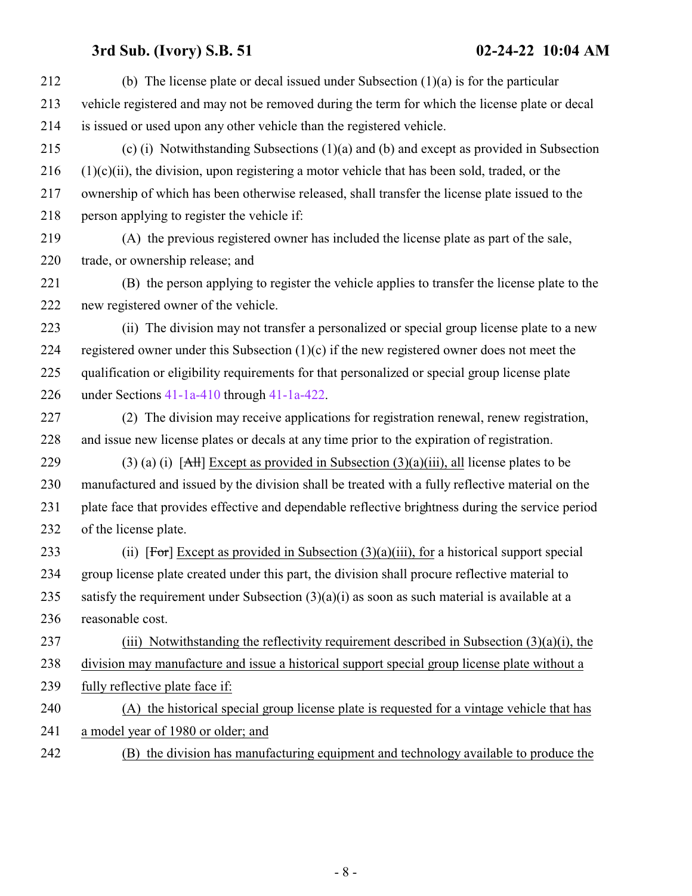(b) The license plate or decal issued under Subsection (1)(a) is for the particular vehicle registered and may not be removed during the term for which the license plate or decal is issued or used upon any other vehicle than the registered vehicle.

(c) (i) Notwithstanding Subsections (1)(a) and (b) and except as provided in Subsection (1)(c)(ii), the division, upon registering a motor vehicle that has been sold, traded, or the ownership of which has been otherwise released, shall transfer the license plate issued to the person applying to register the vehicle if:

(A) the previous registered owner has included the license plate as part of the sale, trade, or ownership release; and

(B) the person applying to register the vehicle applies to transfer the license plate to the new registered owner of the vehicle.

(ii) The division may not transfer a personalized or special group license plate to a new registered owner under this Subsection (1)(c) if the new registered owner does not meet the qualification or eligibility requirements for that personalized or special group license plate under Sections 41-1a-410 through 41-1a-422.

(2) The division may receive applications for registration renewal, renew registration, and issue new license plates or decals at any time prior to the expiration of registration.

(3) (a) (i) [~~All~~] Except as provided in Subsection (3)(a)(iii), all license plates to be manufactured and issued by the division shall be treated with a fully reflective material on the plate face that provides effective and dependable reflective brightness during the service period of the license plate.

(ii) [~~For~~] Except as provided in Subsection (3)(a)(iii), for a historical support special group license plate created under this part, the division shall procure reflective material to satisfy the requirement under Subsection (3)(a)(i) as soon as such material is available at a reasonable cost.

(iii) Notwithstanding the reflectivity requirement described in Subsection (3)(a)(i), the division may manufacture and issue a historical support special group license plate without a fully reflective plate face if:

(A) the historical special group license plate is requested for a vintage vehicle that has a model year of 1980 or older; and

(B) the division has manufacturing equipment and technology available to produce the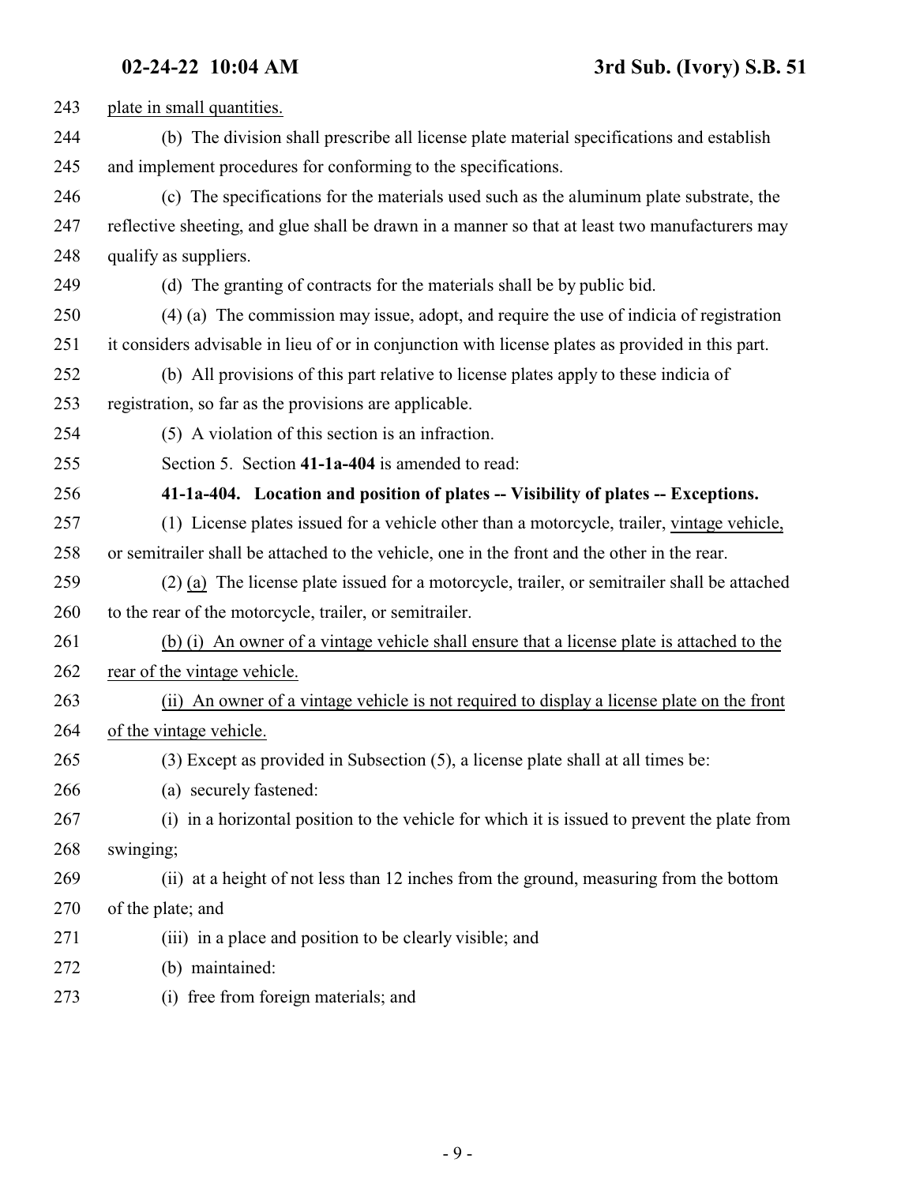243 plate in small quantities.

244 (b) The division shall prescribe all license plate material specifications and establish
245 and implement procedures for conforming to the specifications.

246 (c) The specifications for the materials used such as the aluminum plate substrate, the
247 reflective sheeting, and glue shall be drawn in a manner so that at least two manufacturers may
248 qualify as suppliers.

249 (d) The granting of contracts for the materials shall be by public bid.

250 (4) (a) The commission may issue, adopt, and require the use of indicia of registration
251 it considers advisable in lieu of or in conjunction with license plates as provided in this part.

252 (b) All provisions of this part relative to license plates apply to these indicia of
253 registration, so far as the provisions are applicable.

254 (5) A violation of this section is an infraction.

255 Section 5. Section **41-1a-404** is amended to read:

256 **41-1a-404. Location and position of plates -- Visibility of plates -- Exceptions.**

257 (1) License plates issued for a vehicle other than a motorcycle, trailer, vintage vehicle,
258 or semitrailer shall be attached to the vehicle, one in the front and the other in the rear.

259 (2) (a) The license plate issued for a motorcycle, trailer, or semitrailer shall be attached
260 to the rear of the motorcycle, trailer, or semitrailer.

261 (b) (i) An owner of a vintage vehicle shall ensure that a license plate is attached to the
262 rear of the vintage vehicle.

263 (ii) An owner of a vintage vehicle is not required to display a license plate on the front
264 of the vintage vehicle.

265 (3) Except as provided in Subsection (5), a license plate shall at all times be:

266 (a) securely fastened:

267 (i) in a horizontal position to the vehicle for which it is issued to prevent the plate from
268 swinging;

269 (ii) at a height of not less than 12 inches from the ground, measuring from the bottom
270 of the plate; and

271 (iii) in a place and position to be clearly visible; and

272 (b) maintained:

273 (i) free from foreign materials; and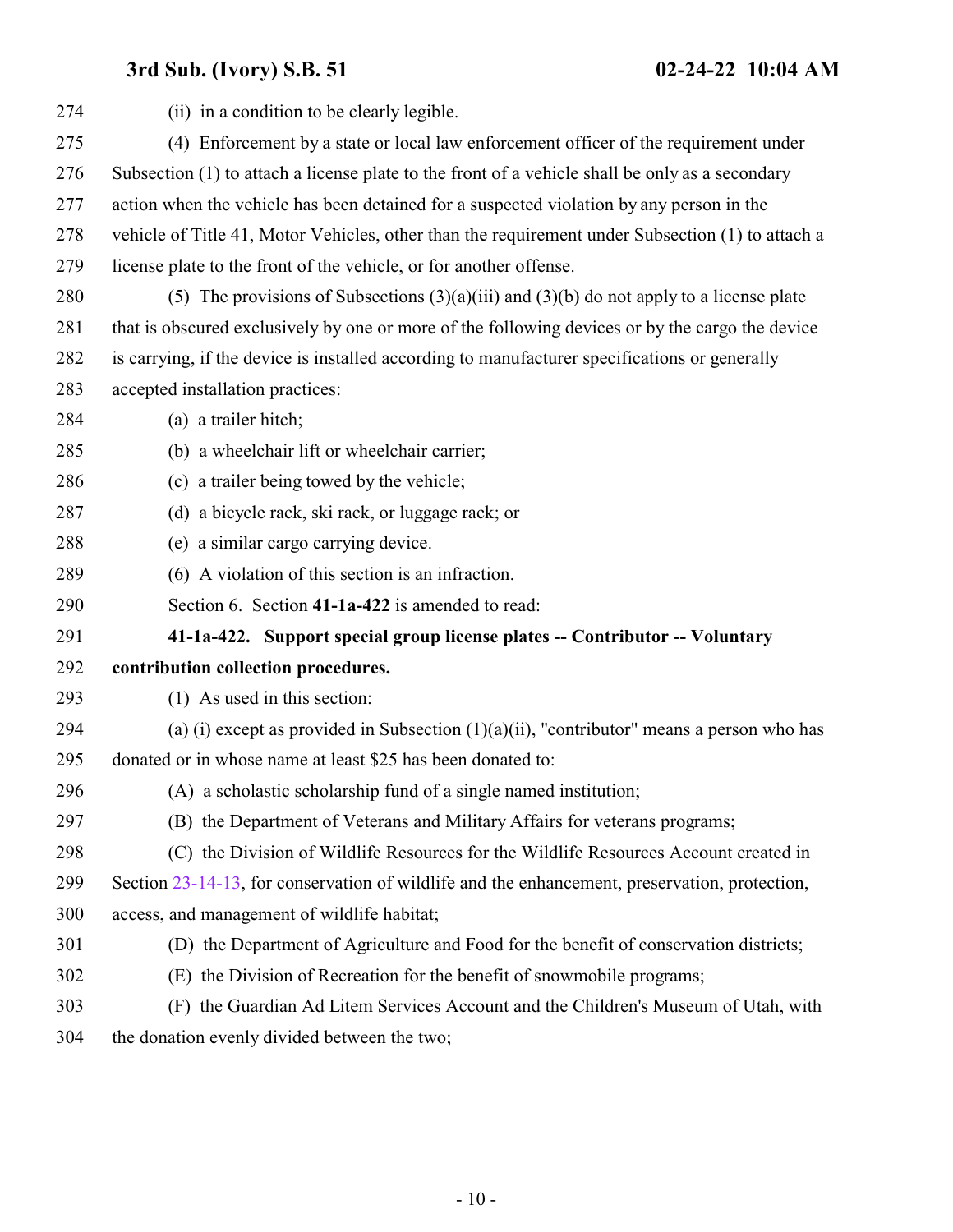(ii) in a condition to be clearly legible.

(4) Enforcement by a state or local law enforcement officer of the requirement under Subsection (1) to attach a license plate to the front of a vehicle shall be only as a secondary action when the vehicle has been detained for a suspected violation by any person in the vehicle of Title 41, Motor Vehicles, other than the requirement under Subsection (1) to attach a license plate to the front of the vehicle, or for another offense.

(5) The provisions of Subsections (3)(a)(iii) and (3)(b) do not apply to a license plate that is obscured exclusively by one or more of the following devices or by the cargo the device is carrying, if the device is installed according to manufacturer specifications or generally accepted installation practices:

(a) a trailer hitch;

(b) a wheelchair lift or wheelchair carrier;

(c) a trailer being towed by the vehicle;

(d) a bicycle rack, ski rack, or luggage rack; or

(e) a similar cargo carrying device.

(6) A violation of this section is an infraction.

Section 6. Section **41-1a-422** is amended to read:

**41-1a-422. Support special group license plates -- Contributor -- Voluntary contribution collection procedures.**

(1) As used in this section:

(a) (i) except as provided in Subsection (1)(a)(ii), "contributor" means a person who has donated or in whose name at least $25 has been donated to:

(A) a scholastic scholarship fund of a single named institution;

(B) the Department of Veterans and Military Affairs for veterans programs;

(C) the Division of Wildlife Resources for the Wildlife Resources Account created in Section 23-14-13, for conservation of wildlife and the enhancement, preservation, protection, access, and management of wildlife habitat;

(D) the Department of Agriculture and Food for the benefit of conservation districts;

(E) the Division of Recreation for the benefit of snowmobile programs;

(F) the Guardian Ad Litem Services Account and the Children's Museum of Utah, with the donation evenly divided between the two;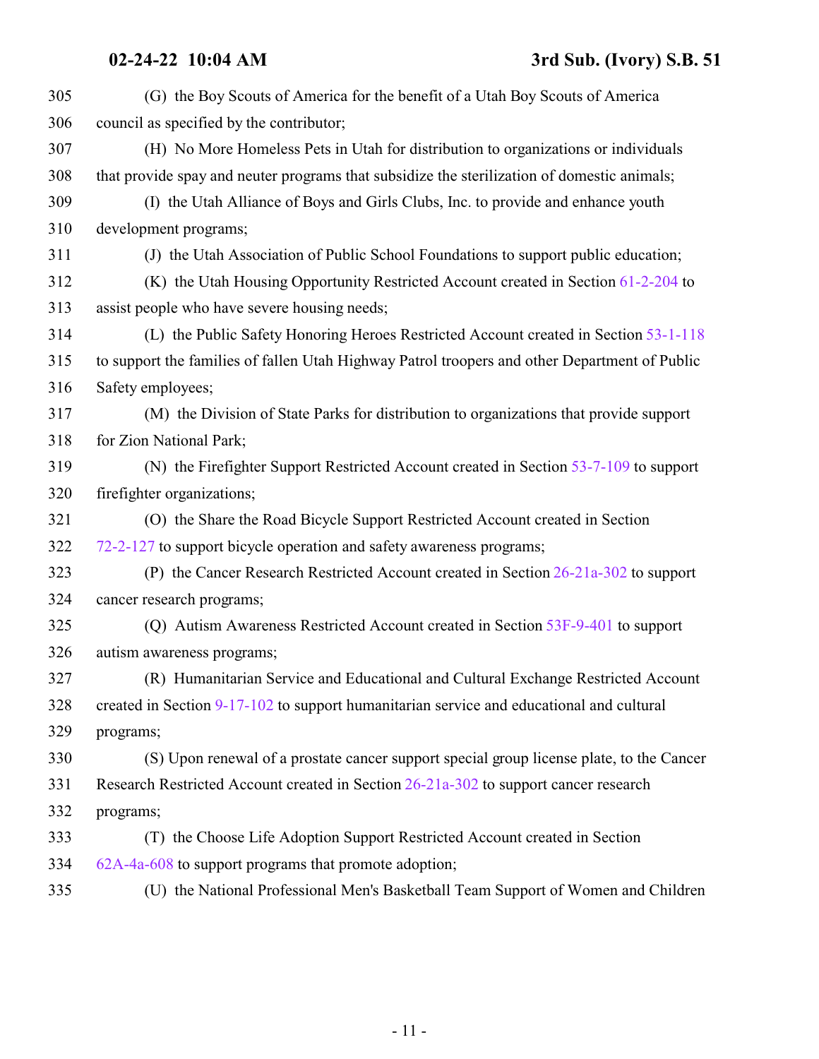(G) the Boy Scouts of America for the benefit of a Utah Boy Scouts of America council as specified by the contributor;

(H) No More Homeless Pets in Utah for distribution to organizations or individuals that provide spay and neuter programs that subsidize the sterilization of domestic animals;

(I) the Utah Alliance of Boys and Girls Clubs, Inc. to provide and enhance youth development programs;

(J) the Utah Association of Public School Foundations to support public education;

(K) the Utah Housing Opportunity Restricted Account created in Section 61-2-204 to assist people who have severe housing needs;

(L) the Public Safety Honoring Heroes Restricted Account created in Section 53-1-118 to support the families of fallen Utah Highway Patrol troopers and other Department of Public Safety employees;

(M) the Division of State Parks for distribution to organizations that provide support for Zion National Park;

(N) the Firefighter Support Restricted Account created in Section 53-7-109 to support firefighter organizations;

(O) the Share the Road Bicycle Support Restricted Account created in Section 72-2-127 to support bicycle operation and safety awareness programs;

(P) the Cancer Research Restricted Account created in Section 26-21a-302 to support cancer research programs;

(Q) Autism Awareness Restricted Account created in Section 53F-9-401 to support autism awareness programs;

(R) Humanitarian Service and Educational and Cultural Exchange Restricted Account created in Section 9-17-102 to support humanitarian service and educational and cultural programs;

(S) Upon renewal of a prostate cancer support special group license plate, to the Cancer Research Restricted Account created in Section 26-21a-302 to support cancer research programs;

(T) the Choose Life Adoption Support Restricted Account created in Section 62A-4a-608 to support programs that promote adoption;

(U) the National Professional Men's Basketball Team Support of Women and Children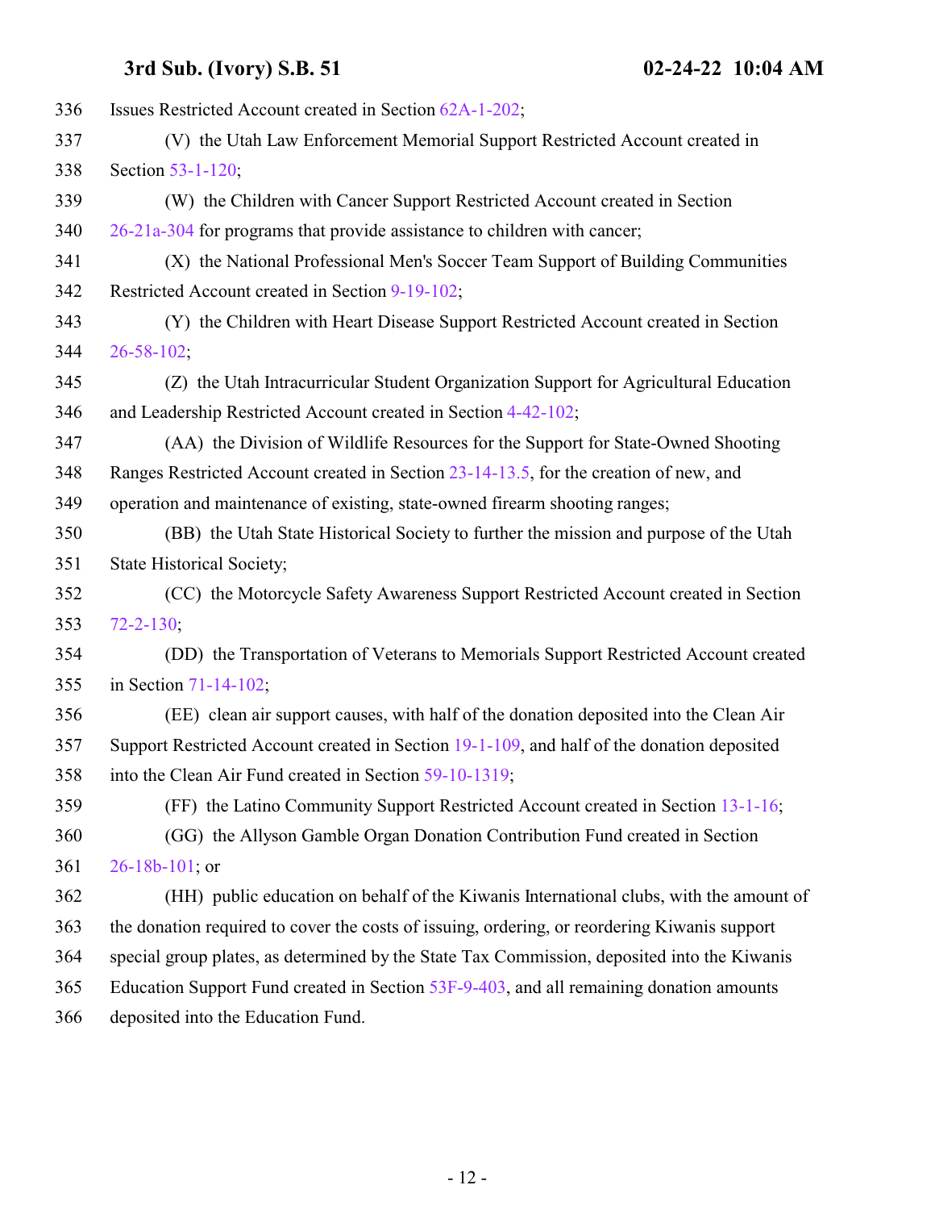Issues Restricted Account created in Section 62A-1-202;

(V) the Utah Law Enforcement Memorial Support Restricted Account created in Section 53-1-120;

(W) the Children with Cancer Support Restricted Account created in Section 26-21a-304 for programs that provide assistance to children with cancer;

(X) the National Professional Men's Soccer Team Support of Building Communities Restricted Account created in Section 9-19-102;

(Y) the Children with Heart Disease Support Restricted Account created in Section 26-58-102;

(Z) the Utah Intracurricular Student Organization Support for Agricultural Education and Leadership Restricted Account created in Section 4-42-102;

(AA) the Division of Wildlife Resources for the Support for State-Owned Shooting Ranges Restricted Account created in Section 23-14-13.5, for the creation of new, and operation and maintenance of existing, state-owned firearm shooting ranges;

(BB) the Utah State Historical Society to further the mission and purpose of the Utah State Historical Society;

(CC) the Motorcycle Safety Awareness Support Restricted Account created in Section 72-2-130;

(DD) the Transportation of Veterans to Memorials Support Restricted Account created in Section 71-14-102;

(EE) clean air support causes, with half of the donation deposited into the Clean Air Support Restricted Account created in Section 19-1-109, and half of the donation deposited into the Clean Air Fund created in Section 59-10-1319;

(FF) the Latino Community Support Restricted Account created in Section 13-1-16;

(GG) the Allyson Gamble Organ Donation Contribution Fund created in Section 26-18b-101; or

(HH) public education on behalf of the Kiwanis International clubs, with the amount of the donation required to cover the costs of issuing, ordering, or reordering Kiwanis support special group plates, as determined by the State Tax Commission, deposited into the Kiwanis Education Support Fund created in Section 53F-9-403, and all remaining donation amounts deposited into the Education Fund.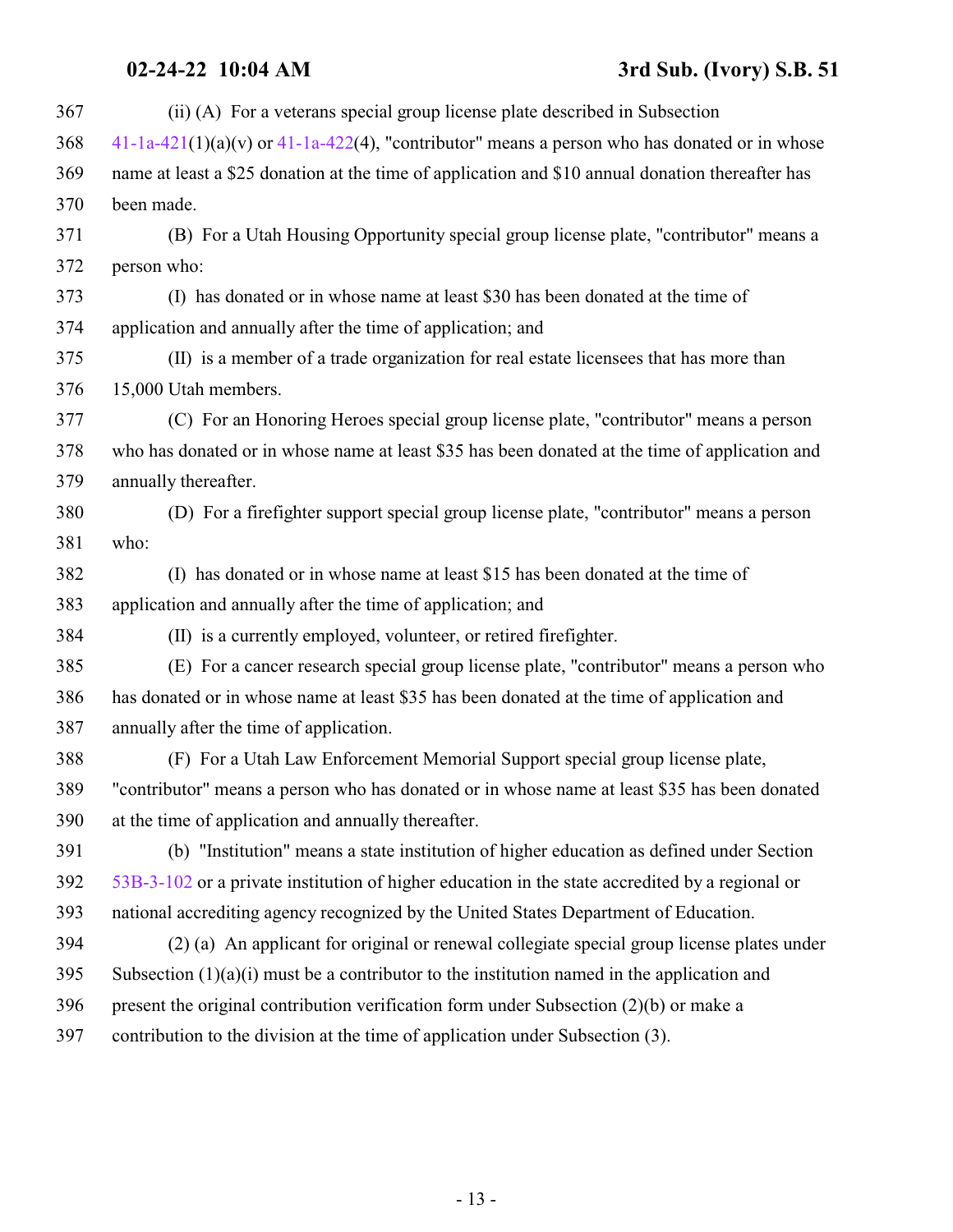(ii) (A) For a veterans special group license plate described in Subsection 41-1a-421(1)(a)(v) or 41-1a-422(4), "contributor" means a person who has donated or in whose name at least a $25 donation at the time of application and $10 annual donation thereafter has been made.

(B) For a Utah Housing Opportunity special group license plate, "contributor" means a person who:

(I) has donated or in whose name at least $30 has been donated at the time of application and annually after the time of application; and

(II) is a member of a trade organization for real estate licensees that has more than 15,000 Utah members.

(C) For an Honoring Heroes special group license plate, "contributor" means a person who has donated or in whose name at least $35 has been donated at the time of application and annually thereafter.

(D) For a firefighter support special group license plate, "contributor" means a person who:

(I) has donated or in whose name at least $15 has been donated at the time of application and annually after the time of application; and

(II) is a currently employed, volunteer, or retired firefighter.

(E) For a cancer research special group license plate, "contributor" means a person who has donated or in whose name at least $35 has been donated at the time of application and annually after the time of application.

(F) For a Utah Law Enforcement Memorial Support special group license plate, "contributor" means a person who has donated or in whose name at least $35 has been donated at the time of application and annually thereafter.

(b) "Institution" means a state institution of higher education as defined under Section 53B-3-102 or a private institution of higher education in the state accredited by a regional or national accrediting agency recognized by the United States Department of Education.

(2) (a) An applicant for original or renewal collegiate special group license plates under Subsection (1)(a)(i) must be a contributor to the institution named in the application and present the original contribution verification form under Subsection (2)(b) or make a contribution to the division at the time of application under Subsection (3).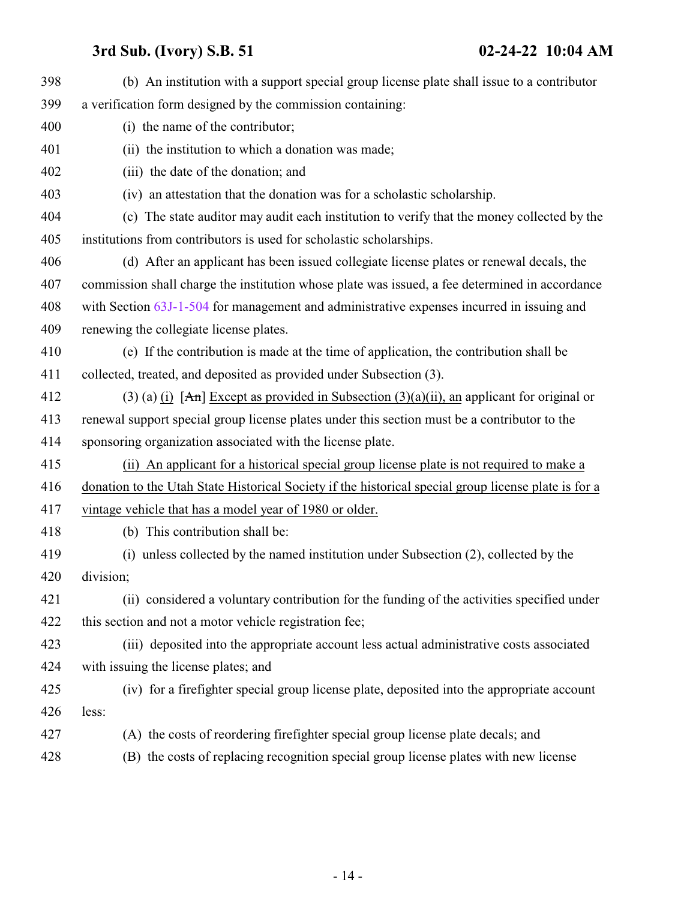398 (b) An institution with a support special group license plate shall issue to a contributor

399 a verification form designed by the commission containing:

400 (i) the name of the contributor;

401 (ii) the institution to which a donation was made;

402 (iii) the date of the donation; and

403 (iv) an attestation that the donation was for a scholastic scholarship.

404 (c) The state auditor may audit each institution to verify that the money collected by the

405 institutions from contributors is used for scholastic scholarships.

406 (d) After an applicant has been issued collegiate license plates or renewal decals, the

407 commission shall charge the institution whose plate was issued, a fee determined in accordance

408 with Section 63J-1-504 for management and administrative expenses incurred in issuing and

409 renewing the collegiate license plates.

410 (e) If the contribution is made at the time of application, the contribution shall be

411 collected, treated, and deposited as provided under Subsection (3).

412 (3) (a) <ins>(i)</ins> [~~An~~] <ins>Except as provided in Subsection (3)(a)(ii), an</ins> applicant for original or

413 renewal support special group license plates under this section must be a contributor to the

414 sponsoring organization associated with the license plate.

415 <ins>(ii) An applicant for a historical special group license plate is not required to make a</ins>

416 <ins>donation to the Utah State Historical Society if the historical special group license plate is for a</ins>

417 <ins>vintage vehicle that has a model year of 1980 or older.</ins>

418 (b) This contribution shall be:

419 (i) unless collected by the named institution under Subsection (2), collected by the

420 division;

421 (ii) considered a voluntary contribution for the funding of the activities specified under

422 this section and not a motor vehicle registration fee;

423 (iii) deposited into the appropriate account less actual administrative costs associated

424 with issuing the license plates; and

425 (iv) for a firefighter special group license plate, deposited into the appropriate account

426 less:

427 (A) the costs of reordering firefighter special group license plate decals; and

428 (B) the costs of replacing recognition special group license plates with new license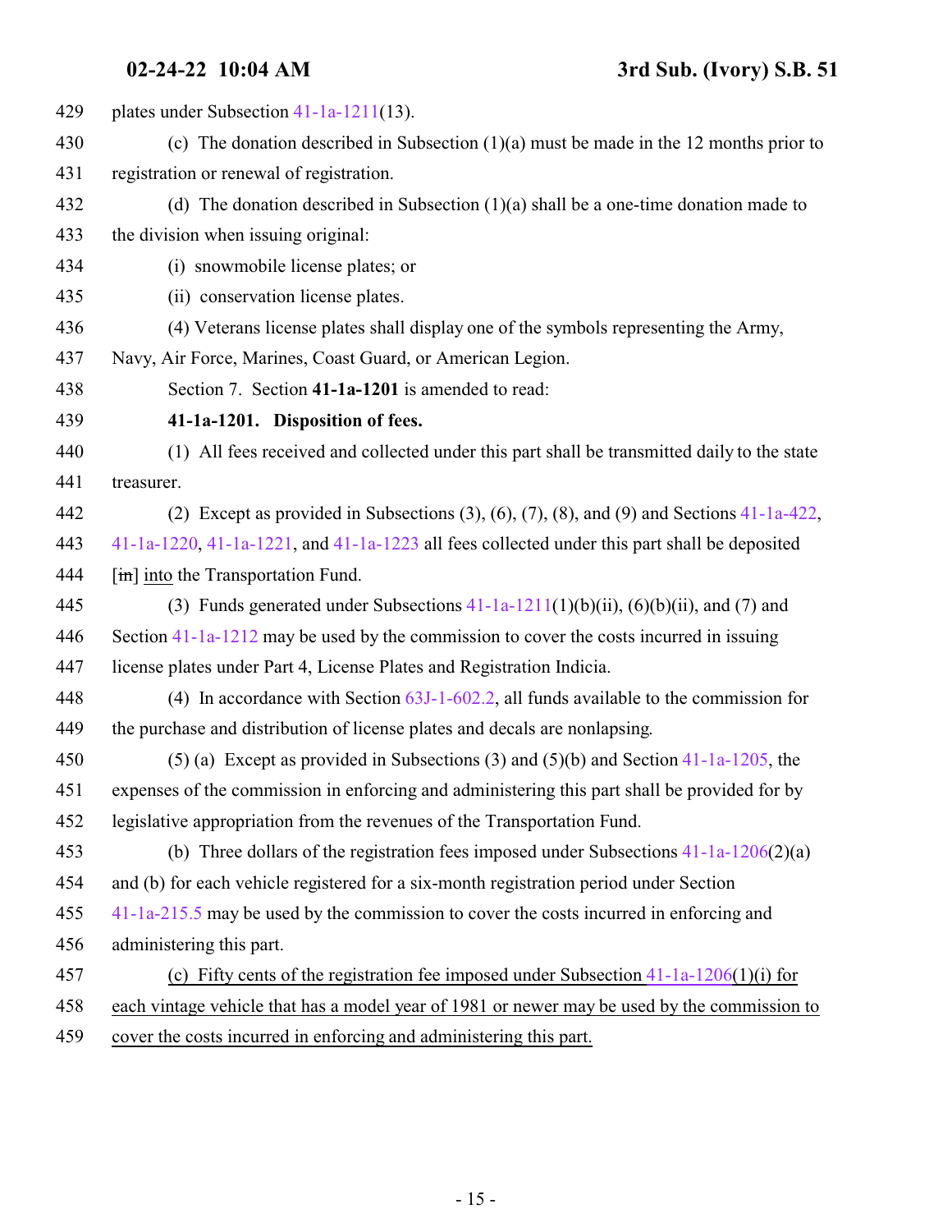plates under Subsection 41-1a-1211(13).

(c) The donation described in Subsection (1)(a) must be made in the 12 months prior to registration or renewal of registration.

(d) The donation described in Subsection (1)(a) shall be a one-time donation made to the division when issuing original:

(i) snowmobile license plates; or

(ii) conservation license plates.

(4) Veterans license plates shall display one of the symbols representing the Army, Navy, Air Force, Marines, Coast Guard, or American Legion.

Section 7. Section **41-1a-1201** is amended to read:

**41-1a-1201. Disposition of fees.**

(1) All fees received and collected under this part shall be transmitted daily to the state treasurer.

(2) Except as provided in Subsections (3), (6), (7), (8), and (9) and Sections 41-1a-422, 41-1a-1220, 41-1a-1221, and 41-1a-1223 all fees collected under this part shall be deposited [~~in~~] <u>into</u> the Transportation Fund.

(3) Funds generated under Subsections 41-1a-1211(1)(b)(ii), (6)(b)(ii), and (7) and Section 41-1a-1212 may be used by the commission to cover the costs incurred in issuing license plates under Part 4, License Plates and Registration Indicia.

(4) In accordance with Section 63J-1-602.2, all funds available to the commission for the purchase and distribution of license plates and decals are nonlapsing.

(5) (a) Except as provided in Subsections (3) and (5)(b) and Section 41-1a-1205, the expenses of the commission in enforcing and administering this part shall be provided for by legislative appropriation from the revenues of the Transportation Fund.

(b) Three dollars of the registration fees imposed under Subsections 41-1a-1206(2)(a) and (b) for each vehicle registered for a six-month registration period under Section 41-1a-215.5 may be used by the commission to cover the costs incurred in enforcing and administering this part.

<u>(c) Fifty cents of the registration fee imposed under Subsection 41-1a-1206(1)(i) for each vintage vehicle that has a model year of 1981 or newer may be used by the commission to cover the costs incurred in enforcing and administering this part.</u>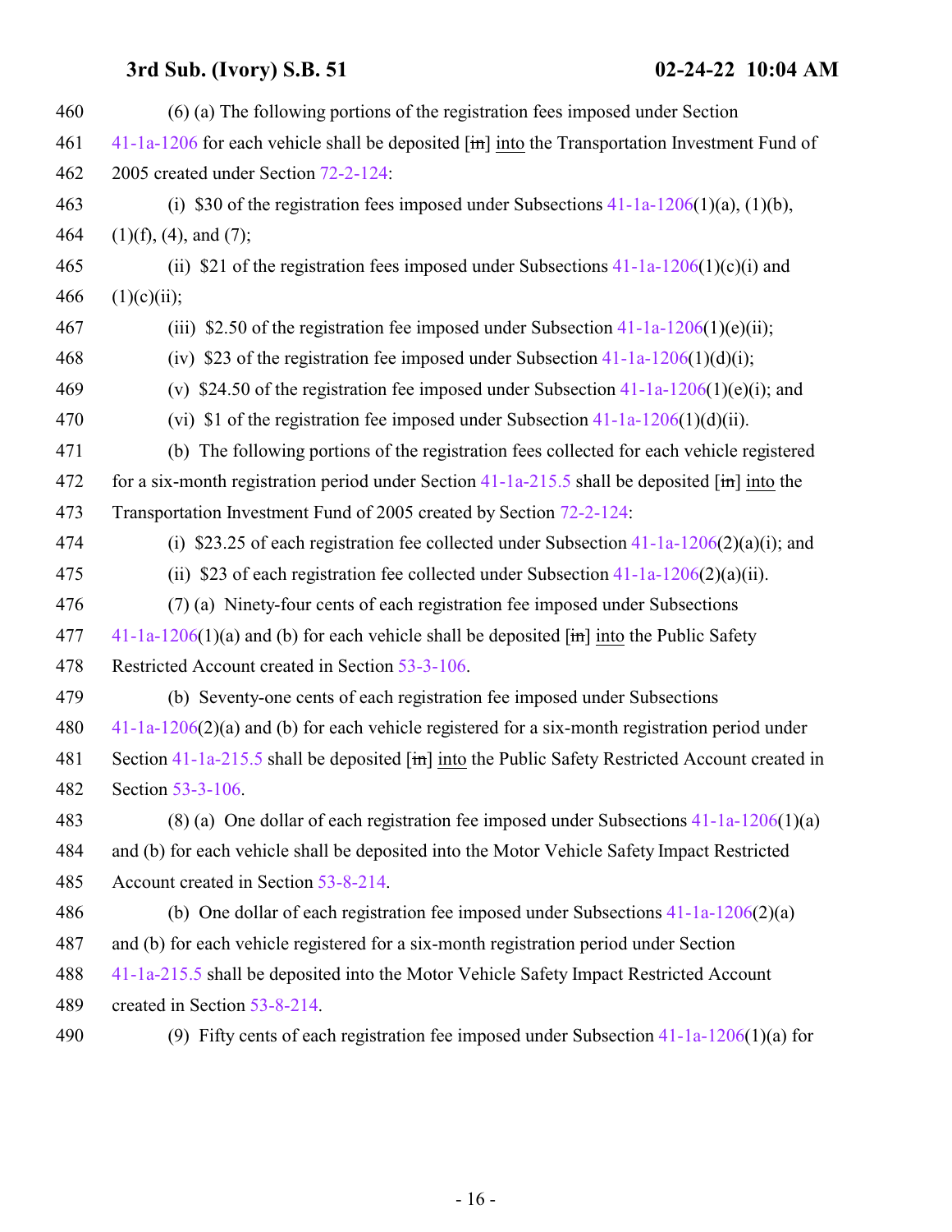(6) (a) The following portions of the registration fees imposed under Section 41-1a-1206 for each vehicle shall be deposited [in] into the Transportation Investment Fund of 2005 created under Section 72-2-124:

(i) $30 of the registration fees imposed under Subsections 41-1a-1206(1)(a), (1)(b), (1)(f), (4), and (7);

(ii) $21 of the registration fees imposed under Subsections 41-1a-1206(1)(c)(i) and (1)(c)(ii);

(iii) $2.50 of the registration fee imposed under Subsection 41-1a-1206(1)(e)(ii);

(iv) $23 of the registration fee imposed under Subsection 41-1a-1206(1)(d)(i);

(v) $24.50 of the registration fee imposed under Subsection 41-1a-1206(1)(e)(i); and

(vi) $1 of the registration fee imposed under Subsection 41-1a-1206(1)(d)(ii).

(b) The following portions of the registration fees collected for each vehicle registered for a six-month registration period under Section 41-1a-215.5 shall be deposited [in] into the Transportation Investment Fund of 2005 created by Section 72-2-124:

(i) $23.25 of each registration fee collected under Subsection 41-1a-1206(2)(a)(i); and

(ii) $23 of each registration fee collected under Subsection 41-1a-1206(2)(a)(ii).

(7) (a) Ninety-four cents of each registration fee imposed under Subsections 41-1a-1206(1)(a) and (b) for each vehicle shall be deposited [in] into the Public Safety Restricted Account created in Section 53-3-106.

(b) Seventy-one cents of each registration fee imposed under Subsections 41-1a-1206(2)(a) and (b) for each vehicle registered for a six-month registration period under Section 41-1a-215.5 shall be deposited [in] into the Public Safety Restricted Account created in Section 53-3-106.

(8) (a) One dollar of each registration fee imposed under Subsections 41-1a-1206(1)(a) and (b) for each vehicle shall be deposited into the Motor Vehicle Safety Impact Restricted Account created in Section 53-8-214.

(b) One dollar of each registration fee imposed under Subsections 41-1a-1206(2)(a) and (b) for each vehicle registered for a six-month registration period under Section 41-1a-215.5 shall be deposited into the Motor Vehicle Safety Impact Restricted Account created in Section 53-8-214.

(9) Fifty cents of each registration fee imposed under Subsection 41-1a-1206(1)(a) for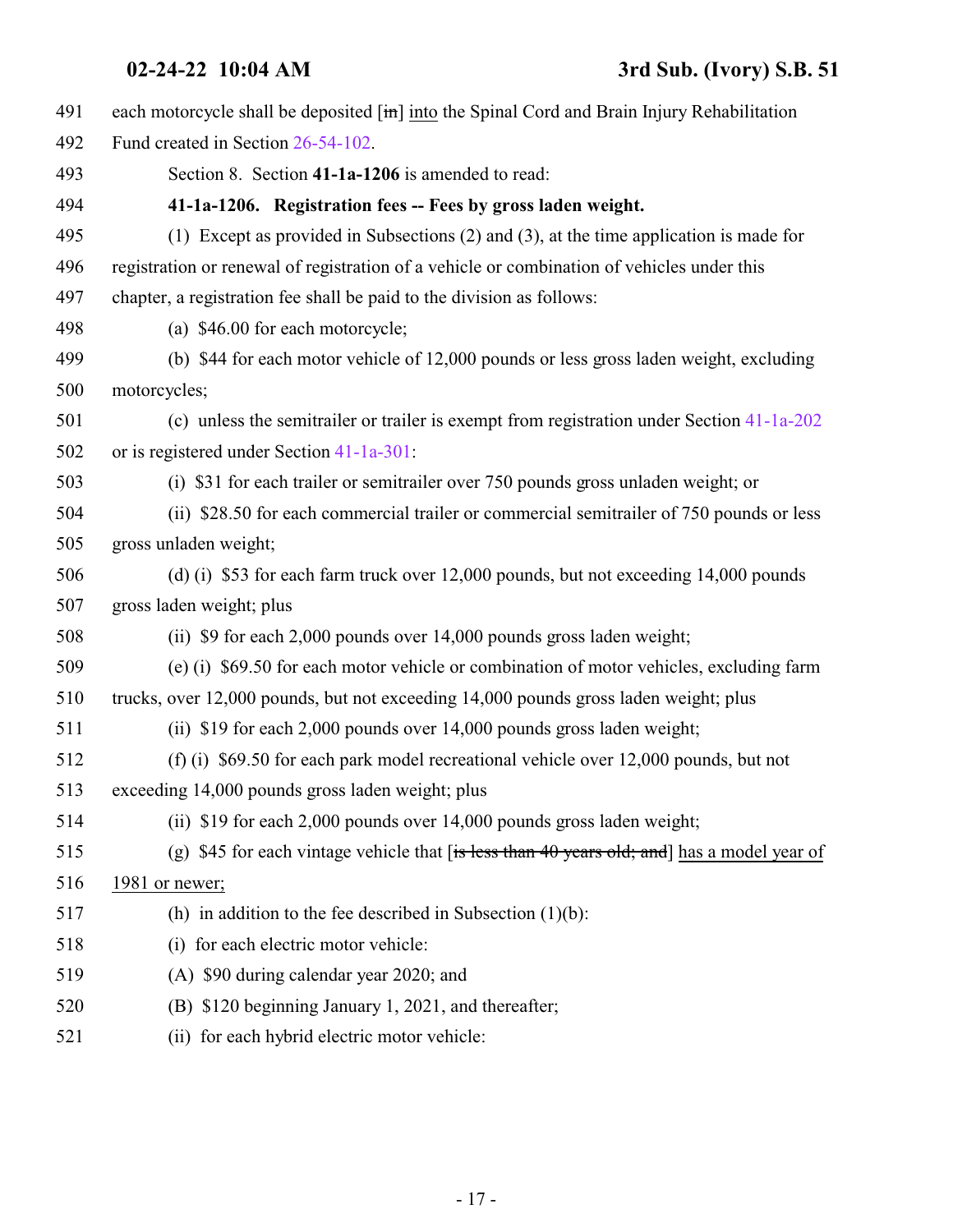each motorcycle shall be deposited [~~in~~] <u>into</u> the Spinal Cord and Brain Injury Rehabilitation Fund created in Section 26-54-102.

Section 8. Section **41-1a-1206** is amended to read:

**41-1a-1206. Registration fees -- Fees by gross laden weight.**

(1) Except as provided in Subsections (2) and (3), at the time application is made for registration or renewal of registration of a vehicle or combination of vehicles under this chapter, a registration fee shall be paid to the division as follows:

(a) $46.00 for each motorcycle;

(b) $44 for each motor vehicle of 12,000 pounds or less gross laden weight, excluding motorcycles;

(c) unless the semitrailer or trailer is exempt from registration under Section 41-1a-202 or is registered under Section 41-1a-301:

(i) $31 for each trailer or semitrailer over 750 pounds gross unladen weight; or

(ii) $28.50 for each commercial trailer or commercial semitrailer of 750 pounds or less gross unladen weight;

(d) (i) $53 for each farm truck over 12,000 pounds, but not exceeding 14,000 pounds gross laden weight; plus

(ii) $9 for each 2,000 pounds over 14,000 pounds gross laden weight;

(e) (i) $69.50 for each motor vehicle or combination of motor vehicles, excluding farm trucks, over 12,000 pounds, but not exceeding 14,000 pounds gross laden weight; plus

(ii) $19 for each 2,000 pounds over 14,000 pounds gross laden weight;

(f) (i) $69.50 for each park model recreational vehicle over 12,000 pounds, but not exceeding 14,000 pounds gross laden weight; plus

(ii) $19 for each 2,000 pounds over 14,000 pounds gross laden weight;

(g) $45 for each vintage vehicle that [~~is less than 40 years old; and~~] <u>has a model year of 1981 or newer;</u>

(h) in addition to the fee described in Subsection (1)(b):

(i) for each electric motor vehicle:

(A) $90 during calendar year 2020; and

(B) $120 beginning January 1, 2021, and thereafter;

(ii) for each hybrid electric motor vehicle: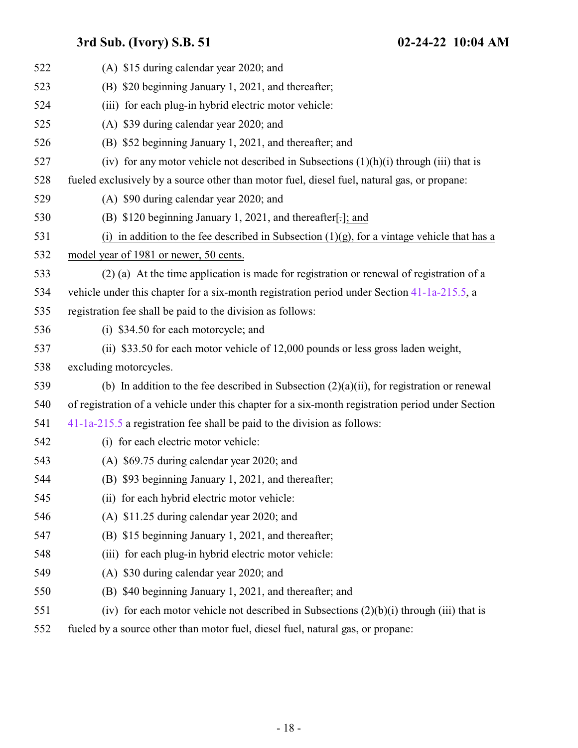(A) $15 during calendar year 2020; and

(B) $20 beginning January 1, 2021, and thereafter;

(iii) for each plug-in hybrid electric motor vehicle:

(A) $39 during calendar year 2020; and

(B) $52 beginning January 1, 2021, and thereafter; and

(iv) for any motor vehicle not described in Subsections (1)(h)(i) through (iii) that is fueled exclusively by a source other than motor fuel, diesel fuel, natural gas, or propane:

(A) $90 during calendar year 2020; and

(B) $120 beginning January 1, 2021, and thereafter[.]; and

(i) in addition to the fee described in Subsection (1)(g), for a vintage vehicle that has a model year of 1981 or newer, 50 cents.

(2) (a) At the time application is made for registration or renewal of registration of a vehicle under this chapter for a six-month registration period under Section 41-1a-215.5, a registration fee shall be paid to the division as follows:

(i) $34.50 for each motorcycle; and

(ii) $33.50 for each motor vehicle of 12,000 pounds or less gross laden weight, excluding motorcycles.

(b) In addition to the fee described in Subsection (2)(a)(ii), for registration or renewal of registration of a vehicle under this chapter for a six-month registration period under Section 41-1a-215.5 a registration fee shall be paid to the division as follows:

(i) for each electric motor vehicle:

(A) $69.75 during calendar year 2020; and

(B) $93 beginning January 1, 2021, and thereafter;

(ii) for each hybrid electric motor vehicle:

(A) $11.25 during calendar year 2020; and

(B) $15 beginning January 1, 2021, and thereafter;

(iii) for each plug-in hybrid electric motor vehicle:

(A) $30 during calendar year 2020; and

(B) $40 beginning January 1, 2021, and thereafter; and

(iv) for each motor vehicle not described in Subsections (2)(b)(i) through (iii) that is fueled by a source other than motor fuel, diesel fuel, natural gas, or propane: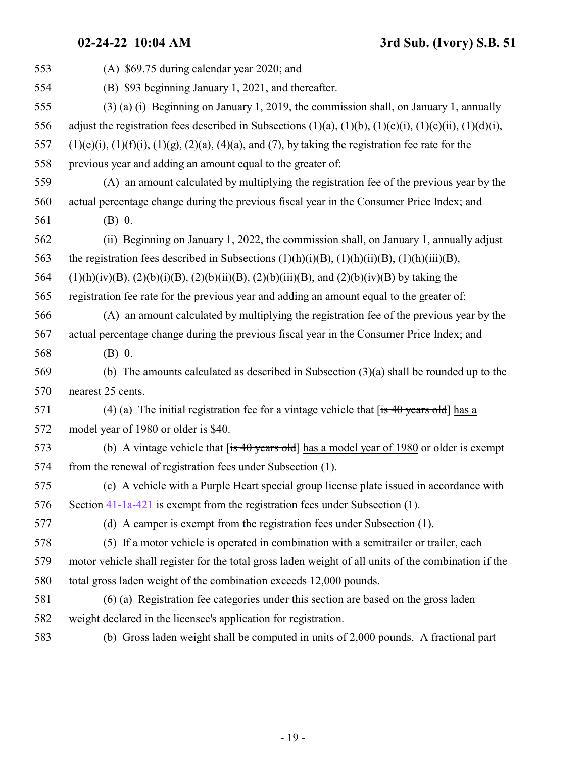(A) $69.75 during calendar year 2020; and

(B) $93 beginning January 1, 2021, and thereafter.

(3) (a) (i) Beginning on January 1, 2019, the commission shall, on January 1, annually adjust the registration fees described in Subsections (1)(a), (1)(b), (1)(c)(i), (1)(c)(ii), (1)(d)(i), (1)(e)(i), (1)(f)(i), (1)(g), (2)(a), (4)(a), and (7), by taking the registration fee rate for the previous year and adding an amount equal to the greater of:

(A) an amount calculated by multiplying the registration fee of the previous year by the actual percentage change during the previous fiscal year in the Consumer Price Index; and

(B) 0.

(ii) Beginning on January 1, 2022, the commission shall, on January 1, annually adjust the registration fees described in Subsections (1)(h)(i)(B), (1)(h)(ii)(B), (1)(h)(iii)(B), (1)(h)(iv)(B), (2)(b)(i)(B), (2)(b)(ii)(B), (2)(b)(iii)(B), and (2)(b)(iv)(B) by taking the registration fee rate for the previous year and adding an amount equal to the greater of:

(A) an amount calculated by multiplying the registration fee of the previous year by the actual percentage change during the previous fiscal year in the Consumer Price Index; and

(B) 0.

(b) The amounts calculated as described in Subsection (3)(a) shall be rounded up to the nearest 25 cents.

(4) (a) The initial registration fee for a vintage vehicle that [~~is 40 years old~~] has a model year of 1980 or older is $40.

(b) A vintage vehicle that [~~is 40 years old~~] has a model year of 1980 or older is exempt from the renewal of registration fees under Subsection (1).

(c) A vehicle with a Purple Heart special group license plate issued in accordance with Section 41-1a-421 is exempt from the registration fees under Subsection (1).

(d) A camper is exempt from the registration fees under Subsection (1).

(5) If a motor vehicle is operated in combination with a semitrailer or trailer, each motor vehicle shall register for the total gross laden weight of all units of the combination if the total gross laden weight of the combination exceeds 12,000 pounds.

(6) (a) Registration fee categories under this section are based on the gross laden weight declared in the licensee's application for registration.

(b) Gross laden weight shall be computed in units of 2,000 pounds. A fractional part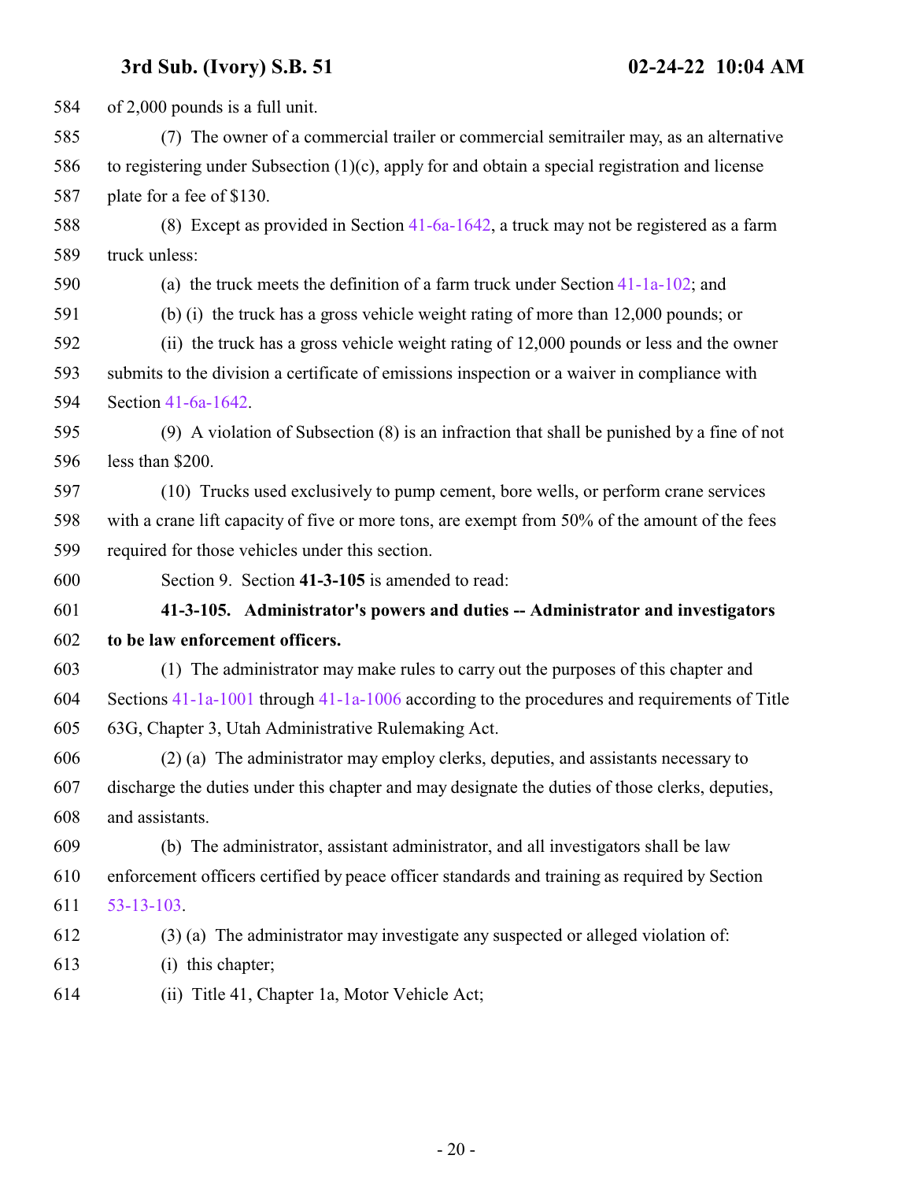of 2,000 pounds is a full unit.

(7) The owner of a commercial trailer or commercial semitrailer may, as an alternative to registering under Subsection (1)(c), apply for and obtain a special registration and license plate for a fee of $130.

(8) Except as provided in Section 41-6a-1642, a truck may not be registered as a farm truck unless:

(a) the truck meets the definition of a farm truck under Section 41-1a-102; and

(b) (i) the truck has a gross vehicle weight rating of more than 12,000 pounds; or

(ii) the truck has a gross vehicle weight rating of 12,000 pounds or less and the owner submits to the division a certificate of emissions inspection or a waiver in compliance with Section 41-6a-1642.

(9) A violation of Subsection (8) is an infraction that shall be punished by a fine of not less than $200.

(10) Trucks used exclusively to pump cement, bore wells, or perform crane services with a crane lift capacity of five or more tons, are exempt from 50% of the amount of the fees required for those vehicles under this section.

Section 9. Section **41-3-105** is amended to read:

**41-3-105. Administrator's powers and duties -- Administrator and investigators to be law enforcement officers.**

(1) The administrator may make rules to carry out the purposes of this chapter and Sections 41-1a-1001 through 41-1a-1006 according to the procedures and requirements of Title 63G, Chapter 3, Utah Administrative Rulemaking Act.

(2) (a) The administrator may employ clerks, deputies, and assistants necessary to discharge the duties under this chapter and may designate the duties of those clerks, deputies, and assistants.

(b) The administrator, assistant administrator, and all investigators shall be law enforcement officers certified by peace officer standards and training as required by Section 53-13-103.

(3) (a) The administrator may investigate any suspected or alleged violation of:

(i) this chapter;

(ii) Title 41, Chapter 1a, Motor Vehicle Act;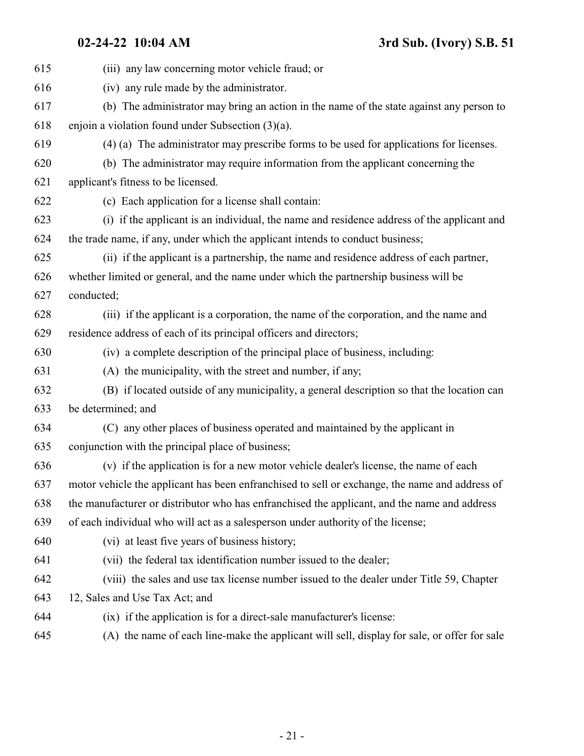(iii) any law concerning motor vehicle fraud; or

(iv) any rule made by the administrator.

(b) The administrator may bring an action in the name of the state against any person to enjoin a violation found under Subsection (3)(a).

(4) (a) The administrator may prescribe forms to be used for applications for licenses.

(b) The administrator may require information from the applicant concerning the applicant's fitness to be licensed.

(c) Each application for a license shall contain:

(i) if the applicant is an individual, the name and residence address of the applicant and the trade name, if any, under which the applicant intends to conduct business;

(ii) if the applicant is a partnership, the name and residence address of each partner, whether limited or general, and the name under which the partnership business will be conducted;

(iii) if the applicant is a corporation, the name of the corporation, and the name and residence address of each of its principal officers and directors;

(iv) a complete description of the principal place of business, including:

(A) the municipality, with the street and number, if any;

(B) if located outside of any municipality, a general description so that the location can be determined; and

(C) any other places of business operated and maintained by the applicant in conjunction with the principal place of business;

(v) if the application is for a new motor vehicle dealer's license, the name of each motor vehicle the applicant has been enfranchised to sell or exchange, the name and address of the manufacturer or distributor who has enfranchised the applicant, and the name and address of each individual who will act as a salesperson under authority of the license;

(vi) at least five years of business history;

(vii) the federal tax identification number issued to the dealer;

(viii) the sales and use tax license number issued to the dealer under Title 59, Chapter 12, Sales and Use Tax Act; and

(ix) if the application is for a direct-sale manufacturer's license:

(A) the name of each line-make the applicant will sell, display for sale, or offer for sale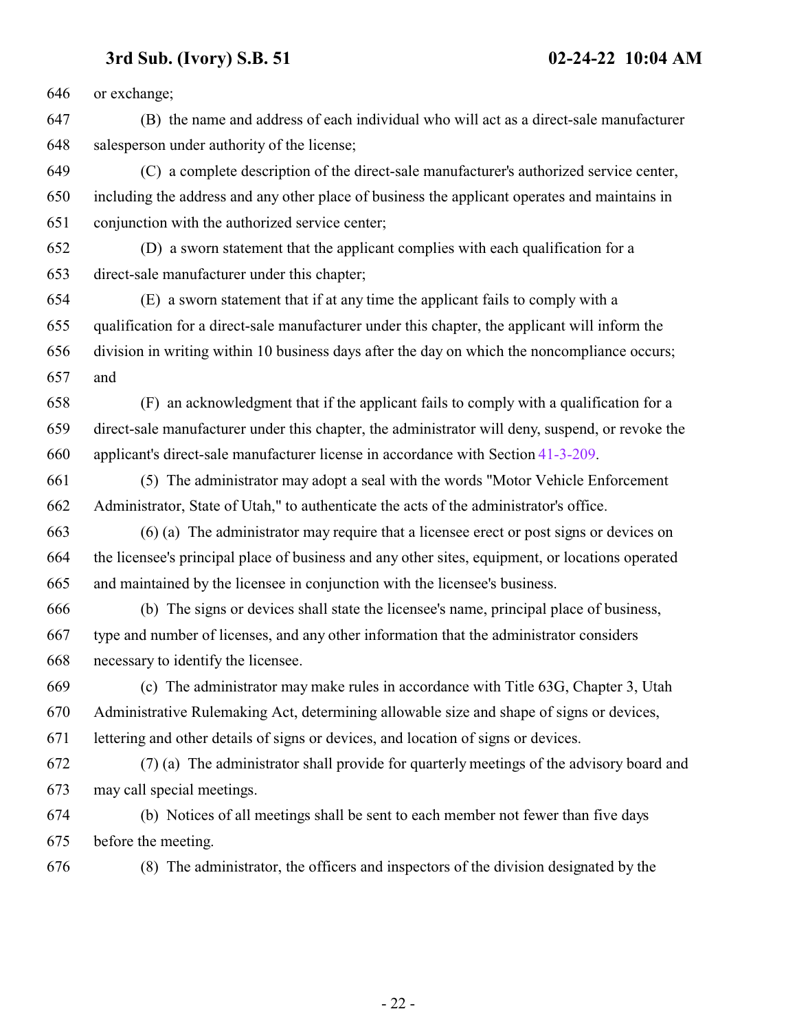or exchange;

(B) the name and address of each individual who will act as a direct-sale manufacturer salesperson under authority of the license;

(C) a complete description of the direct-sale manufacturer's authorized service center, including the address and any other place of business the applicant operates and maintains in conjunction with the authorized service center;

(D) a sworn statement that the applicant complies with each qualification for a direct-sale manufacturer under this chapter;

(E) a sworn statement that if at any time the applicant fails to comply with a qualification for a direct-sale manufacturer under this chapter, the applicant will inform the division in writing within 10 business days after the day on which the noncompliance occurs; and

(F) an acknowledgment that if the applicant fails to comply with a qualification for a direct-sale manufacturer under this chapter, the administrator will deny, suspend, or revoke the applicant's direct-sale manufacturer license in accordance with Section 41-3-209.

(5) The administrator may adopt a seal with the words "Motor Vehicle Enforcement Administrator, State of Utah," to authenticate the acts of the administrator's office.

(6) (a) The administrator may require that a licensee erect or post signs or devices on the licensee's principal place of business and any other sites, equipment, or locations operated and maintained by the licensee in conjunction with the licensee's business.

(b) The signs or devices shall state the licensee's name, principal place of business, type and number of licenses, and any other information that the administrator considers necessary to identify the licensee.

(c) The administrator may make rules in accordance with Title 63G, Chapter 3, Utah Administrative Rulemaking Act, determining allowable size and shape of signs or devices, lettering and other details of signs or devices, and location of signs or devices.

(7) (a) The administrator shall provide for quarterly meetings of the advisory board and may call special meetings.

(b) Notices of all meetings shall be sent to each member not fewer than five days before the meeting.

(8) The administrator, the officers and inspectors of the division designated by the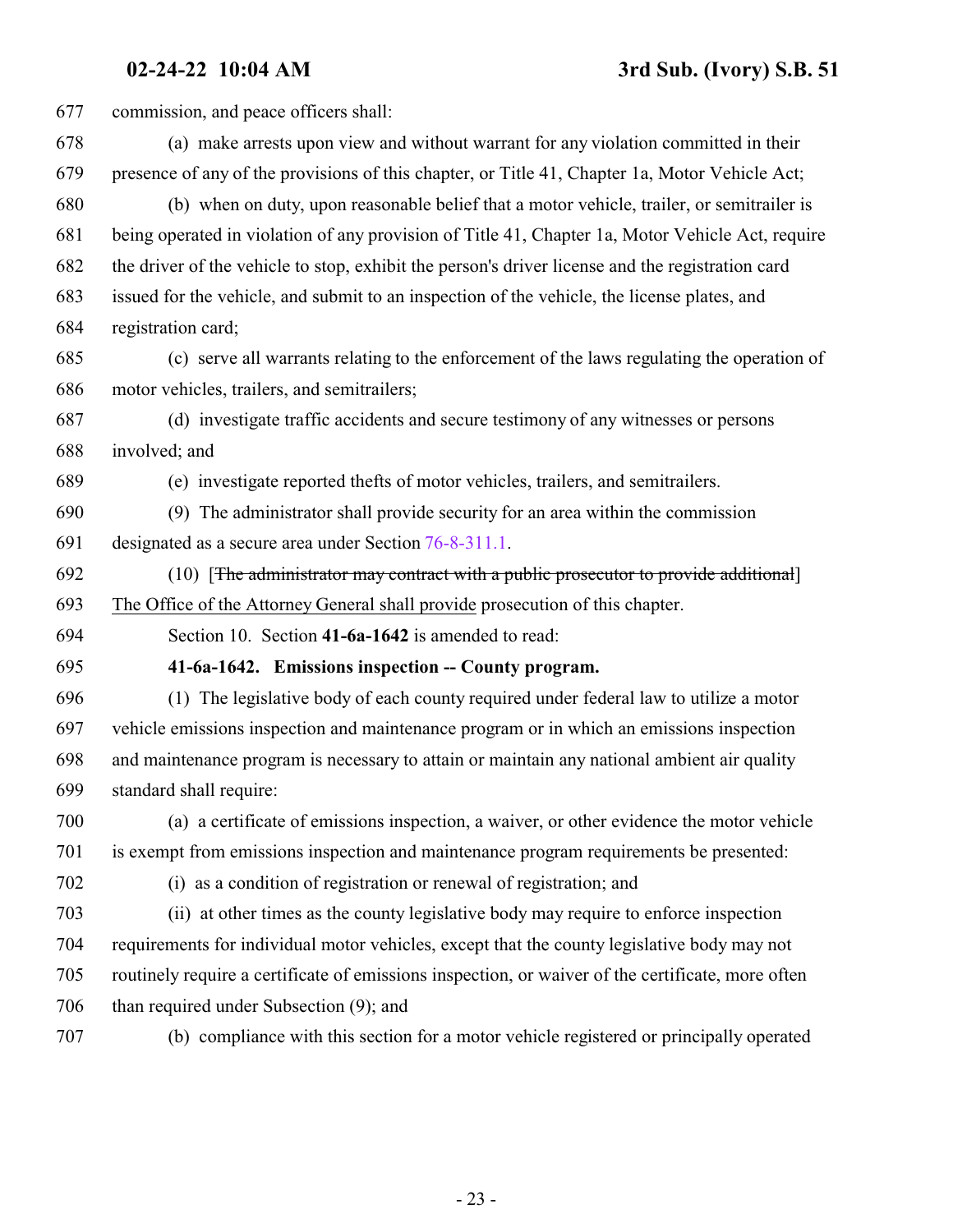commission, and peace officers shall:

(a) make arrests upon view and without warrant for any violation committed in their presence of any of the provisions of this chapter, or Title 41, Chapter 1a, Motor Vehicle Act;

(b) when on duty, upon reasonable belief that a motor vehicle, trailer, or semitrailer is being operated in violation of any provision of Title 41, Chapter 1a, Motor Vehicle Act, require the driver of the vehicle to stop, exhibit the person's driver license and the registration card issued for the vehicle, and submit to an inspection of the vehicle, the license plates, and registration card;

(c) serve all warrants relating to the enforcement of the laws regulating the operation of motor vehicles, trailers, and semitrailers;

(d) investigate traffic accidents and secure testimony of any witnesses or persons involved; and

(e) investigate reported thefts of motor vehicles, trailers, and semitrailers.

(9) The administrator shall provide security for an area within the commission designated as a secure area under Section 76-8-311.1.

(10) [~~The administrator may contract with a public prosecutor to provide additional~~] The Office of the Attorney General shall provide prosecution of this chapter.

Section 10. Section **41-6a-1642** is amended to read:

**41-6a-1642. Emissions inspection -- County program.**

(1) The legislative body of each county required under federal law to utilize a motor vehicle emissions inspection and maintenance program or in which an emissions inspection and maintenance program is necessary to attain or maintain any national ambient air quality standard shall require:

(a) a certificate of emissions inspection, a waiver, or other evidence the motor vehicle is exempt from emissions inspection and maintenance program requirements be presented:

(i) as a condition of registration or renewal of registration; and

(ii) at other times as the county legislative body may require to enforce inspection requirements for individual motor vehicles, except that the county legislative body may not routinely require a certificate of emissions inspection, or waiver of the certificate, more often than required under Subsection (9); and

(b) compliance with this section for a motor vehicle registered or principally operated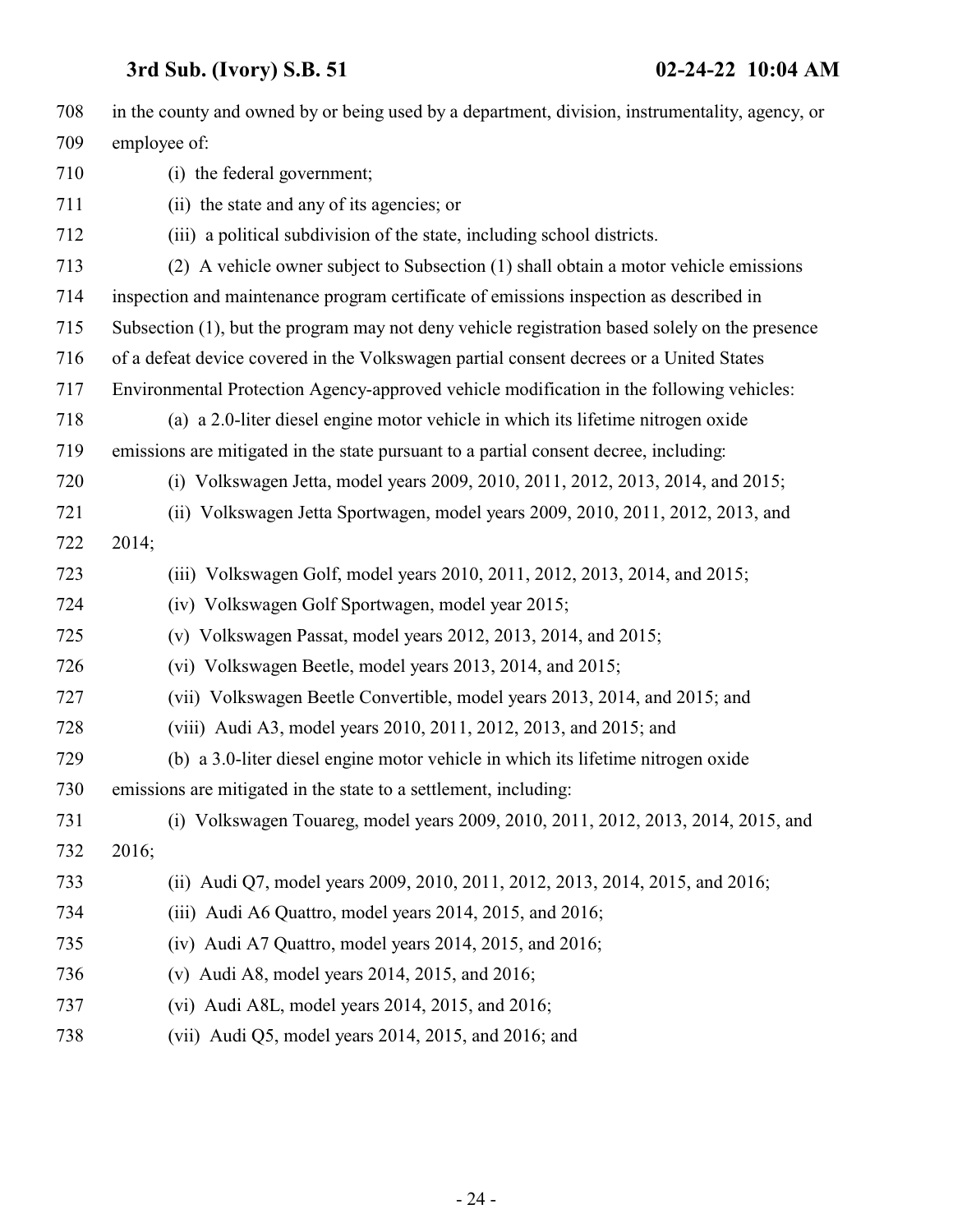in the county and owned by or being used by a department, division, instrumentality, agency, or employee of:

(i) the federal government;

(ii) the state and any of its agencies; or

(iii) a political subdivision of the state, including school districts.

(2) A vehicle owner subject to Subsection (1) shall obtain a motor vehicle emissions inspection and maintenance program certificate of emissions inspection as described in Subsection (1), but the program may not deny vehicle registration based solely on the presence of a defeat device covered in the Volkswagen partial consent decrees or a United States Environmental Protection Agency-approved vehicle modification in the following vehicles:

(a) a 2.0-liter diesel engine motor vehicle in which its lifetime nitrogen oxide emissions are mitigated in the state pursuant to a partial consent decree, including:

(i) Volkswagen Jetta, model years 2009, 2010, 2011, 2012, 2013, 2014, and 2015;

(ii) Volkswagen Jetta Sportwagen, model years 2009, 2010, 2011, 2012, 2013, and 2014;

(iii) Volkswagen Golf, model years 2010, 2011, 2012, 2013, 2014, and 2015;

(iv) Volkswagen Golf Sportwagen, model year 2015;

(v) Volkswagen Passat, model years 2012, 2013, 2014, and 2015;

(vi) Volkswagen Beetle, model years 2013, 2014, and 2015;

(vii) Volkswagen Beetle Convertible, model years 2013, 2014, and 2015; and

(viii) Audi A3, model years 2010, 2011, 2012, 2013, and 2015; and

(b) a 3.0-liter diesel engine motor vehicle in which its lifetime nitrogen oxide emissions are mitigated in the state to a settlement, including:

(i) Volkswagen Touareg, model years 2009, 2010, 2011, 2012, 2013, 2014, 2015, and 2016;

(ii) Audi Q7, model years 2009, 2010, 2011, 2012, 2013, 2014, 2015, and 2016;

(iii) Audi A6 Quattro, model years 2014, 2015, and 2016;

(iv) Audi A7 Quattro, model years 2014, 2015, and 2016;

(v) Audi A8, model years 2014, 2015, and 2016;

(vi) Audi A8L, model years 2014, 2015, and 2016;

(vii) Audi Q5, model years 2014, 2015, and 2016; and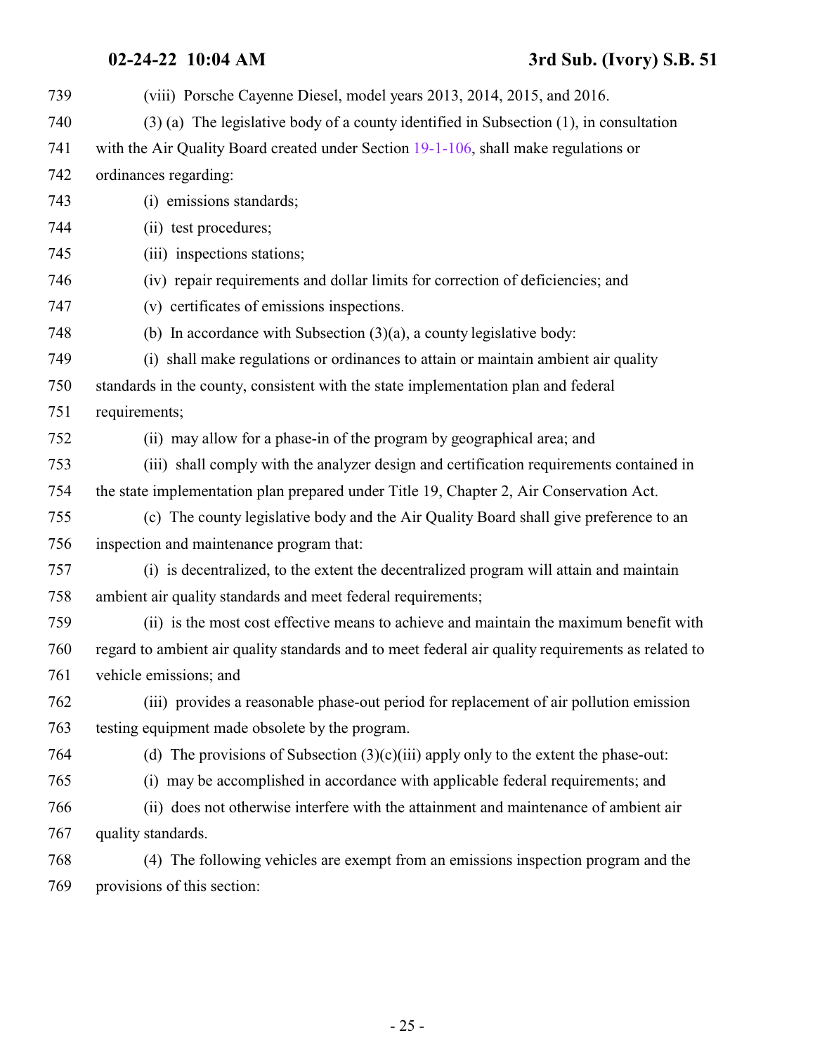(viii) Porsche Cayenne Diesel, model years 2013, 2014, 2015, and 2016.

(3) (a) The legislative body of a county identified in Subsection (1), in consultation with the Air Quality Board created under Section 19-1-106, shall make regulations or ordinances regarding:

(i) emissions standards;

(ii) test procedures;

(iii) inspections stations;

(iv) repair requirements and dollar limits for correction of deficiencies; and

(v) certificates of emissions inspections.

(b) In accordance with Subsection (3)(a), a county legislative body:

(i) shall make regulations or ordinances to attain or maintain ambient air quality standards in the county, consistent with the state implementation plan and federal requirements;

(ii) may allow for a phase-in of the program by geographical area; and

(iii) shall comply with the analyzer design and certification requirements contained in the state implementation plan prepared under Title 19, Chapter 2, Air Conservation Act.

(c) The county legislative body and the Air Quality Board shall give preference to an inspection and maintenance program that:

(i) is decentralized, to the extent the decentralized program will attain and maintain ambient air quality standards and meet federal requirements;

(ii) is the most cost effective means to achieve and maintain the maximum benefit with regard to ambient air quality standards and to meet federal air quality requirements as related to vehicle emissions; and

(iii) provides a reasonable phase-out period for replacement of air pollution emission testing equipment made obsolete by the program.

(d) The provisions of Subsection (3)(c)(iii) apply only to the extent the phase-out:

(i) may be accomplished in accordance with applicable federal requirements; and

(ii) does not otherwise interfere with the attainment and maintenance of ambient air quality standards.

(4) The following vehicles are exempt from an emissions inspection program and the provisions of this section: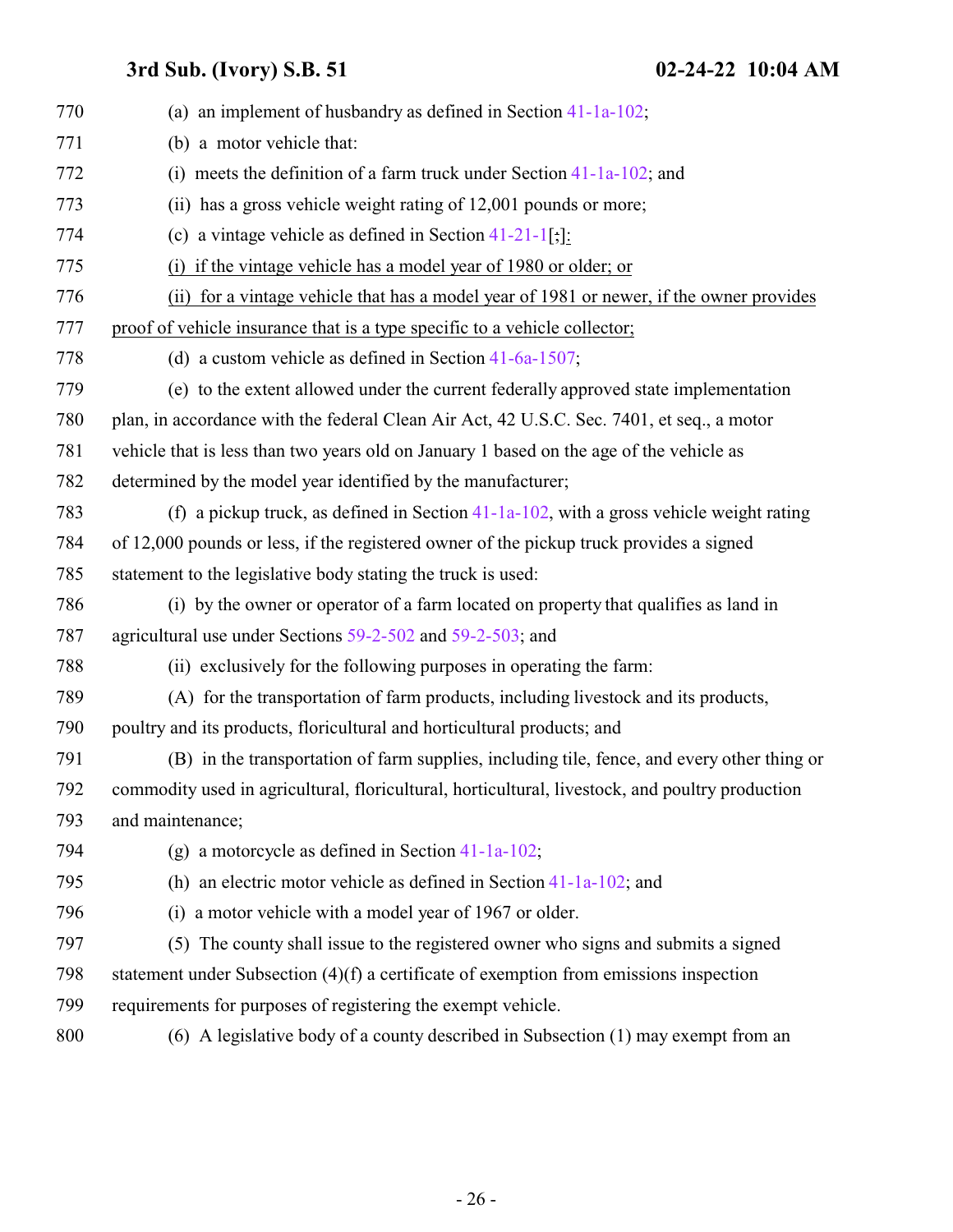(a) an implement of husbandry as defined in Section 41-1a-102;

(b) a motor vehicle that:

(i) meets the definition of a farm truck under Section 41-1a-102; and

(ii) has a gross vehicle weight rating of 12,001 pounds or more;

(c) a vintage vehicle as defined in Section 41-21-1[;]:

(i) if the vintage vehicle has a model year of 1980 or older; or

(ii) for a vintage vehicle that has a model year of 1981 or newer, if the owner provides proof of vehicle insurance that is a type specific to a vehicle collector;

(d) a custom vehicle as defined in Section 41-6a-1507;

(e) to the extent allowed under the current federally approved state implementation plan, in accordance with the federal Clean Air Act, 42 U.S.C. Sec. 7401, et seq., a motor vehicle that is less than two years old on January 1 based on the age of the vehicle as determined by the model year identified by the manufacturer;

(f) a pickup truck, as defined in Section 41-1a-102, with a gross vehicle weight rating of 12,000 pounds or less, if the registered owner of the pickup truck provides a signed statement to the legislative body stating the truck is used:

(i) by the owner or operator of a farm located on property that qualifies as land in agricultural use under Sections 59-2-502 and 59-2-503; and

(ii) exclusively for the following purposes in operating the farm:

(A) for the transportation of farm products, including livestock and its products, poultry and its products, floricultural and horticultural products; and

(B) in the transportation of farm supplies, including tile, fence, and every other thing or commodity used in agricultural, floricultural, horticultural, livestock, and poultry production and maintenance;

(g) a motorcycle as defined in Section 41-1a-102;

(h) an electric motor vehicle as defined in Section 41-1a-102; and

(i) a motor vehicle with a model year of 1967 or older.

(5) The county shall issue to the registered owner who signs and submits a signed statement under Subsection (4)(f) a certificate of exemption from emissions inspection requirements for purposes of registering the exempt vehicle.

(6) A legislative body of a county described in Subsection (1) may exempt from an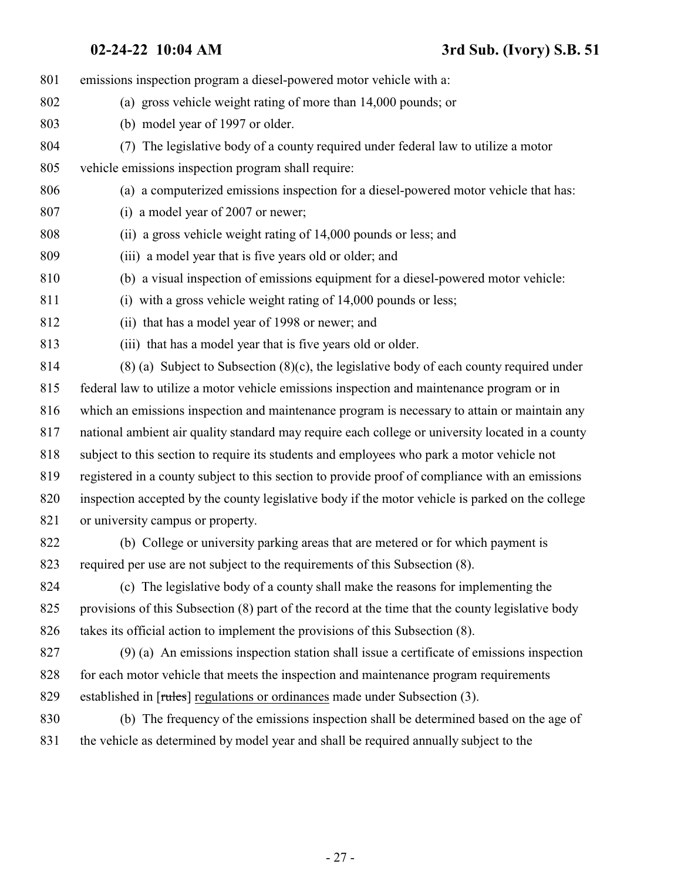emissions inspection program a diesel-powered motor vehicle with a:

(a) gross vehicle weight rating of more than 14,000 pounds; or

(b) model year of 1997 or older.

(7) The legislative body of a county required under federal law to utilize a motor vehicle emissions inspection program shall require:

(a) a computerized emissions inspection for a diesel-powered motor vehicle that has:

(i) a model year of 2007 or newer;

(ii) a gross vehicle weight rating of 14,000 pounds or less; and

(iii) a model year that is five years old or older; and

(b) a visual inspection of emissions equipment for a diesel-powered motor vehicle:

(i) with a gross vehicle weight rating of 14,000 pounds or less;

(ii) that has a model year of 1998 or newer; and

(iii) that has a model year that is five years old or older.

(8) (a) Subject to Subsection (8)(c), the legislative body of each county required under federal law to utilize a motor vehicle emissions inspection and maintenance program or in which an emissions inspection and maintenance program is necessary to attain or maintain any national ambient air quality standard may require each college or university located in a county subject to this section to require its students and employees who park a motor vehicle not registered in a county subject to this section to provide proof of compliance with an emissions inspection accepted by the county legislative body if the motor vehicle is parked on the college or university campus or property.

(b) College or university parking areas that are metered or for which payment is required per use are not subject to the requirements of this Subsection (8).

(c) The legislative body of a county shall make the reasons for implementing the provisions of this Subsection (8) part of the record at the time that the county legislative body takes its official action to implement the provisions of this Subsection (8).

(9) (a) An emissions inspection station shall issue a certificate of emissions inspection for each motor vehicle that meets the inspection and maintenance program requirements established in [~~rules~~] regulations or ordinances made under Subsection (3).

(b) The frequency of the emissions inspection shall be determined based on the age of the vehicle as determined by model year and shall be required annually subject to the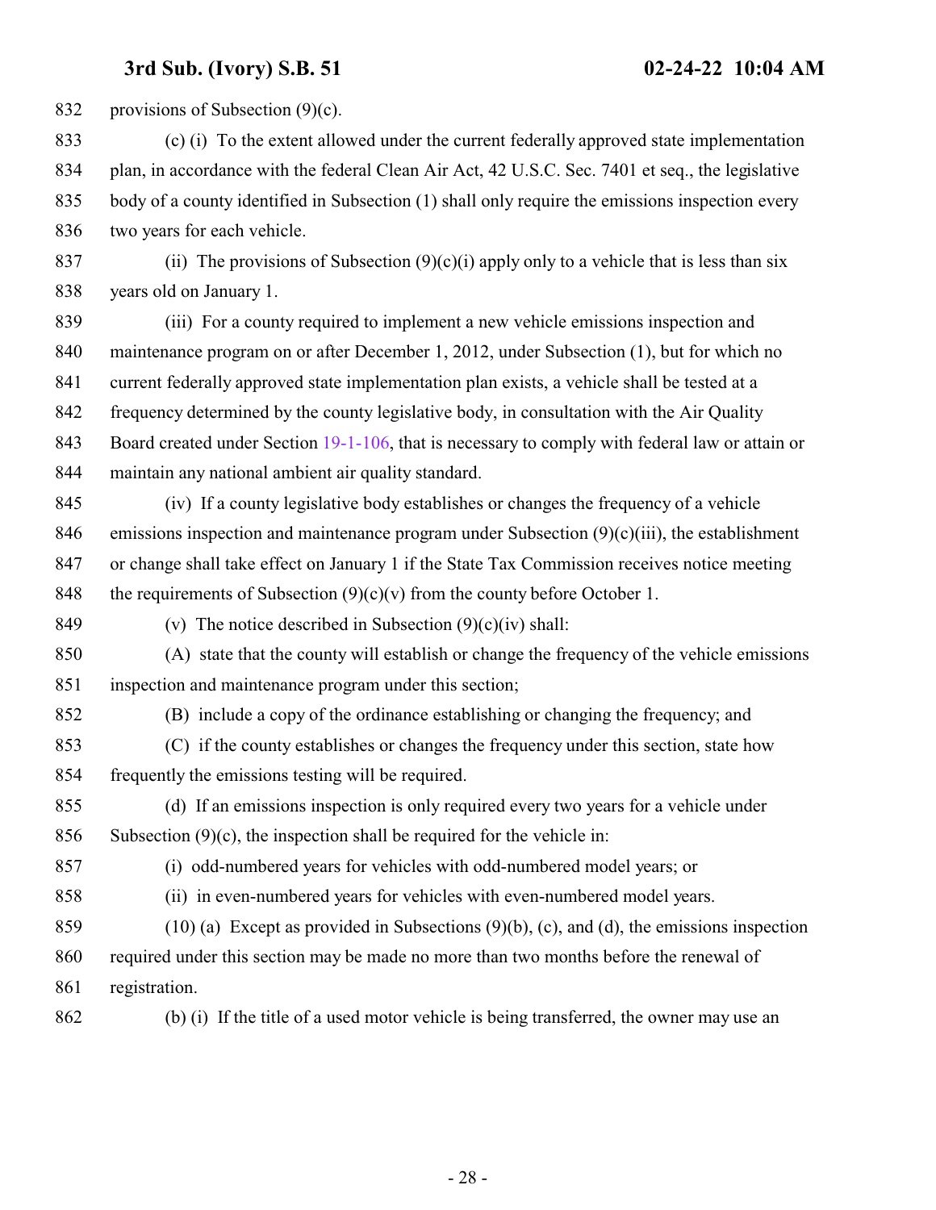provisions of Subsection (9)(c).

(c) (i) To the extent allowed under the current federally approved state implementation plan, in accordance with the federal Clean Air Act, 42 U.S.C. Sec. 7401 et seq., the legislative body of a county identified in Subsection (1) shall only require the emissions inspection every two years for each vehicle.

(ii) The provisions of Subsection (9)(c)(i) apply only to a vehicle that is less than six years old on January 1.

(iii) For a county required to implement a new vehicle emissions inspection and maintenance program on or after December 1, 2012, under Subsection (1), but for which no current federally approved state implementation plan exists, a vehicle shall be tested at a frequency determined by the county legislative body, in consultation with the Air Quality Board created under Section 19-1-106, that is necessary to comply with federal law or attain or maintain any national ambient air quality standard.

(iv) If a county legislative body establishes or changes the frequency of a vehicle emissions inspection and maintenance program under Subsection (9)(c)(iii), the establishment or change shall take effect on January 1 if the State Tax Commission receives notice meeting the requirements of Subsection (9)(c)(v) from the county before October 1.

(v) The notice described in Subsection (9)(c)(iv) shall:

(A) state that the county will establish or change the frequency of the vehicle emissions inspection and maintenance program under this section;

(B) include a copy of the ordinance establishing or changing the frequency; and

(C) if the county establishes or changes the frequency under this section, state how frequently the emissions testing will be required.

(d) If an emissions inspection is only required every two years for a vehicle under Subsection (9)(c), the inspection shall be required for the vehicle in:

(i) odd-numbered years for vehicles with odd-numbered model years; or

(ii) in even-numbered years for vehicles with even-numbered model years.

(10) (a) Except as provided in Subsections (9)(b), (c), and (d), the emissions inspection required under this section may be made no more than two months before the renewal of registration.

(b) (i) If the title of a used motor vehicle is being transferred, the owner may use an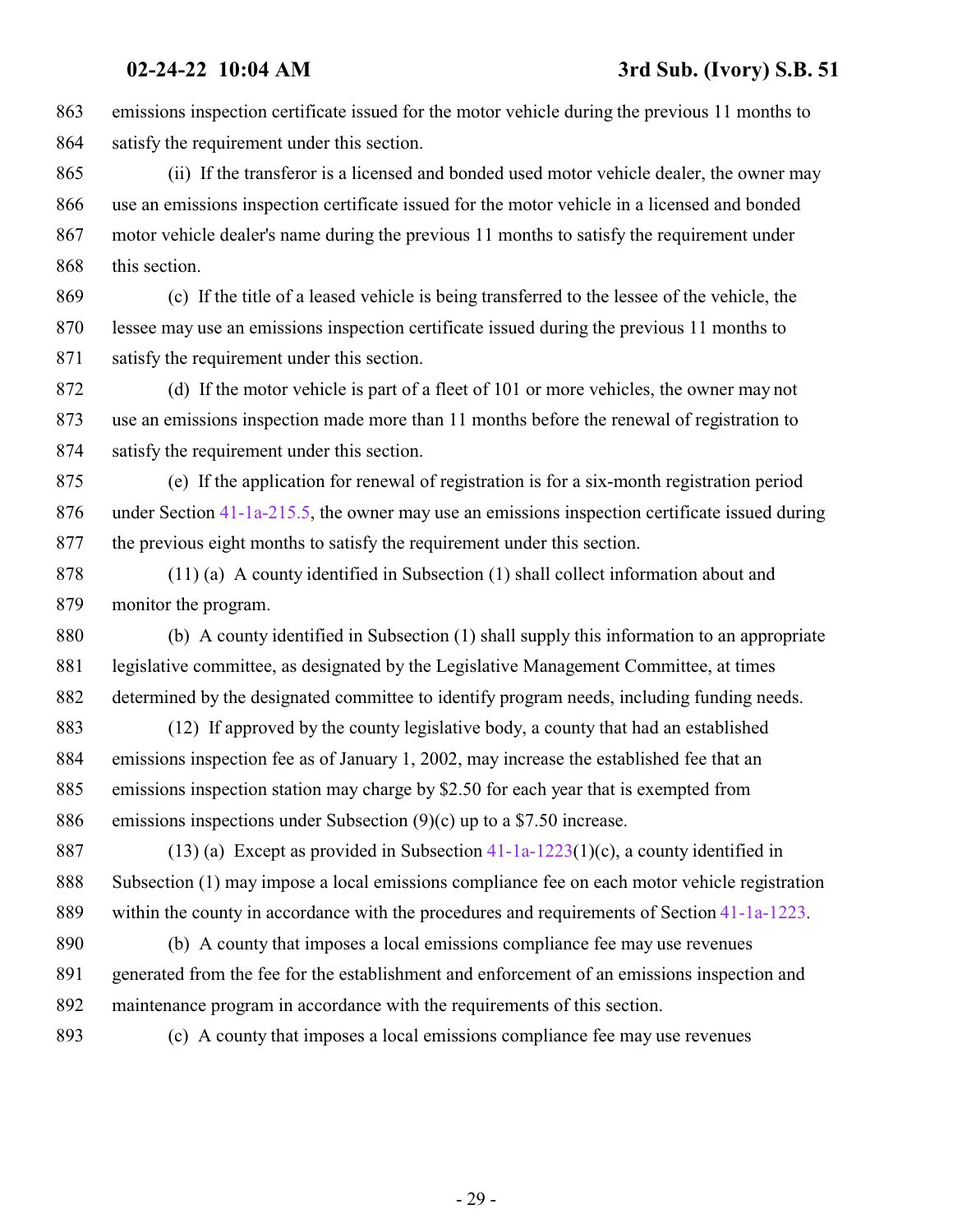emissions inspection certificate issued for the motor vehicle during the previous 11 months to satisfy the requirement under this section.

(ii) If the transferor is a licensed and bonded used motor vehicle dealer, the owner may use an emissions inspection certificate issued for the motor vehicle in a licensed and bonded motor vehicle dealer's name during the previous 11 months to satisfy the requirement under this section.

(c) If the title of a leased vehicle is being transferred to the lessee of the vehicle, the lessee may use an emissions inspection certificate issued during the previous 11 months to satisfy the requirement under this section.

(d) If the motor vehicle is part of a fleet of 101 or more vehicles, the owner may not use an emissions inspection made more than 11 months before the renewal of registration to satisfy the requirement under this section.

(e) If the application for renewal of registration is for a six-month registration period under Section 41-1a-215.5, the owner may use an emissions inspection certificate issued during the previous eight months to satisfy the requirement under this section.

(11) (a) A county identified in Subsection (1) shall collect information about and monitor the program.

(b) A county identified in Subsection (1) shall supply this information to an appropriate legislative committee, as designated by the Legislative Management Committee, at times determined by the designated committee to identify program needs, including funding needs.

(12) If approved by the county legislative body, a county that had an established emissions inspection fee as of January 1, 2002, may increase the established fee that an emissions inspection station may charge by $2.50 for each year that is exempted from emissions inspections under Subsection (9)(c) up to a $7.50 increase.

(13) (a) Except as provided in Subsection 41-1a-1223(1)(c), a county identified in Subsection (1) may impose a local emissions compliance fee on each motor vehicle registration within the county in accordance with the procedures and requirements of Section 41-1a-1223.

(b) A county that imposes a local emissions compliance fee may use revenues generated from the fee for the establishment and enforcement of an emissions inspection and maintenance program in accordance with the requirements of this section.

(c) A county that imposes a local emissions compliance fee may use revenues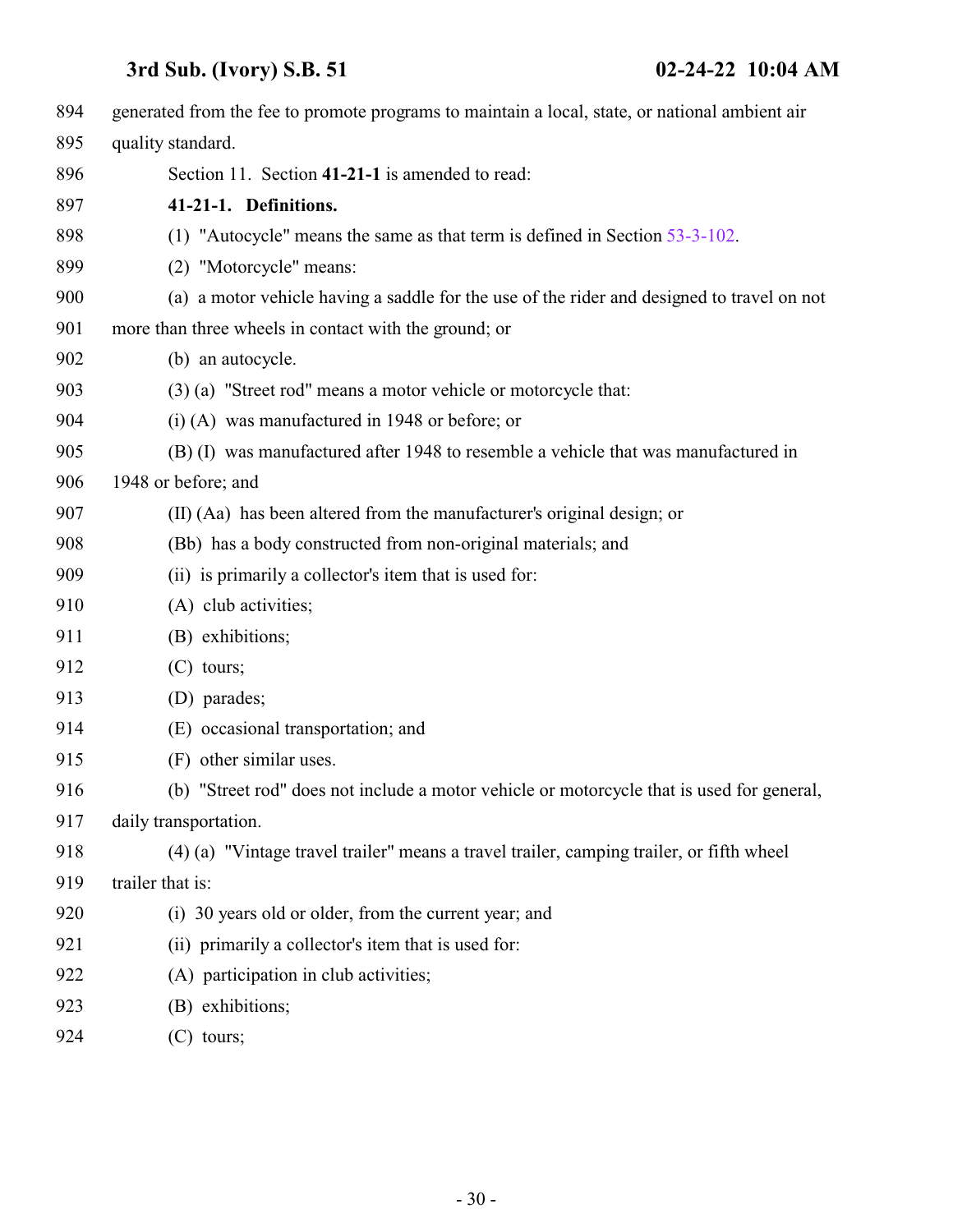generated from the fee to promote programs to maintain a local, state, or national ambient air quality standard.

Section 11. Section **41-21-1** is amended to read:

**41-21-1. Definitions.**

(1) "Autocycle" means the same as that term is defined in Section 53-3-102.

(2) "Motorcycle" means:

(a) a motor vehicle having a saddle for the use of the rider and designed to travel on not more than three wheels in contact with the ground; or

(b) an autocycle.

(3) (a) "Street rod" means a motor vehicle or motorcycle that:

(i) (A) was manufactured in 1948 or before; or

(B) (I) was manufactured after 1948 to resemble a vehicle that was manufactured in 1948 or before; and

(II) (Aa) has been altered from the manufacturer's original design; or

(Bb) has a body constructed from non-original materials; and

(ii) is primarily a collector's item that is used for:

(A) club activities;

(B) exhibitions;

(C) tours;

(D) parades;

(E) occasional transportation; and

(F) other similar uses.

(b) "Street rod" does not include a motor vehicle or motorcycle that is used for general, daily transportation.

(4) (a) "Vintage travel trailer" means a travel trailer, camping trailer, or fifth wheel trailer that is:

(i) 30 years old or older, from the current year; and

(ii) primarily a collector's item that is used for:

(A) participation in club activities;

(B) exhibitions;

(C) tours;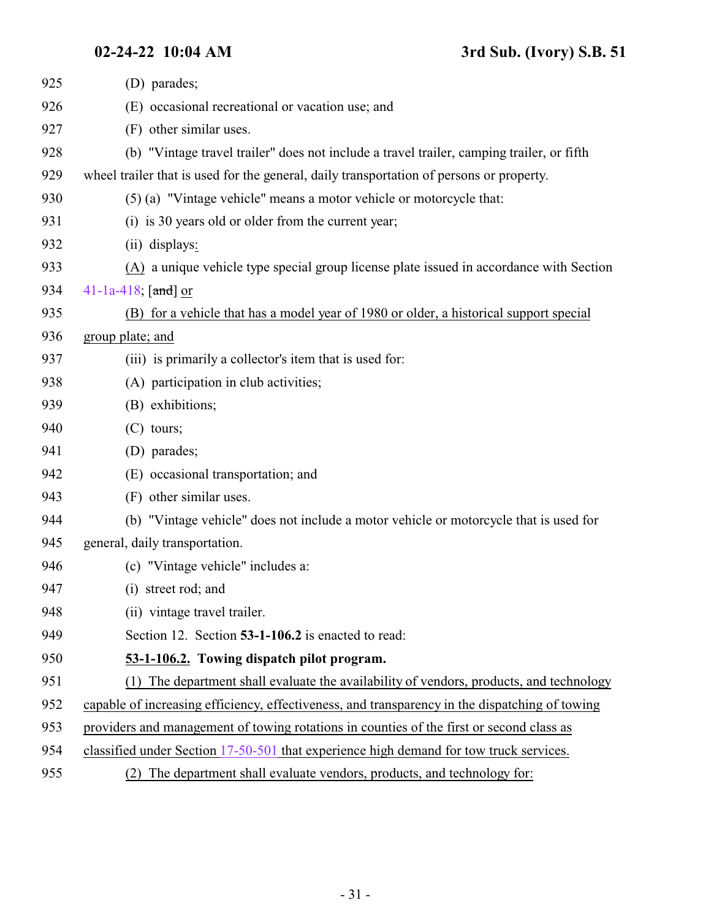(D) parades;

(E) occasional recreational or vacation use; and

(F) other similar uses.

(b) "Vintage travel trailer" does not include a travel trailer, camping trailer, or fifth wheel trailer that is used for the general, daily transportation of persons or property.

(5) (a) "Vintage vehicle" means a motor vehicle or motorcycle that:

(i) is 30 years old or older from the current year;

(ii) displays:

(A) a unique vehicle type special group license plate issued in accordance with Section 41-1a-418; [~~and~~] or

(B) for a vehicle that has a model year of 1980 or older, a historical support special group plate; and

(iii) is primarily a collector's item that is used for:

(A) participation in club activities;

(B) exhibitions;

(C) tours;

(D) parades;

(E) occasional transportation; and

(F) other similar uses.

(b) "Vintage vehicle" does not include a motor vehicle or motorcycle that is used for general, daily transportation.

(c) "Vintage vehicle" includes a:

(i) street rod; and

(ii) vintage travel trailer.

Section 12. Section **53-1-106.2** is enacted to read:

**53-1-106.2. Towing dispatch pilot program.**

(1) The department shall evaluate the availability of vendors, products, and technology capable of increasing efficiency, effectiveness, and transparency in the dispatching of towing providers and management of towing rotations in counties of the first or second class as classified under Section 17-50-501 that experience high demand for tow truck services.

(2) The department shall evaluate vendors, products, and technology for: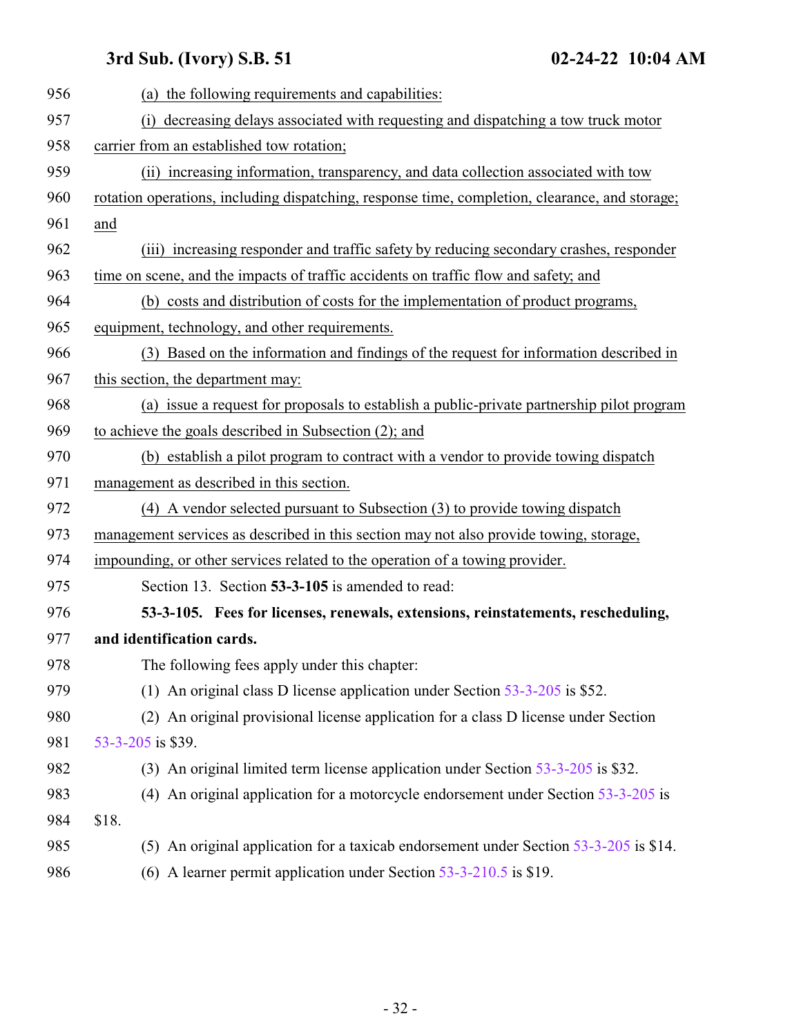(a) the following requirements and capabilities:

(i) decreasing delays associated with requesting and dispatching a tow truck motor carrier from an established tow rotation;

(ii) increasing information, transparency, and data collection associated with tow rotation operations, including dispatching, response time, completion, clearance, and storage; and

(iii) increasing responder and traffic safety by reducing secondary crashes, responder time on scene, and the impacts of traffic accidents on traffic flow and safety; and

(b) costs and distribution of costs for the implementation of product programs, equipment, technology, and other requirements.

(3) Based on the information and findings of the request for information described in this section, the department may:

(a) issue a request for proposals to establish a public-private partnership pilot program to achieve the goals described in Subsection (2); and

(b) establish a pilot program to contract with a vendor to provide towing dispatch management as described in this section.

(4) A vendor selected pursuant to Subsection (3) to provide towing dispatch management services as described in this section may not also provide towing, storage, impounding, or other services related to the operation of a towing provider.

Section 13. Section **53-3-105** is amended to read:

**53-3-105. Fees for licenses, renewals, extensions, reinstatements, rescheduling, and identification cards.**

The following fees apply under this chapter:

(1) An original class D license application under Section 53-3-205 is $52.

(2) An original provisional license application for a class D license under Section 53-3-205 is $39.

(3) An original limited term license application under Section 53-3-205 is $32.

(4) An original application for a motorcycle endorsement under Section 53-3-205 is $18.

(5) An original application for a taxicab endorsement under Section 53-3-205 is $14.

(6) A learner permit application under Section 53-3-210.5 is $19.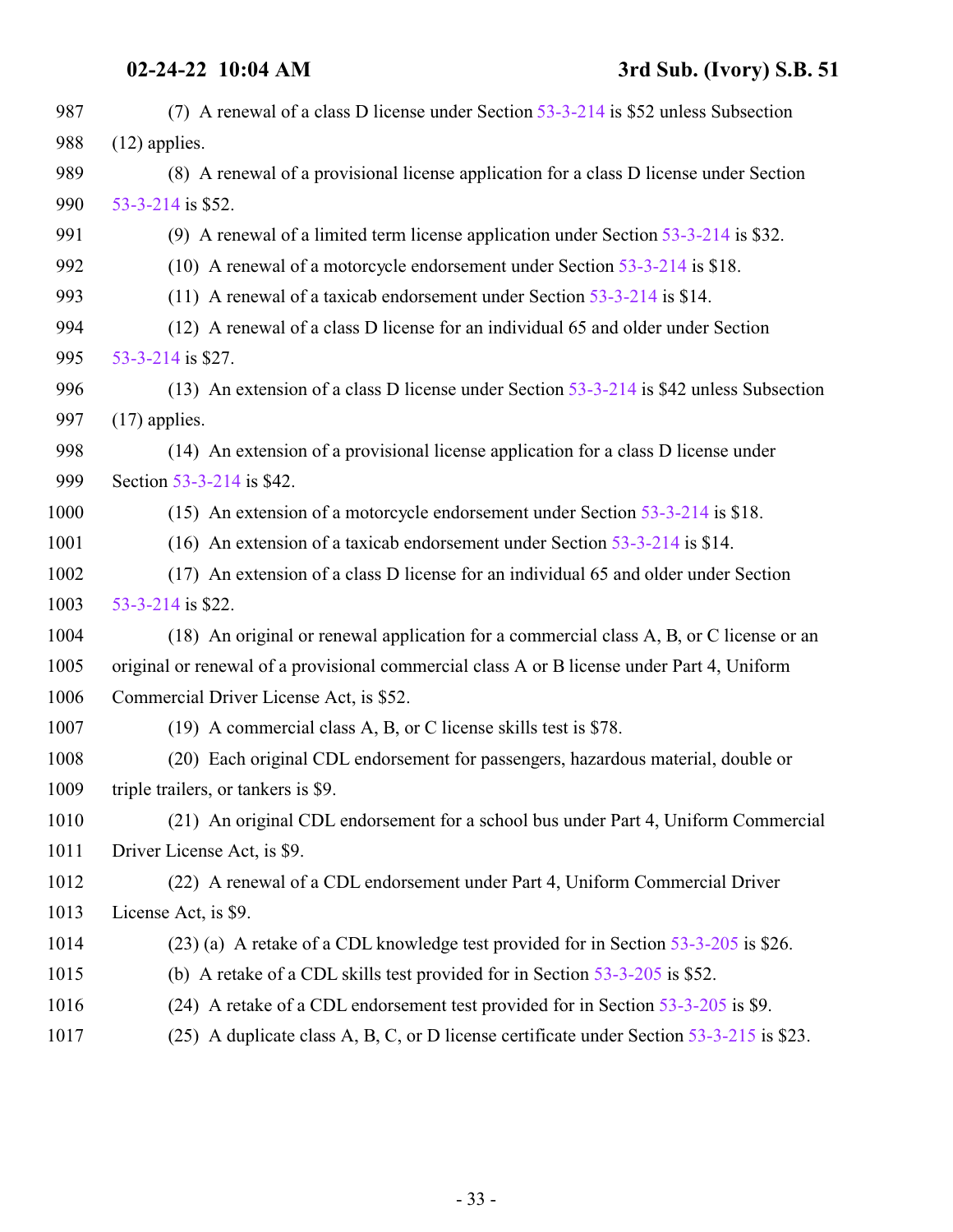(7) A renewal of a class D license under Section 53-3-214 is $52 unless Subsection (12) applies.

(8) A renewal of a provisional license application for a class D license under Section 53-3-214 is $52.

(9) A renewal of a limited term license application under Section 53-3-214 is $32.

(10) A renewal of a motorcycle endorsement under Section 53-3-214 is $18.

(11) A renewal of a taxicab endorsement under Section 53-3-214 is $14.

(12) A renewal of a class D license for an individual 65 and older under Section 53-3-214 is $27.

(13) An extension of a class D license under Section 53-3-214 is $42 unless Subsection (17) applies.

(14) An extension of a provisional license application for a class D license under Section 53-3-214 is $42.

(15) An extension of a motorcycle endorsement under Section 53-3-214 is $18.

(16) An extension of a taxicab endorsement under Section 53-3-214 is $14.

(17) An extension of a class D license for an individual 65 and older under Section 53-3-214 is $22.

(18) An original or renewal application for a commercial class A, B, or C license or an original or renewal of a provisional commercial class A or B license under Part 4, Uniform Commercial Driver License Act, is $52.

(19) A commercial class A, B, or C license skills test is $78.

(20) Each original CDL endorsement for passengers, hazardous material, double or triple trailers, or tankers is $9.

(21) An original CDL endorsement for a school bus under Part 4, Uniform Commercial Driver License Act, is $9.

(22) A renewal of a CDL endorsement under Part 4, Uniform Commercial Driver License Act, is $9.

(23) (a) A retake of a CDL knowledge test provided for in Section 53-3-205 is $26.

(b) A retake of a CDL skills test provided for in Section 53-3-205 is $52.

(24) A retake of a CDL endorsement test provided for in Section 53-3-205 is $9.

(25) A duplicate class A, B, C, or D license certificate under Section 53-3-215 is $23.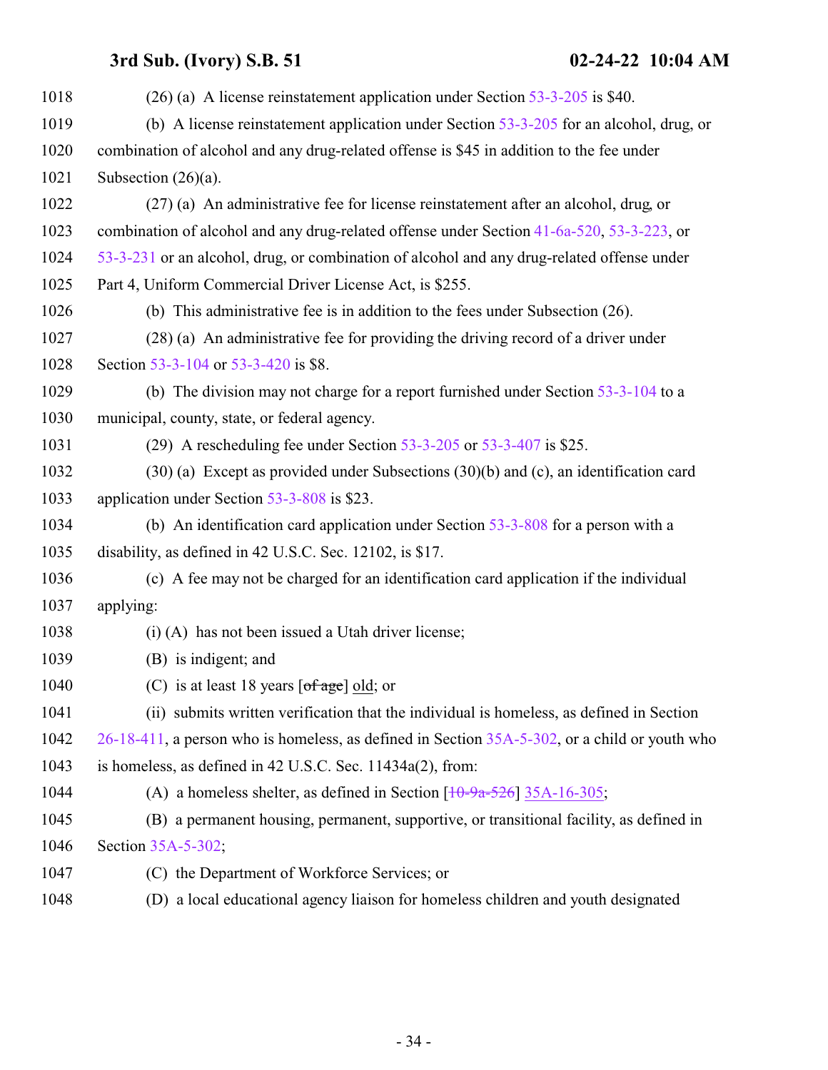(26) (a) A license reinstatement application under Section 53-3-205 is $40.

(b) A license reinstatement application under Section 53-3-205 for an alcohol, drug, or combination of alcohol and any drug-related offense is $45 in addition to the fee under Subsection (26)(a).

(27) (a) An administrative fee for license reinstatement after an alcohol, drug, or combination of alcohol and any drug-related offense under Section 41-6a-520, 53-3-223, or 53-3-231 or an alcohol, drug, or combination of alcohol and any drug-related offense under Part 4, Uniform Commercial Driver License Act, is $255.

(b) This administrative fee is in addition to the fees under Subsection (26).

(28) (a) An administrative fee for providing the driving record of a driver under Section 53-3-104 or 53-3-420 is $8.

(b) The division may not charge for a report furnished under Section 53-3-104 to a municipal, county, state, or federal agency.

(29) A rescheduling fee under Section 53-3-205 or 53-3-407 is $25.

(30) (a) Except as provided under Subsections (30)(b) and (c), an identification card application under Section 53-3-808 is $23.

(b) An identification card application under Section 53-3-808 for a person with a disability, as defined in 42 U.S.C. Sec. 12102, is $17.

(c) A fee may not be charged for an identification card application if the individual applying:

(i) (A) has not been issued a Utah driver license;

(B) is indigent; and

(C) is at least 18 years [~~of age~~] old; or

(ii) submits written verification that the individual is homeless, as defined in Section 26-18-411, a person who is homeless, as defined in Section 35A-5-302, or a child or youth who is homeless, as defined in 42 U.S.C. Sec. 11434a(2), from:

(A) a homeless shelter, as defined in Section [~~10-9a-526~~] 35A-16-305;

(B) a permanent housing, permanent, supportive, or transitional facility, as defined in Section 35A-5-302;

(C) the Department of Workforce Services; or

(D) a local educational agency liaison for homeless children and youth designated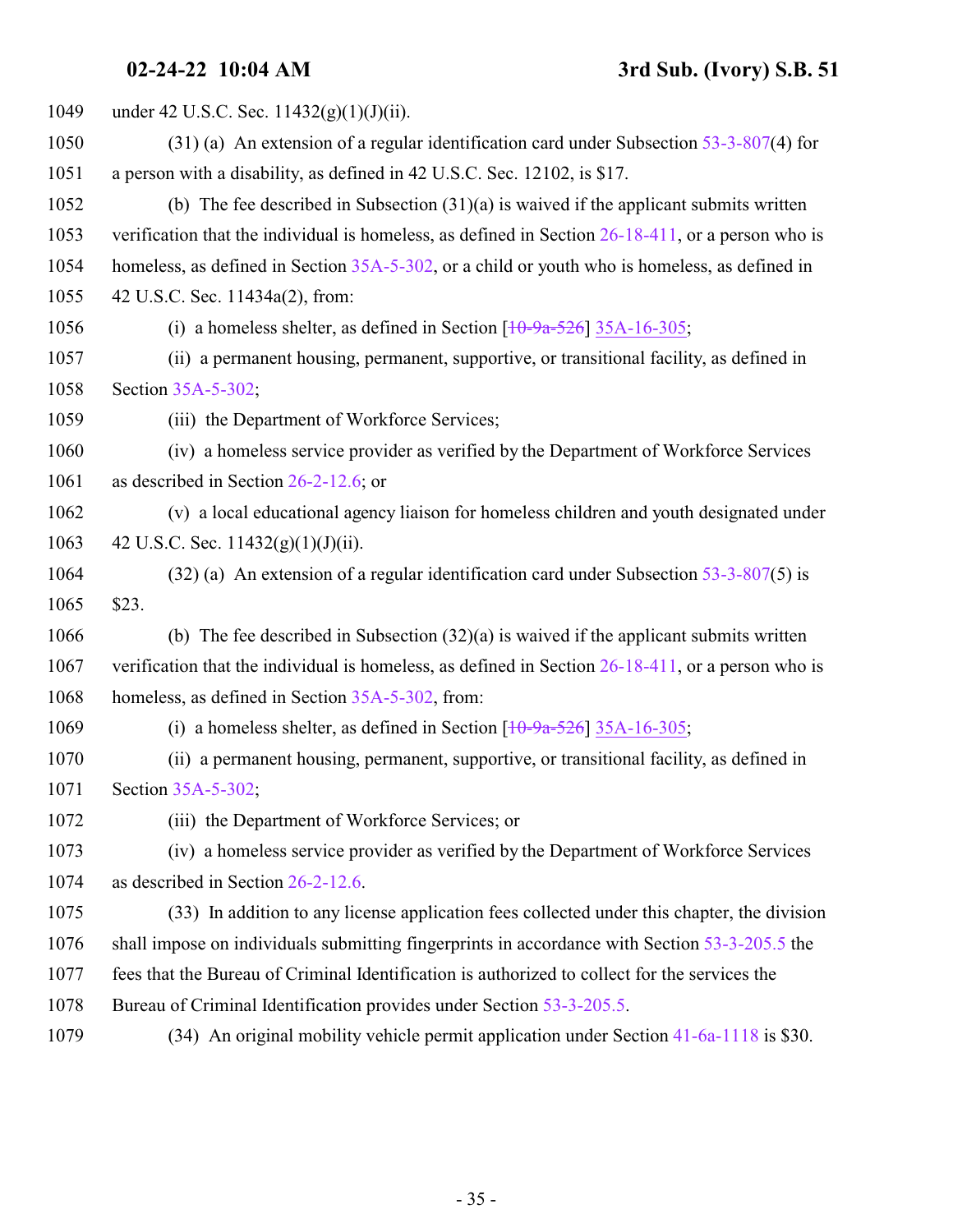under 42 U.S.C. Sec. 11432(g)(1)(J)(ii).

(31) (a) An extension of a regular identification card under Subsection 53-3-807(4) for a person with a disability, as defined in 42 U.S.C. Sec. 12102, is $17.

(b) The fee described in Subsection (31)(a) is waived if the applicant submits written verification that the individual is homeless, as defined in Section 26-18-411, or a person who is homeless, as defined in Section 35A-5-302, or a child or youth who is homeless, as defined in 42 U.S.C. Sec. 11434a(2), from:

(i) a homeless shelter, as defined in Section [~~10-9a-526~~] 35A-16-305;

(ii) a permanent housing, permanent, supportive, or transitional facility, as defined in Section 35A-5-302;

(iii) the Department of Workforce Services;

(iv) a homeless service provider as verified by the Department of Workforce Services as described in Section 26-2-12.6; or

(v) a local educational agency liaison for homeless children and youth designated under 42 U.S.C. Sec. 11432(g)(1)(J)(ii).

(32) (a) An extension of a regular identification card under Subsection 53-3-807(5) is $23.

(b) The fee described in Subsection (32)(a) is waived if the applicant submits written verification that the individual is homeless, as defined in Section 26-18-411, or a person who is homeless, as defined in Section 35A-5-302, from:

(i) a homeless shelter, as defined in Section [~~10-9a-526~~] 35A-16-305;

(ii) a permanent housing, permanent, supportive, or transitional facility, as defined in Section 35A-5-302;

(iii) the Department of Workforce Services; or

(iv) a homeless service provider as verified by the Department of Workforce Services as described in Section 26-2-12.6.

(33) In addition to any license application fees collected under this chapter, the division shall impose on individuals submitting fingerprints in accordance with Section 53-3-205.5 the fees that the Bureau of Criminal Identification is authorized to collect for the services the Bureau of Criminal Identification provides under Section 53-3-205.5.

(34) An original mobility vehicle permit application under Section 41-6a-1118 is $30.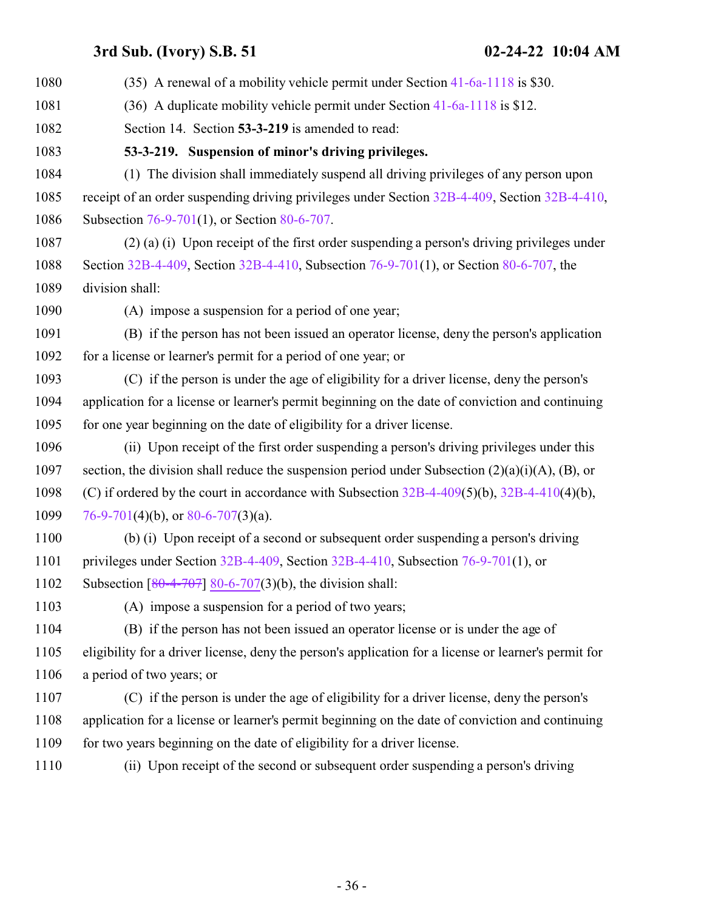(35) A renewal of a mobility vehicle permit under Section 41-6a-1118 is $30.

(36) A duplicate mobility vehicle permit under Section 41-6a-1118 is $12.

Section 14. Section **53-3-219** is amended to read:

**53-3-219. Suspension of minor's driving privileges.**

(1) The division shall immediately suspend all driving privileges of any person upon receipt of an order suspending driving privileges under Section 32B-4-409, Section 32B-4-410, Subsection 76-9-701(1), or Section 80-6-707.

(2) (a) (i) Upon receipt of the first order suspending a person's driving privileges under Section 32B-4-409, Section 32B-4-410, Subsection 76-9-701(1), or Section 80-6-707, the division shall:

(A) impose a suspension for a period of one year;

(B) if the person has not been issued an operator license, deny the person's application for a license or learner's permit for a period of one year; or

(C) if the person is under the age of eligibility for a driver license, deny the person's application for a license or learner's permit beginning on the date of conviction and continuing for one year beginning on the date of eligibility for a driver license.

(ii) Upon receipt of the first order suspending a person's driving privileges under this section, the division shall reduce the suspension period under Subsection (2)(a)(i)(A), (B), or (C) if ordered by the court in accordance with Subsection 32B-4-409(5)(b), 32B-4-410(4)(b), 76-9-701(4)(b), or 80-6-707(3)(a).

(b) (i) Upon receipt of a second or subsequent order suspending a person's driving privileges under Section 32B-4-409, Section 32B-4-410, Subsection 76-9-701(1), or Subsection [~~80-4-707~~] 80-6-707(3)(b), the division shall:

(A) impose a suspension for a period of two years;

(B) if the person has not been issued an operator license or is under the age of eligibility for a driver license, deny the person's application for a license or learner's permit for a period of two years; or

(C) if the person is under the age of eligibility for a driver license, deny the person's application for a license or learner's permit beginning on the date of conviction and continuing for two years beginning on the date of eligibility for a driver license.

(ii) Upon receipt of the second or subsequent order suspending a person's driving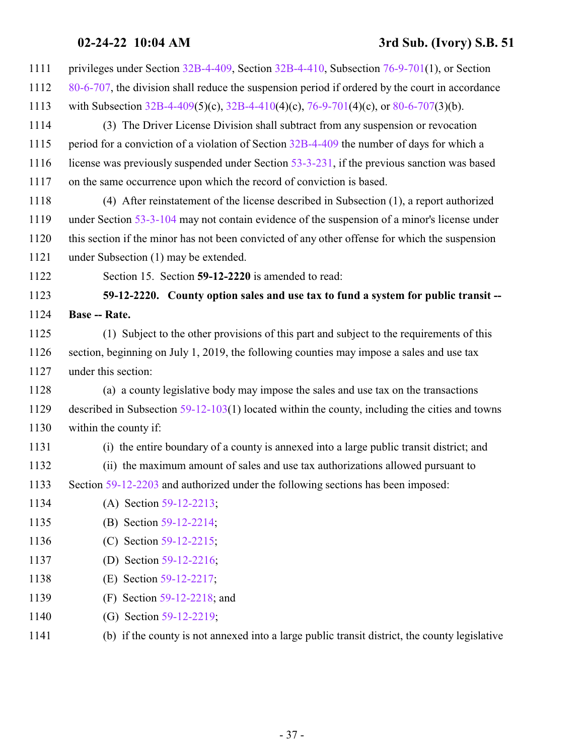privileges under Section 32B-4-409, Section 32B-4-410, Subsection 76-9-701(1), or Section 80-6-707, the division shall reduce the suspension period if ordered by the court in accordance with Subsection 32B-4-409(5)(c), 32B-4-410(4)(c), 76-9-701(4)(c), or 80-6-707(3)(b).

(3) The Driver License Division shall subtract from any suspension or revocation period for a conviction of a violation of Section 32B-4-409 the number of days for which a license was previously suspended under Section 53-3-231, if the previous sanction was based on the same occurrence upon which the record of conviction is based.

(4) After reinstatement of the license described in Subsection (1), a report authorized under Section 53-3-104 may not contain evidence of the suspension of a minor's license under this section if the minor has not been convicted of any other offense for which the suspension under Subsection (1) may be extended.

Section 15. Section **59-12-2220** is amended to read:

**59-12-2220. County option sales and use tax to fund a system for public transit -- Base -- Rate.**

(1) Subject to the other provisions of this part and subject to the requirements of this section, beginning on July 1, 2019, the following counties may impose a sales and use tax under this section:

(a) a county legislative body may impose the sales and use tax on the transactions described in Subsection 59-12-103(1) located within the county, including the cities and towns within the county if:

(i) the entire boundary of a county is annexed into a large public transit district; and

(ii) the maximum amount of sales and use tax authorizations allowed pursuant to Section 59-12-2203 and authorized under the following sections has been imposed:

(A) Section 59-12-2213;

(B) Section 59-12-2214;

(C) Section 59-12-2215;

(D) Section 59-12-2216;

(E) Section 59-12-2217;

(F) Section 59-12-2218; and

(G) Section 59-12-2219;

(b) if the county is not annexed into a large public transit district, the county legislative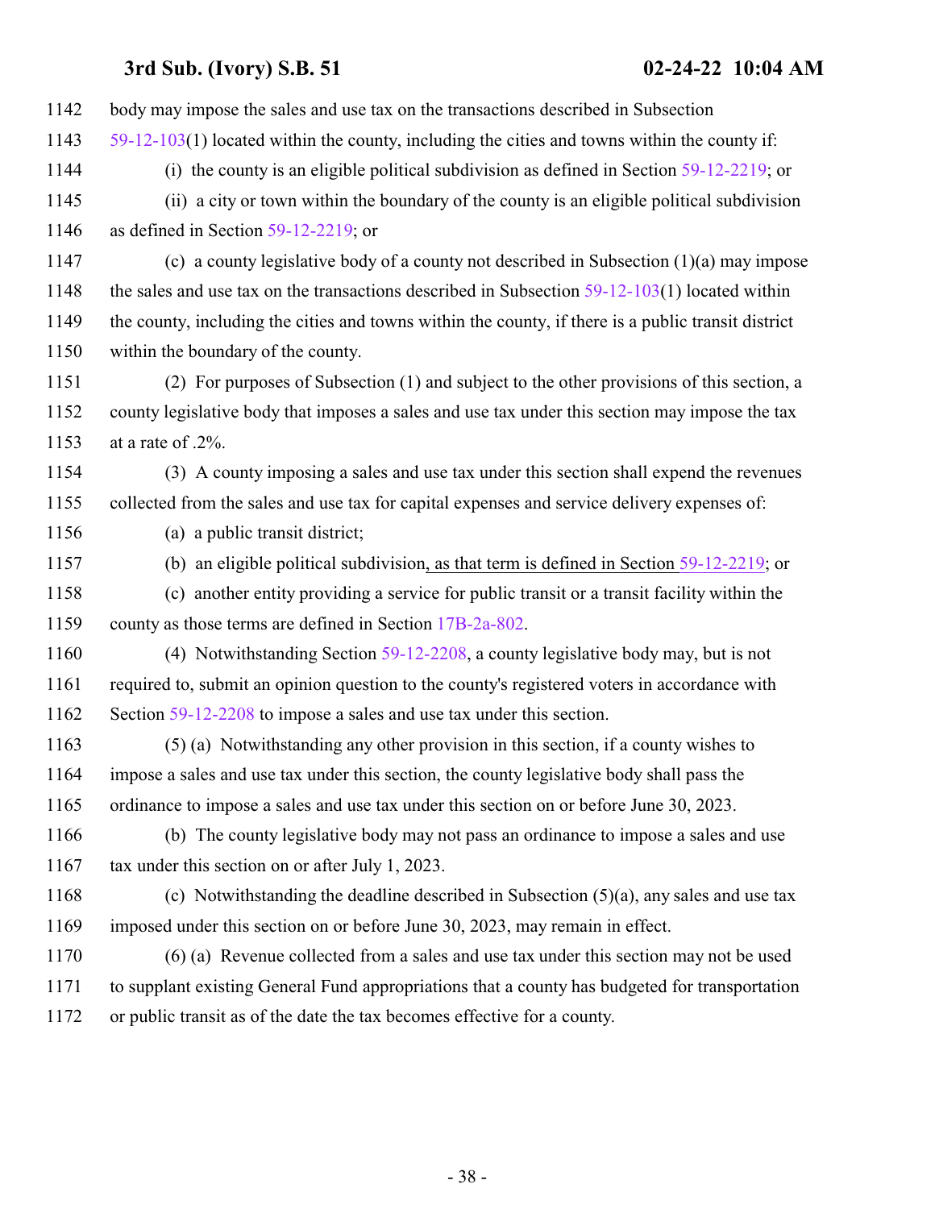body may impose the sales and use tax on the transactions described in Subsection 59-12-103(1) located within the county, including the cities and towns within the county if:

(i) the county is an eligible political subdivision as defined in Section 59-12-2219; or

(ii) a city or town within the boundary of the county is an eligible political subdivision as defined in Section 59-12-2219; or

(c) a county legislative body of a county not described in Subsection (1)(a) may impose the sales and use tax on the transactions described in Subsection 59-12-103(1) located within the county, including the cities and towns within the county, if there is a public transit district within the boundary of the county.

(2) For purposes of Subsection (1) and subject to the other provisions of this section, a county legislative body that imposes a sales and use tax under this section may impose the tax at a rate of .2%.

(3) A county imposing a sales and use tax under this section shall expend the revenues collected from the sales and use tax for capital expenses and service delivery expenses of:

(a) a public transit district;

(b) an eligible political subdivision, as that term is defined in Section 59-12-2219; or

(c) another entity providing a service for public transit or a transit facility within the county as those terms are defined in Section 17B-2a-802.

(4) Notwithstanding Section 59-12-2208, a county legislative body may, but is not required to, submit an opinion question to the county's registered voters in accordance with Section 59-12-2208 to impose a sales and use tax under this section.

(5) (a) Notwithstanding any other provision in this section, if a county wishes to impose a sales and use tax under this section, the county legislative body shall pass the ordinance to impose a sales and use tax under this section on or before June 30, 2023.

(b) The county legislative body may not pass an ordinance to impose a sales and use tax under this section on or after July 1, 2023.

(c) Notwithstanding the deadline described in Subsection (5)(a), any sales and use tax imposed under this section on or before June 30, 2023, may remain in effect.

(6) (a) Revenue collected from a sales and use tax under this section may not be used to supplant existing General Fund appropriations that a county has budgeted for transportation or public transit as of the date the tax becomes effective for a county.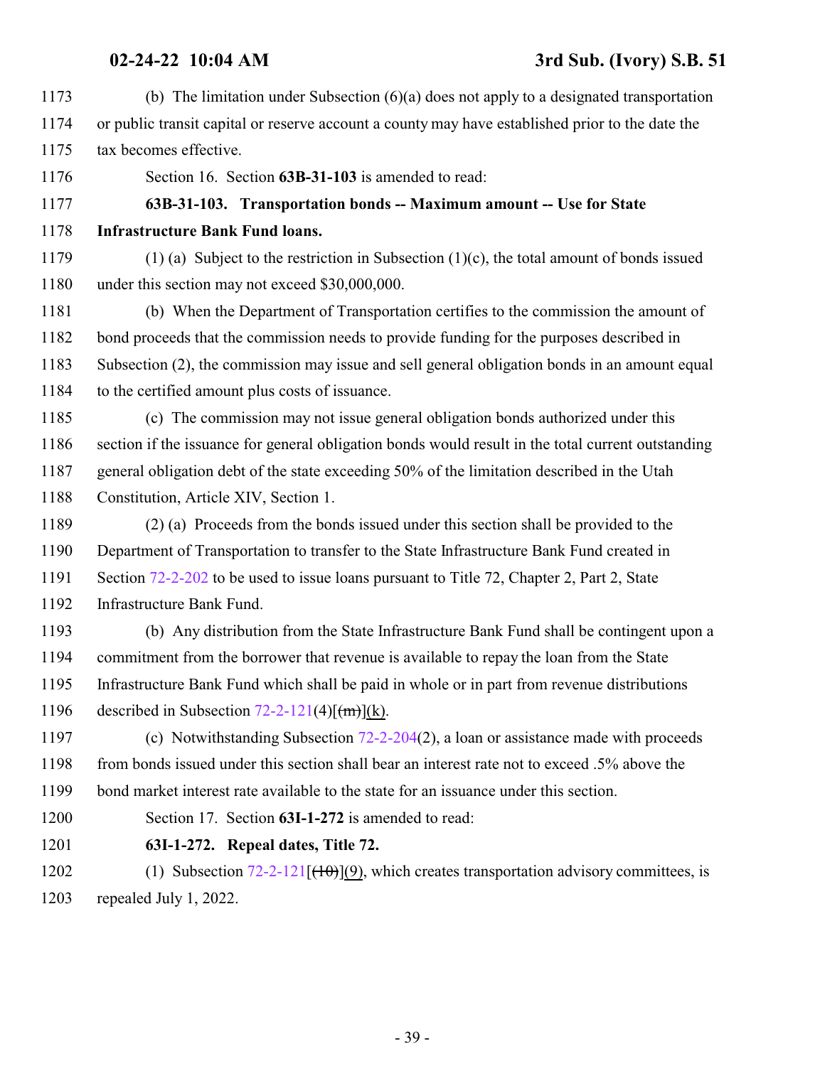(b) The limitation under Subsection (6)(a) does not apply to a designated transportation or public transit capital or reserve account a county may have established prior to the date the tax becomes effective.

Section 16. Section **63B-31-103** is amended to read:

**63B-31-103. Transportation bonds -- Maximum amount -- Use for State Infrastructure Bank Fund loans.**

(1) (a) Subject to the restriction in Subsection (1)(c), the total amount of bonds issued under this section may not exceed $30,000,000.

(b) When the Department of Transportation certifies to the commission the amount of bond proceeds that the commission needs to provide funding for the purposes described in Subsection (2), the commission may issue and sell general obligation bonds in an amount equal to the certified amount plus costs of issuance.

(c) The commission may not issue general obligation bonds authorized under this section if the issuance for general obligation bonds would result in the total current outstanding general obligation debt of the state exceeding 50% of the limitation described in the Utah Constitution, Article XIV, Section 1.

(2) (a) Proceeds from the bonds issued under this section shall be provided to the Department of Transportation to transfer to the State Infrastructure Bank Fund created in Section 72-2-202 to be used to issue loans pursuant to Title 72, Chapter 2, Part 2, State Infrastructure Bank Fund.

(b) Any distribution from the State Infrastructure Bank Fund shall be contingent upon a commitment from the borrower that revenue is available to repay the loan from the State Infrastructure Bank Fund which shall be paid in whole or in part from revenue distributions described in Subsection 72-2-121(4)[~~(m)~~](k).

(c) Notwithstanding Subsection 72-2-204(2), a loan or assistance made with proceeds from bonds issued under this section shall bear an interest rate not to exceed .5% above the bond market interest rate available to the state for an issuance under this section.

Section 17. Section **63I-1-272** is amended to read:

**63I-1-272. Repeal dates, Title 72.**

(1) Subsection 72-2-121[~~(10)~~](9), which creates transportation advisory committees, is repealed July 1, 2022.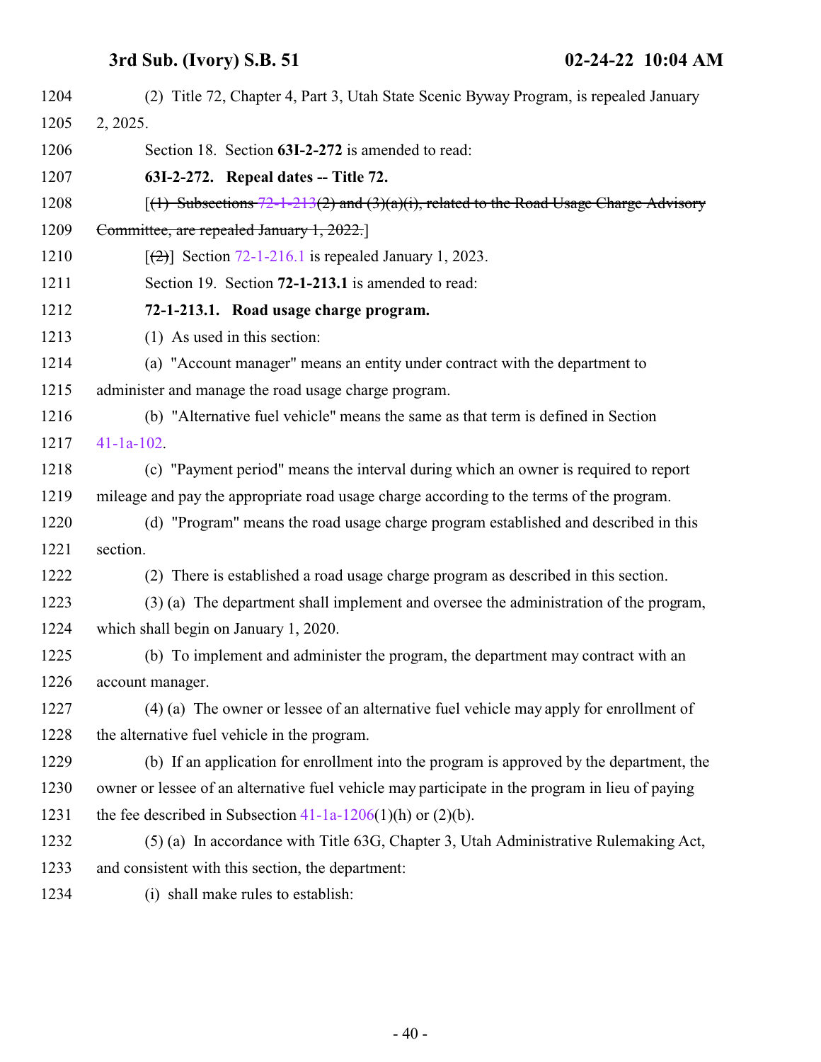(2) Title 72, Chapter 4, Part 3, Utah State Scenic Byway Program, is repealed January 2, 2025.

Section 18. Section **63I-2-272** is amended to read:

**63I-2-272. Repeal dates -- Title 72.**

[~~(1) Subsections 72-1-213(2) and (3)(a)(i), related to the Road Usage Charge Advisory Committee, are repealed January 1, 2022.~~]

[~~(2)~~] Section 72-1-216.1 is repealed January 1, 2023.

Section 19. Section **72-1-213.1** is amended to read:

**72-1-213.1. Road usage charge program.**

(1) As used in this section:

(a) "Account manager" means an entity under contract with the department to administer and manage the road usage charge program.

(b) "Alternative fuel vehicle" means the same as that term is defined in Section 41-1a-102.

(c) "Payment period" means the interval during which an owner is required to report mileage and pay the appropriate road usage charge according to the terms of the program.

(d) "Program" means the road usage charge program established and described in this section.

(2) There is established a road usage charge program as described in this section.

(3) (a) The department shall implement and oversee the administration of the program, which shall begin on January 1, 2020.

(b) To implement and administer the program, the department may contract with an account manager.

(4) (a) The owner or lessee of an alternative fuel vehicle may apply for enrollment of the alternative fuel vehicle in the program.

(b) If an application for enrollment into the program is approved by the department, the owner or lessee of an alternative fuel vehicle may participate in the program in lieu of paying the fee described in Subsection 41-1a-1206(1)(h) or (2)(b).

(5) (a) In accordance with Title 63G, Chapter 3, Utah Administrative Rulemaking Act, and consistent with this section, the department:

(i) shall make rules to establish: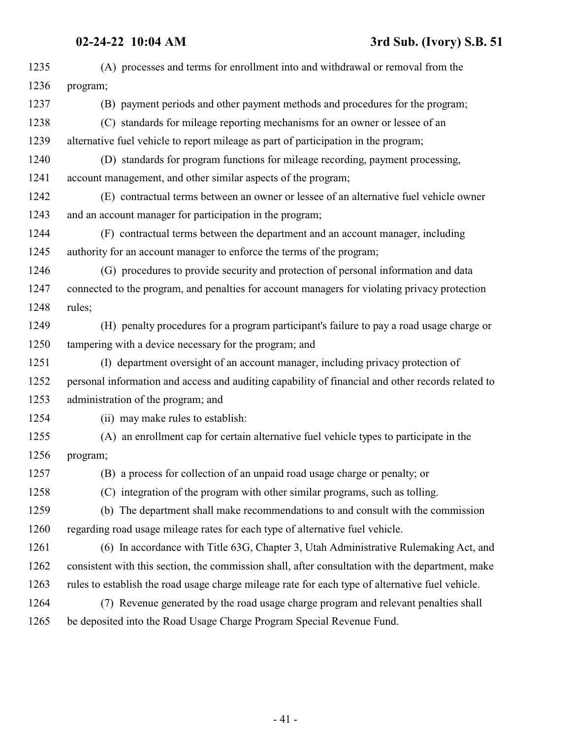(A) processes and terms for enrollment into and withdrawal or removal from the program;

(B) payment periods and other payment methods and procedures for the program;

(C) standards for mileage reporting mechanisms for an owner or lessee of an alternative fuel vehicle to report mileage as part of participation in the program;

(D) standards for program functions for mileage recording, payment processing, account management, and other similar aspects of the program;

(E) contractual terms between an owner or lessee of an alternative fuel vehicle owner and an account manager for participation in the program;

(F) contractual terms between the department and an account manager, including authority for an account manager to enforce the terms of the program;

(G) procedures to provide security and protection of personal information and data connected to the program, and penalties for account managers for violating privacy protection rules;

(H) penalty procedures for a program participant's failure to pay a road usage charge or tampering with a device necessary for the program; and

(I) department oversight of an account manager, including privacy protection of personal information and access and auditing capability of financial and other records related to administration of the program; and

(ii) may make rules to establish:

(A) an enrollment cap for certain alternative fuel vehicle types to participate in the program;

(B) a process for collection of an unpaid road usage charge or penalty; or

(C) integration of the program with other similar programs, such as tolling.

(b) The department shall make recommendations to and consult with the commission regarding road usage mileage rates for each type of alternative fuel vehicle.

(6) In accordance with Title 63G, Chapter 3, Utah Administrative Rulemaking Act, and consistent with this section, the commission shall, after consultation with the department, make rules to establish the road usage charge mileage rate for each type of alternative fuel vehicle.

(7) Revenue generated by the road usage charge program and relevant penalties shall be deposited into the Road Usage Charge Program Special Revenue Fund.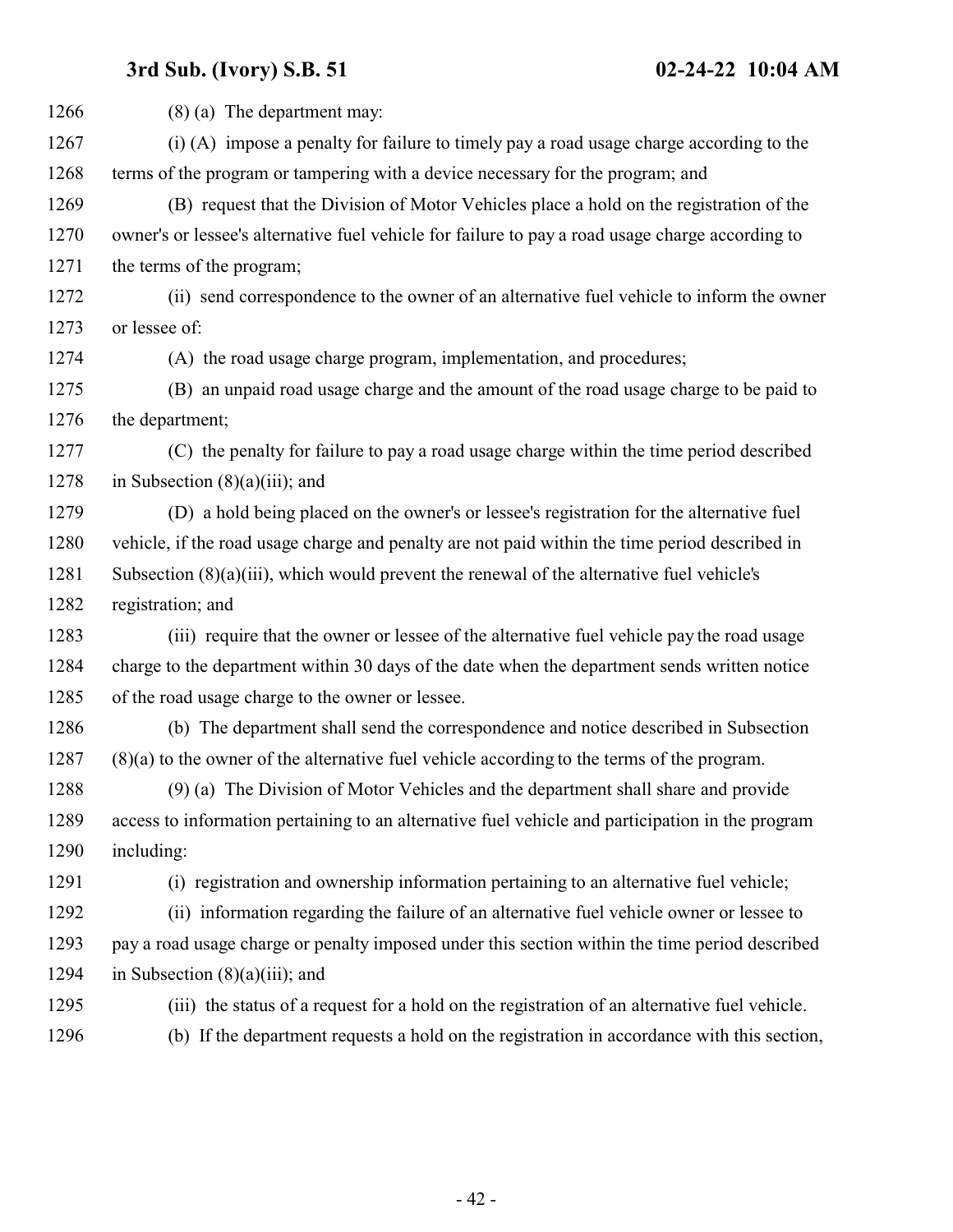(8) (a) The department may:

(i) (A) impose a penalty for failure to timely pay a road usage charge according to the terms of the program or tampering with a device necessary for the program; and

(B) request that the Division of Motor Vehicles place a hold on the registration of the owner's or lessee's alternative fuel vehicle for failure to pay a road usage charge according to the terms of the program;

(ii) send correspondence to the owner of an alternative fuel vehicle to inform the owner or lessee of:

(A) the road usage charge program, implementation, and procedures;

(B) an unpaid road usage charge and the amount of the road usage charge to be paid to the department;

(C) the penalty for failure to pay a road usage charge within the time period described in Subsection (8)(a)(iii); and

(D) a hold being placed on the owner's or lessee's registration for the alternative fuel vehicle, if the road usage charge and penalty are not paid within the time period described in Subsection (8)(a)(iii), which would prevent the renewal of the alternative fuel vehicle's registration; and

(iii) require that the owner or lessee of the alternative fuel vehicle pay the road usage charge to the department within 30 days of the date when the department sends written notice of the road usage charge to the owner or lessee.

(b) The department shall send the correspondence and notice described in Subsection (8)(a) to the owner of the alternative fuel vehicle according to the terms of the program.

(9) (a) The Division of Motor Vehicles and the department shall share and provide access to information pertaining to an alternative fuel vehicle and participation in the program including:

(i) registration and ownership information pertaining to an alternative fuel vehicle;

(ii) information regarding the failure of an alternative fuel vehicle owner or lessee to pay a road usage charge or penalty imposed under this section within the time period described in Subsection (8)(a)(iii); and

(iii) the status of a request for a hold on the registration of an alternative fuel vehicle.

(b) If the department requests a hold on the registration in accordance with this section,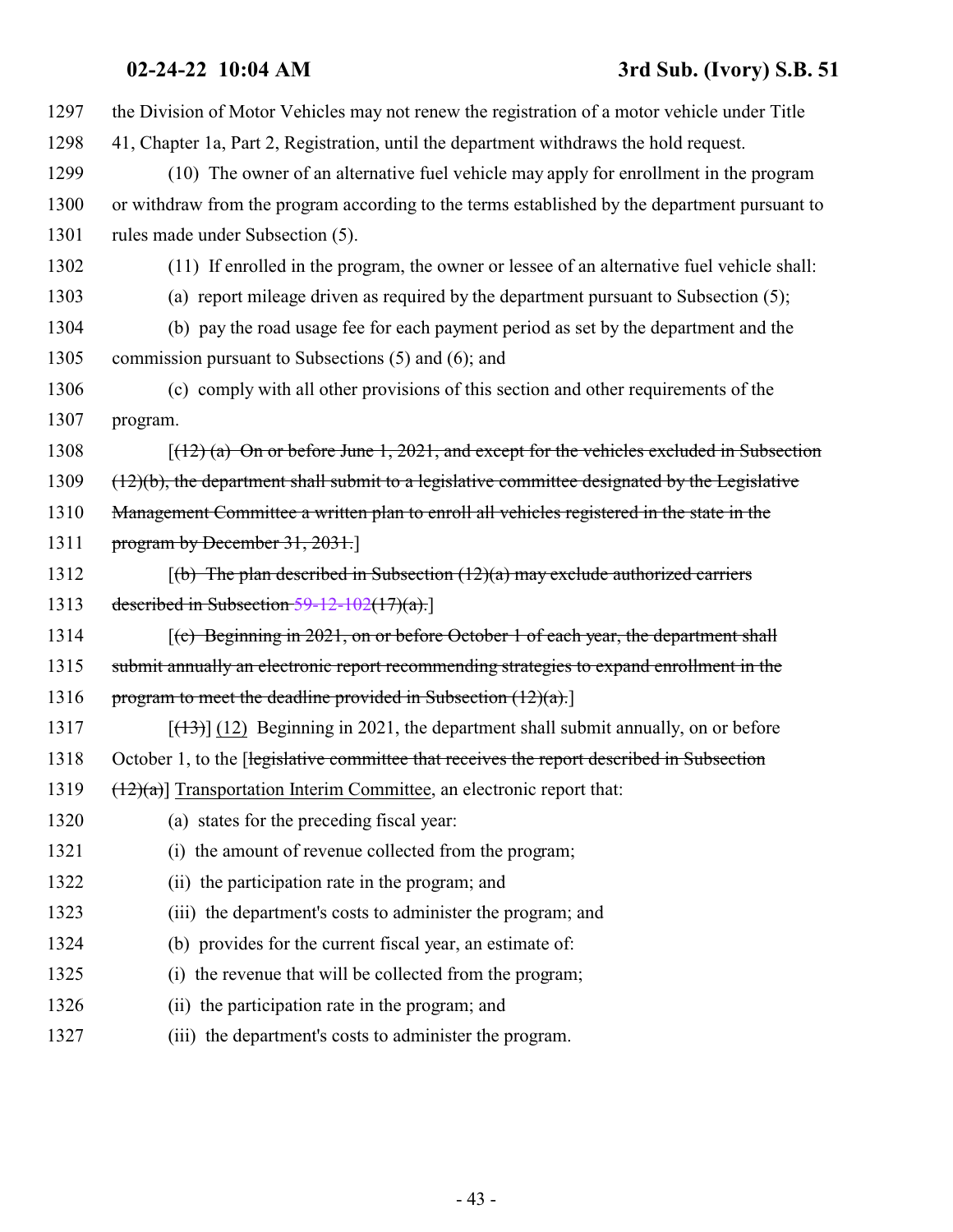the Division of Motor Vehicles may not renew the registration of a motor vehicle under Title 41, Chapter 1a, Part 2, Registration, until the department withdraws the hold request.

(10) The owner of an alternative fuel vehicle may apply for enrollment in the program or withdraw from the program according to the terms established by the department pursuant to rules made under Subsection (5).

(11) If enrolled in the program, the owner or lessee of an alternative fuel vehicle shall:

(a) report mileage driven as required by the department pursuant to Subsection (5);

(b) pay the road usage fee for each payment period as set by the department and the commission pursuant to Subsections (5) and (6); and

(c) comply with all other provisions of this section and other requirements of the program.

[~~(12) (a) On or before June 1, 2021, and except for the vehicles excluded in Subsection (12)(b), the department shall submit to a legislative committee designated by the Legislative Management Committee a written plan to enroll all vehicles registered in the state in the program by December 31, 2031.~~]

[~~(b) The plan described in Subsection (12)(a) may exclude authorized carriers described in Subsection 59-12-102(17)(a).~~]

[~~(c) Beginning in 2021, on or before October 1 of each year, the department shall submit annually an electronic report recommending strategies to expand enrollment in the program to meet the deadline provided in Subsection (12)(a).~~]

[~~(13)~~] <u>(12)</u> Beginning in 2021, the department shall submit annually, on or before October 1, to the [~~legislative committee that receives the report described in Subsection (12)(a)~~] <u>Transportation Interim Committee</u>, an electronic report that:

(a) states for the preceding fiscal year:

(i) the amount of revenue collected from the program;

(ii) the participation rate in the program; and

(iii) the department's costs to administer the program; and

(b) provides for the current fiscal year, an estimate of:

(i) the revenue that will be collected from the program;

(ii) the participation rate in the program; and

(iii) the department's costs to administer the program.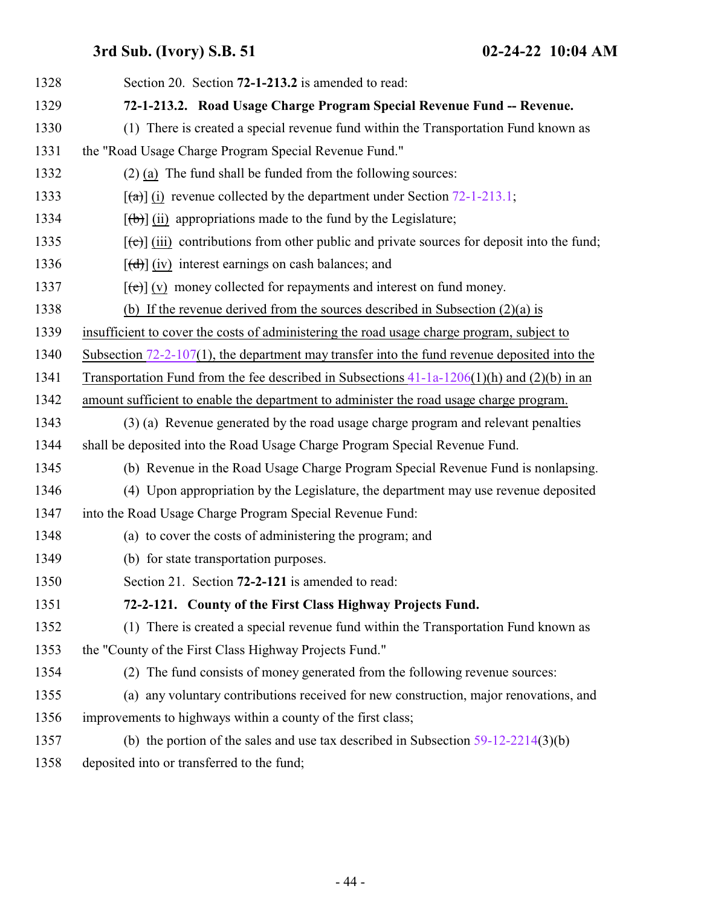Section 20. Section **72-1-213.2** is amended to read:

**72-1-213.2. Road Usage Charge Program Special Revenue Fund -- Revenue.**

(1) There is created a special revenue fund within the Transportation Fund known as the "Road Usage Charge Program Special Revenue Fund."

(2) (a) The fund shall be funded from the following sources:

[~~(a)~~] (i) revenue collected by the department under Section 72-1-213.1;

[~~(b)~~] (ii) appropriations made to the fund by the Legislature;

[~~(c)~~] (iii) contributions from other public and private sources for deposit into the fund;

[~~(d)~~] (iv) interest earnings on cash balances; and

[~~(e)~~] (v) money collected for repayments and interest on fund money.

(b) If the revenue derived from the sources described in Subsection (2)(a) is insufficient to cover the costs of administering the road usage charge program, subject to Subsection 72-2-107(1), the department may transfer into the fund revenue deposited into the Transportation Fund from the fee described in Subsections 41-1a-1206(1)(h) and (2)(b) in an amount sufficient to enable the department to administer the road usage charge program.

(3) (a) Revenue generated by the road usage charge program and relevant penalties shall be deposited into the Road Usage Charge Program Special Revenue Fund.

(b) Revenue in the Road Usage Charge Program Special Revenue Fund is nonlapsing.

(4) Upon appropriation by the Legislature, the department may use revenue deposited into the Road Usage Charge Program Special Revenue Fund:

(a) to cover the costs of administering the program; and

(b) for state transportation purposes.

Section 21. Section **72-2-121** is amended to read:

**72-2-121. County of the First Class Highway Projects Fund.**

(1) There is created a special revenue fund within the Transportation Fund known as the "County of the First Class Highway Projects Fund."

(2) The fund consists of money generated from the following revenue sources:

(a) any voluntary contributions received for new construction, major renovations, and improvements to highways within a county of the first class;

(b) the portion of the sales and use tax described in Subsection 59-12-2214(3)(b) deposited into or transferred to the fund;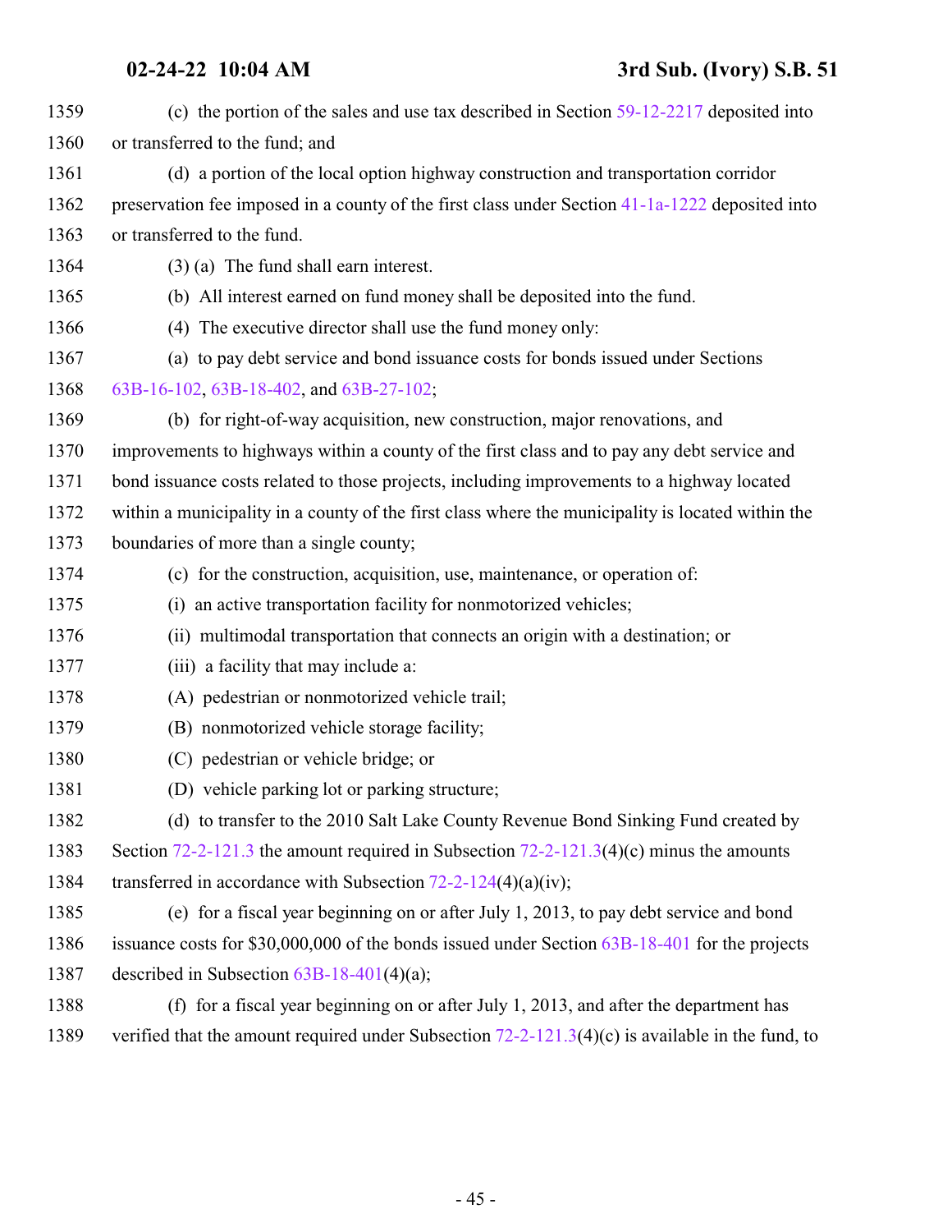(c) the portion of the sales and use tax described in Section 59-12-2217 deposited into or transferred to the fund; and

(d) a portion of the local option highway construction and transportation corridor preservation fee imposed in a county of the first class under Section 41-1a-1222 deposited into or transferred to the fund.

(3) (a) The fund shall earn interest.

(b) All interest earned on fund money shall be deposited into the fund.

(4) The executive director shall use the fund money only:

(a) to pay debt service and bond issuance costs for bonds issued under Sections 63B-16-102, 63B-18-402, and 63B-27-102;

(b) for right-of-way acquisition, new construction, major renovations, and improvements to highways within a county of the first class and to pay any debt service and bond issuance costs related to those projects, including improvements to a highway located within a municipality in a county of the first class where the municipality is located within the boundaries of more than a single county;

(c) for the construction, acquisition, use, maintenance, or operation of:

(i) an active transportation facility for nonmotorized vehicles;

(ii) multimodal transportation that connects an origin with a destination; or

(iii) a facility that may include a:

(A) pedestrian or nonmotorized vehicle trail;

(B) nonmotorized vehicle storage facility;

(C) pedestrian or vehicle bridge; or

(D) vehicle parking lot or parking structure;

(d) to transfer to the 2010 Salt Lake County Revenue Bond Sinking Fund created by Section 72-2-121.3 the amount required in Subsection 72-2-121.3(4)(c) minus the amounts transferred in accordance with Subsection 72-2-124(4)(a)(iv);

(e) for a fiscal year beginning on or after July 1, 2013, to pay debt service and bond issuance costs for $30,000,000 of the bonds issued under Section 63B-18-401 for the projects described in Subsection 63B-18-401(4)(a);

(f) for a fiscal year beginning on or after July 1, 2013, and after the department has verified that the amount required under Subsection 72-2-121.3(4)(c) is available in the fund, to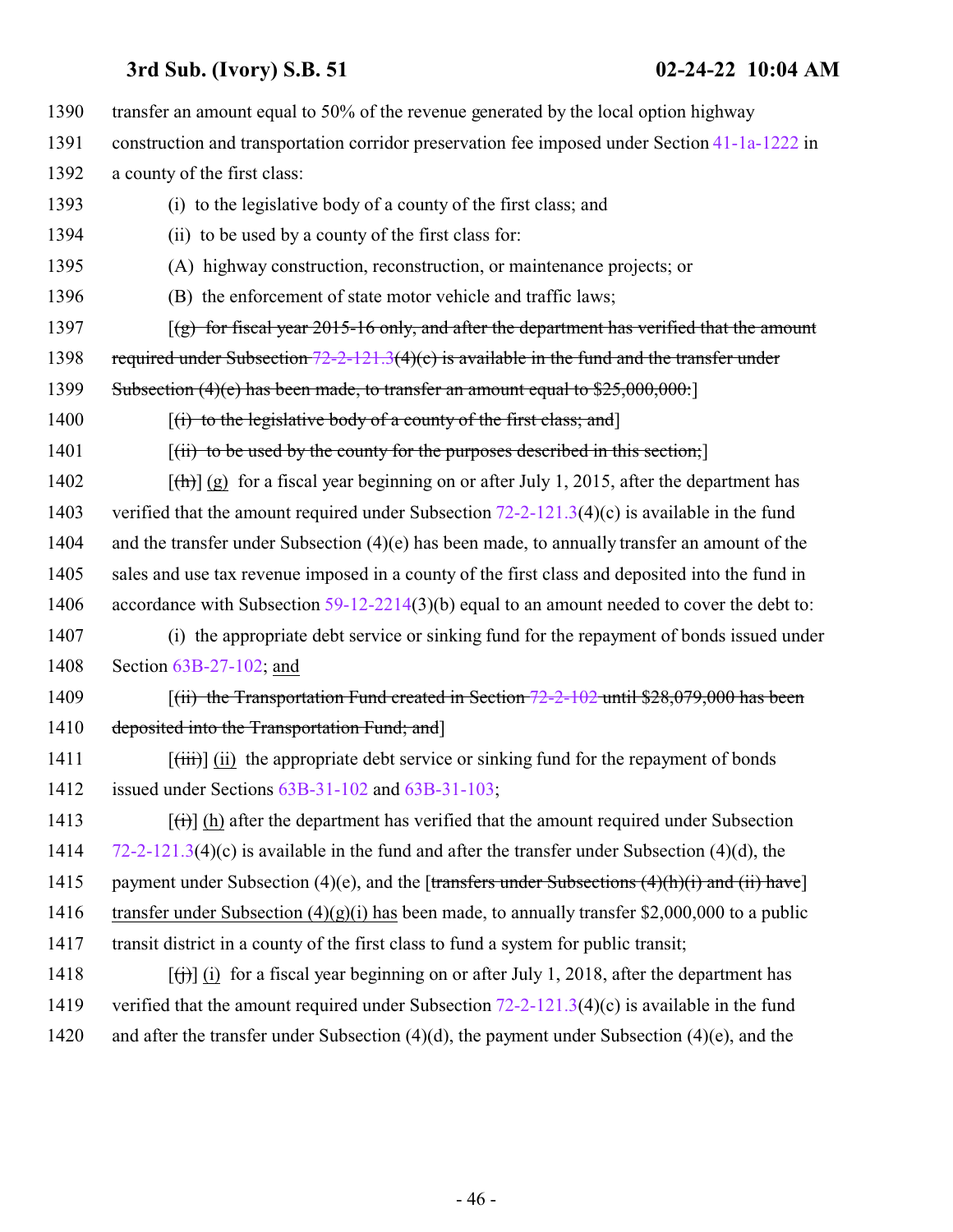1390 transfer an amount equal to 50% of the revenue generated by the local option highway
1391 construction and transportation corridor preservation fee imposed under Section 41-1a-1222 in
1392 a county of the first class:

1393 (i) to the legislative body of a county of the first class; and

1394 (ii) to be used by a county of the first class for:

1395 (A) highway construction, reconstruction, or maintenance projects; or

1396 (B) the enforcement of state motor vehicle and traffic laws;

1397 [~~(g) for fiscal year 2015-16 only, and after the department has verified that the amount~~
1398 ~~required under Subsection 72-2-121.3(4)(c) is available in the fund and the transfer under~~
1399 ~~Subsection (4)(e) has been made, to transfer an amount equal to $25,000,000:~~]

1400 [~~(i) to the legislative body of a county of the first class; and~~]

1401 [~~(ii) to be used by the county for the purposes described in this section;~~]

1402 [~~(h)~~] <u>(g)</u> for a fiscal year beginning on or after July 1, 2015, after the department has
1403 verified that the amount required under Subsection 72-2-121.3(4)(c) is available in the fund
1404 and the transfer under Subsection (4)(e) has been made, to annually transfer an amount of the
1405 sales and use tax revenue imposed in a county of the first class and deposited into the fund in
1406 accordance with Subsection 59-12-2214(3)(b) equal to an amount needed to cover the debt to:

1407 (i) the appropriate debt service or sinking fund for the repayment of bonds issued under
1408 Section 63B-27-102; <u>and</u>

1409 [~~(ii) the Transportation Fund created in Section 72-2-102 until $28,079,000 has been~~
1410 ~~deposited into the Transportation Fund; and~~]

1411 [~~(iii)~~] <u>(ii)</u> the appropriate debt service or sinking fund for the repayment of bonds
1412 issued under Sections 63B-31-102 and 63B-31-103;

1413 [~~(i)~~] <u>(h)</u> after the department has verified that the amount required under Subsection
1414 72-2-121.3(4)(c) is available in the fund and after the transfer under Subsection (4)(d), the
1415 payment under Subsection (4)(e), and the [~~transfers under Subsections (4)(h)(i) and (ii) have~~]
1416 <u>transfer under Subsection (4)(g)(i) has</u> been made, to annually transfer $2,000,000 to a public
1417 transit district in a county of the first class to fund a system for public transit;

1418 [~~(j)~~] <u>(i)</u> for a fiscal year beginning on or after July 1, 2018, after the department has
1419 verified that the amount required under Subsection 72-2-121.3(4)(c) is available in the fund
1420 and after the transfer under Subsection (4)(d), the payment under Subsection (4)(e), and the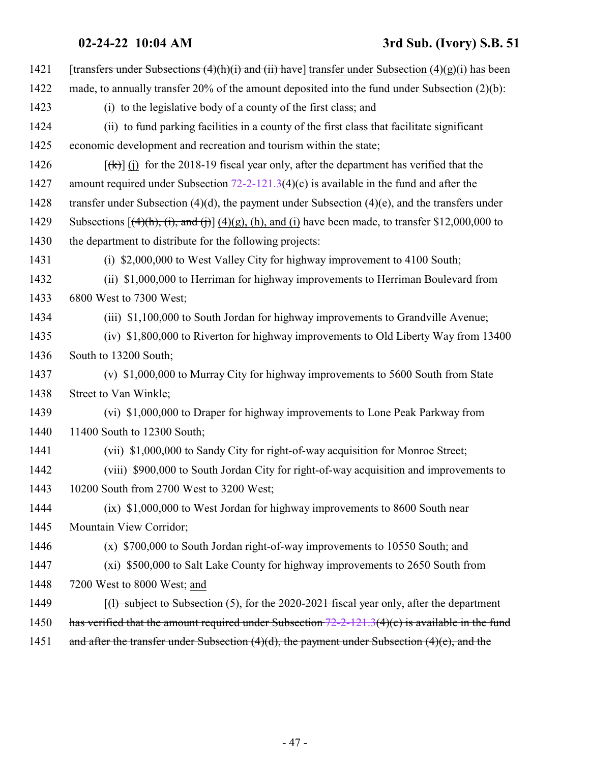1421 [~~transfers under Subsections (4)(h)(i) and (ii) have~~] transfer under Subsection (4)(g)(i) has been
1422 made, to annually transfer 20% of the amount deposited into the fund under Subsection (2)(b):

1423 (i) to the legislative body of a county of the first class; and

1424 (ii) to fund parking facilities in a county of the first class that facilitate significant
1425 economic development and recreation and tourism within the state;

1426 [~~(k)~~] (j) for the 2018-19 fiscal year only, after the department has verified that the
1427 amount required under Subsection 72-2-121.3(4)(c) is available in the fund and after the
1428 transfer under Subsection (4)(d), the payment under Subsection (4)(e), and the transfers under
1429 Subsections [~~(4)(h), (i), and (j)~~] (4)(g), (h), and (i) have been made, to transfer $12,000,000 to
1430 the department to distribute for the following projects:

1431 (i) $2,000,000 to West Valley City for highway improvement to 4100 South;

1432 (ii) $1,000,000 to Herriman for highway improvements to Herriman Boulevard from
1433 6800 West to 7300 West;

1434 (iii) $1,100,000 to South Jordan for highway improvements to Grandville Avenue;

1435 (iv) $1,800,000 to Riverton for highway improvements to Old Liberty Way from 13400
1436 South to 13200 South;

1437 (v) $1,000,000 to Murray City for highway improvements to 5600 South from State
1438 Street to Van Winkle;

1439 (vi) $1,000,000 to Draper for highway improvements to Lone Peak Parkway from
1440 11400 South to 12300 South;

1441 (vii) $1,000,000 to Sandy City for right-of-way acquisition for Monroe Street;

1442 (viii) $900,000 to South Jordan City for right-of-way acquisition and improvements to
1443 10200 South from 2700 West to 3200 West;

1444 (ix) $1,000,000 to West Jordan for highway improvements to 8600 South near
1445 Mountain View Corridor;

1446 (x) $700,000 to South Jordan right-of-way improvements to 10550 South; and

1447 (xi) $500,000 to Salt Lake County for highway improvements to 2650 South from
1448 7200 West to 8000 West; and

1449 [~~(l) subject to Subsection (5), for the 2020-2021 fiscal year only, after the department~~
1450 ~~has verified that the amount required under Subsection 72-2-121.3(4)(c) is available in the fund~~
1451 ~~and after the transfer under Subsection (4)(d), the payment under Subsection (4)(e), and the~~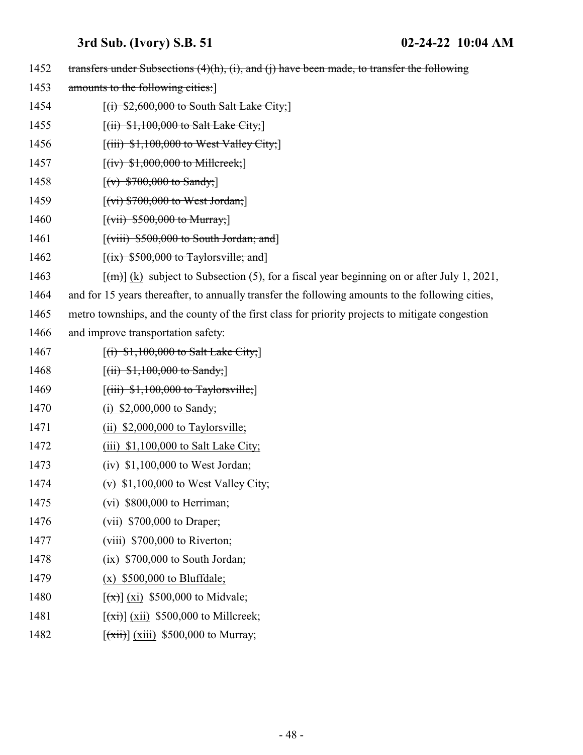1452 transfers under Subsections (4)(h), (i), and (j) have been made, to transfer the following

1453 amounts to the following cities:]

1454 [(i) $2,600,000 to South Salt Lake City;]

1455 [(ii) $1,100,000 to Salt Lake City;]

1456 [(iii) $1,100,000 to West Valley City;]

1457 [(iv) $1,000,000 to Millcreek;]

1458 [(v) $700,000 to Sandy;]

1459 [(vi) $700,000 to West Jordan;]

1460 [(vii) $500,000 to Murray;]

1461 [(viii) $500,000 to South Jordan; and]

1462 [(ix) $500,000 to Taylorsville; and]

1463 [(m)] (k) subject to Subsection (5), for a fiscal year beginning on or after July 1, 2021,

1464 and for 15 years thereafter, to annually transfer the following amounts to the following cities,

1465 metro townships, and the county of the first class for priority projects to mitigate congestion

1466 and improve transportation safety:

1467 [(i) $1,100,000 to Salt Lake City;]

1468 [(ii) $1,100,000 to Sandy;]

1469 [(iii) $1,100,000 to Taylorsville;]

1470 (i) $2,000,000 to Sandy;

1471 (ii) $2,000,000 to Taylorsville;

1472 (iii) $1,100,000 to Salt Lake City;

1473 (iv) $1,100,000 to West Jordan;

1474 (v) $1,100,000 to West Valley City;

1475 (vi) $800,000 to Herriman;

1476 (vii) $700,000 to Draper;

1477 (viii) $700,000 to Riverton;

1478 (ix) $700,000 to South Jordan;

1479 (x) $500,000 to Bluffdale;

1480 [(x)] (xi) $500,000 to Midvale;

1481 [(xi)] (xii) $500,000 to Millcreek;

1482 [(xii)] (xiii) $500,000 to Murray;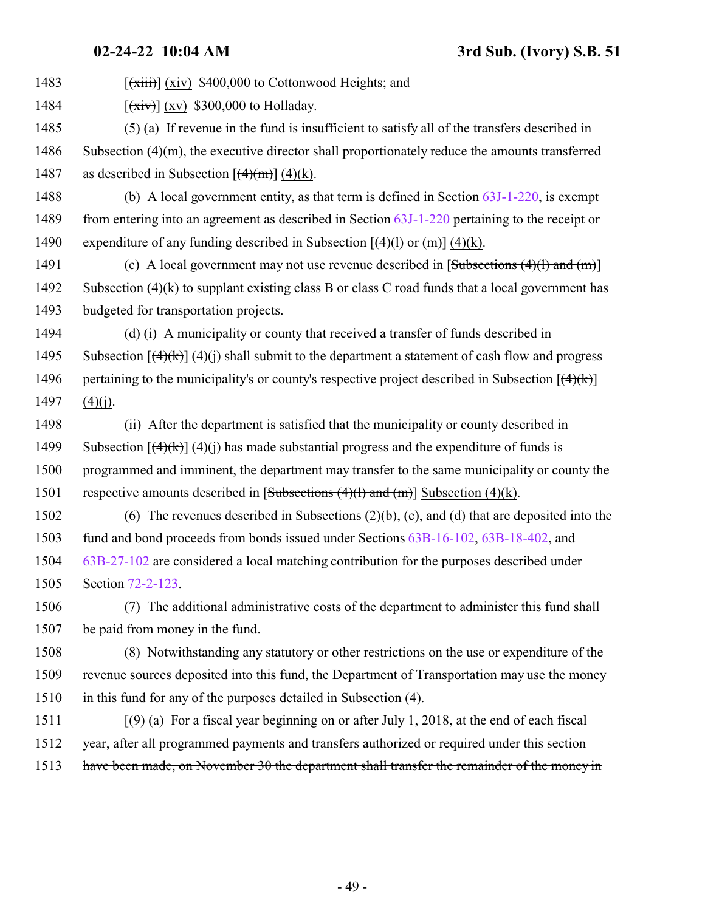1483 [(xiii)] (xiv) $400,000 to Cottonwood Heights; and

1484 [(xiv)] (xv) $300,000 to Holladay.

1485 (5) (a) If revenue in the fund is insufficient to satisfy all of the transfers described in

1486 Subsection (4)(m), the executive director shall proportionately reduce the amounts transferred

1487 as described in Subsection [(4)(m)] (4)(k).

1488 (b) A local government entity, as that term is defined in Section 63J-1-220, is exempt

1489 from entering into an agreement as described in Section 63J-1-220 pertaining to the receipt or

1490 expenditure of any funding described in Subsection [(4)(l) or (m)] (4)(k).

1491 (c) A local government may not use revenue described in [Subsections (4)(l) and (m)]

1492 Subsection (4)(k) to supplant existing class B or class C road funds that a local government has

1493 budgeted for transportation projects.

1494 (d) (i) A municipality or county that received a transfer of funds described in

1495 Subsection [(4)(k)] (4)(j) shall submit to the department a statement of cash flow and progress

1496 pertaining to the municipality's or county's respective project described in Subsection [(4)(k)]

1497 (4)(j).

1498 (ii) After the department is satisfied that the municipality or county described in

1499 Subsection [(4)(k)] (4)(j) has made substantial progress and the expenditure of funds is

1500 programmed and imminent, the department may transfer to the same municipality or county the

1501 respective amounts described in [Subsections (4)(l) and (m)] Subsection (4)(k).

1502 (6) The revenues described in Subsections (2)(b), (c), and (d) that are deposited into the

1503 fund and bond proceeds from bonds issued under Sections 63B-16-102, 63B-18-402, and

1504 63B-27-102 are considered a local matching contribution for the purposes described under

1505 Section 72-2-123.

1506 (7) The additional administrative costs of the department to administer this fund shall

1507 be paid from money in the fund.

1508 (8) Notwithstanding any statutory or other restrictions on the use or expenditure of the

1509 revenue sources deposited into this fund, the Department of Transportation may use the money

1510 in this fund for any of the purposes detailed in Subsection (4).

1511 [(9) (a) For a fiscal year beginning on or after July 1, 2018, at the end of each fiscal

1512 year, after all programmed payments and transfers authorized or required under this section

1513 have been made, on November 30 the department shall transfer the remainder of the money in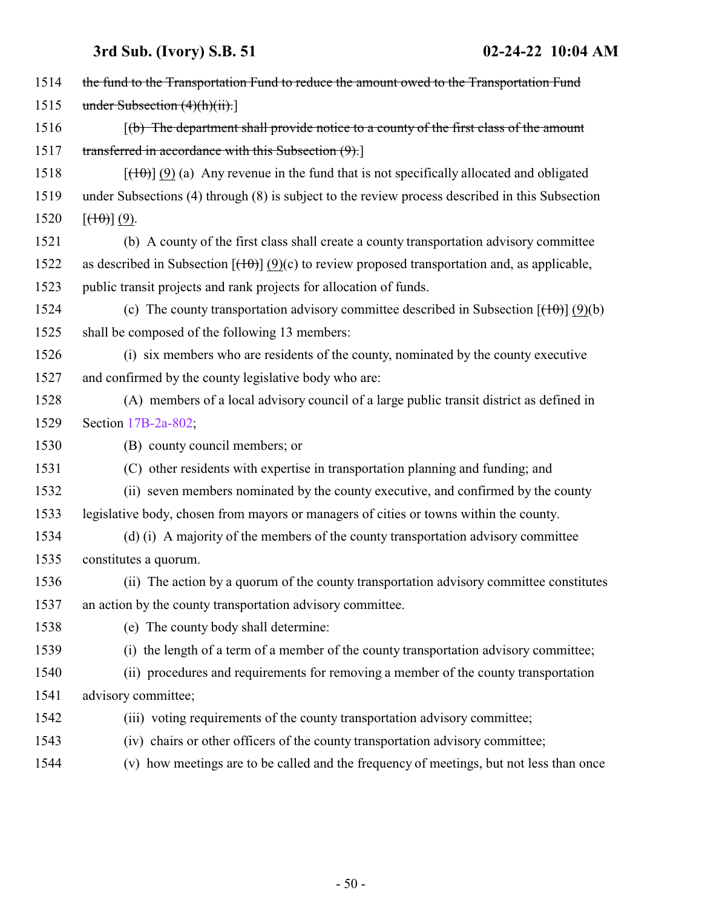1514 ~~the fund to the Transportation Fund to reduce the amount owed to the Transportation Fund~~
1515 ~~under Subsection (4)(h)(ii).~~]

1516 [~~(b) The department shall provide notice to a county of the first class of the amount~~
1517 ~~transferred in accordance with this Subsection (9).~~]

1518 [~~(10)~~] (9) (a) Any revenue in the fund that is not specifically allocated and obligated
1519 under Subsections (4) through (8) is subject to the review process described in this Subsection
1520 [~~(10)~~] (9).

1521 (b) A county of the first class shall create a county transportation advisory committee
1522 as described in Subsection [~~(10)~~] (9)(c) to review proposed transportation and, as applicable,
1523 public transit projects and rank projects for allocation of funds.

1524 (c) The county transportation advisory committee described in Subsection [~~(10)~~] (9)(b)
1525 shall be composed of the following 13 members:

1526 (i) six members who are residents of the county, nominated by the county executive
1527 and confirmed by the county legislative body who are:

1528 (A) members of a local advisory council of a large public transit district as defined in
1529 Section 17B-2a-802;

1530 (B) county council members; or

1531 (C) other residents with expertise in transportation planning and funding; and

1532 (ii) seven members nominated by the county executive, and confirmed by the county
1533 legislative body, chosen from mayors or managers of cities or towns within the county.

1534 (d) (i) A majority of the members of the county transportation advisory committee
1535 constitutes a quorum.

1536 (ii) The action by a quorum of the county transportation advisory committee constitutes
1537 an action by the county transportation advisory committee.

1538 (e) The county body shall determine:

1539 (i) the length of a term of a member of the county transportation advisory committee;

1540 (ii) procedures and requirements for removing a member of the county transportation
1541 advisory committee;

1542 (iii) voting requirements of the county transportation advisory committee;

1543 (iv) chairs or other officers of the county transportation advisory committee;

1544 (v) how meetings are to be called and the frequency of meetings, but not less than once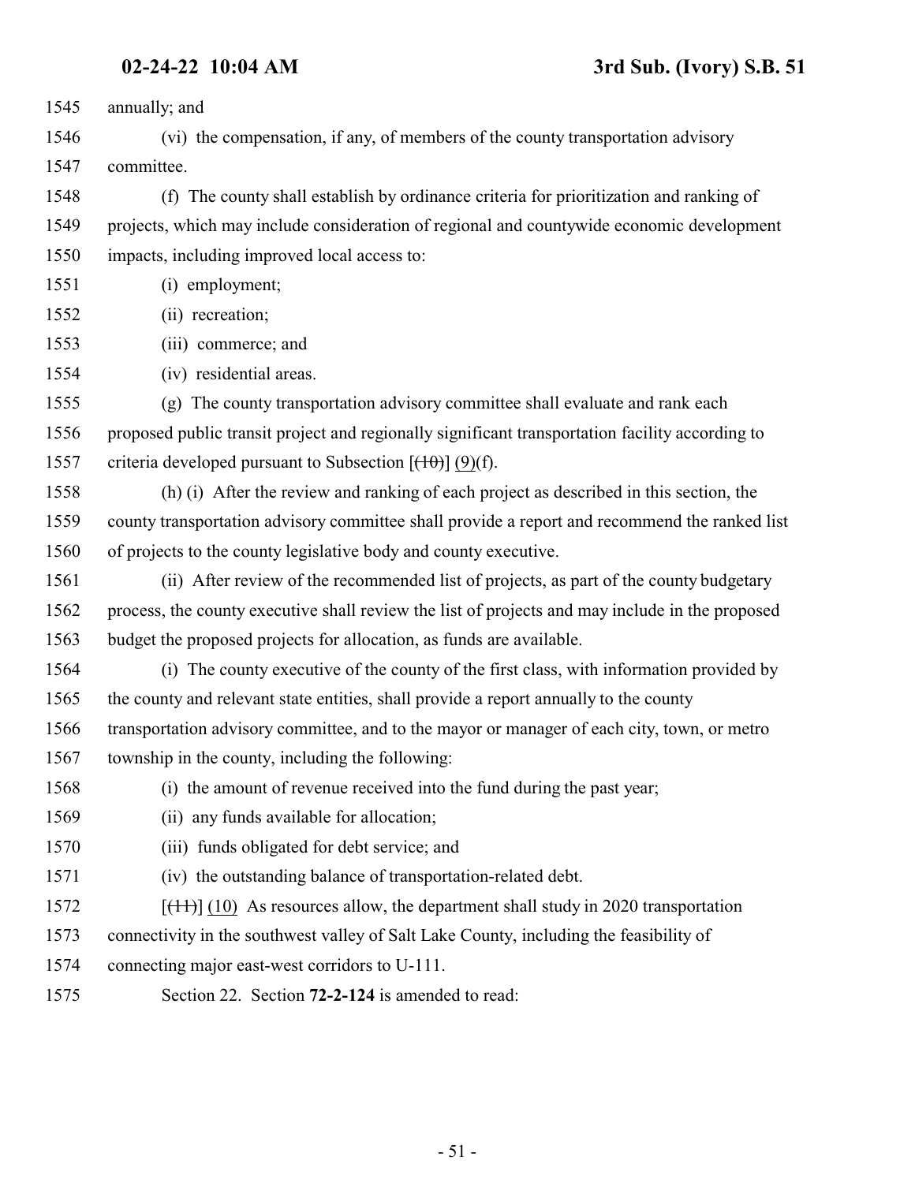annually; and

(vi) the compensation, if any, of members of the county transportation advisory committee.

(f) The county shall establish by ordinance criteria for prioritization and ranking of projects, which may include consideration of regional and countywide economic development impacts, including improved local access to:

(i) employment;

(ii) recreation;

(iii) commerce; and

(iv) residential areas.

(g) The county transportation advisory committee shall evaluate and rank each proposed public transit project and regionally significant transportation facility according to criteria developed pursuant to Subsection [~~(10)~~] (9)(f).

(h) (i) After the review and ranking of each project as described in this section, the county transportation advisory committee shall provide a report and recommend the ranked list of projects to the county legislative body and county executive.

(ii) After review of the recommended list of projects, as part of the county budgetary process, the county executive shall review the list of projects and may include in the proposed budget the proposed projects for allocation, as funds are available.

(i) The county executive of the county of the first class, with information provided by the county and relevant state entities, shall provide a report annually to the county transportation advisory committee, and to the mayor or manager of each city, town, or metro township in the county, including the following:

(i) the amount of revenue received into the fund during the past year;

(ii) any funds available for allocation;

(iii) funds obligated for debt service; and

(iv) the outstanding balance of transportation-related debt.

[~~(11)~~] (10) As resources allow, the department shall study in 2020 transportation connectivity in the southwest valley of Salt Lake County, including the feasibility of connecting major east-west corridors to U-111.

Section 22. Section **72-2-124** is amended to read: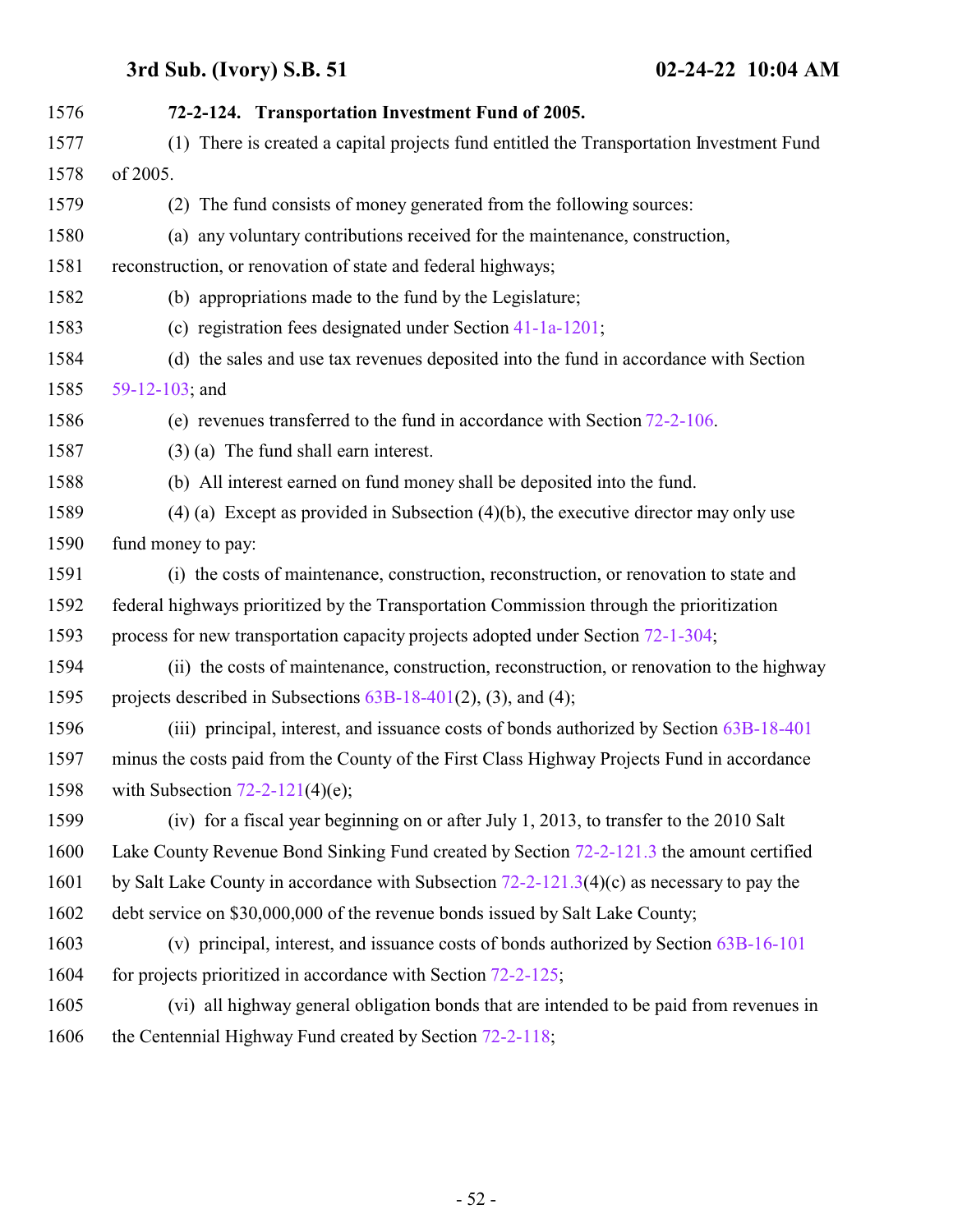**72-2-124. Transportation Investment Fund of 2005.**

(1) There is created a capital projects fund entitled the Transportation Investment Fund of 2005.

(2) The fund consists of money generated from the following sources:

(a) any voluntary contributions received for the maintenance, construction, reconstruction, or renovation of state and federal highways;

(b) appropriations made to the fund by the Legislature;

(c) registration fees designated under Section 41-1a-1201;

(d) the sales and use tax revenues deposited into the fund in accordance with Section 59-12-103; and

(e) revenues transferred to the fund in accordance with Section 72-2-106.

(3) (a) The fund shall earn interest.

(b) All interest earned on fund money shall be deposited into the fund.

(4) (a) Except as provided in Subsection (4)(b), the executive director may only use fund money to pay:

(i) the costs of maintenance, construction, reconstruction, or renovation to state and federal highways prioritized by the Transportation Commission through the prioritization process for new transportation capacity projects adopted under Section 72-1-304;

(ii) the costs of maintenance, construction, reconstruction, or renovation to the highway projects described in Subsections 63B-18-401(2), (3), and (4);

(iii) principal, interest, and issuance costs of bonds authorized by Section 63B-18-401 minus the costs paid from the County of the First Class Highway Projects Fund in accordance with Subsection 72-2-121(4)(e);

(iv) for a fiscal year beginning on or after July 1, 2013, to transfer to the 2010 Salt Lake County Revenue Bond Sinking Fund created by Section 72-2-121.3 the amount certified by Salt Lake County in accordance with Subsection 72-2-121.3(4)(c) as necessary to pay the debt service on $30,000,000 of the revenue bonds issued by Salt Lake County;

(v) principal, interest, and issuance costs of bonds authorized by Section 63B-16-101 for projects prioritized in accordance with Section 72-2-125;

(vi) all highway general obligation bonds that are intended to be paid from revenues in the Centennial Highway Fund created by Section 72-2-118;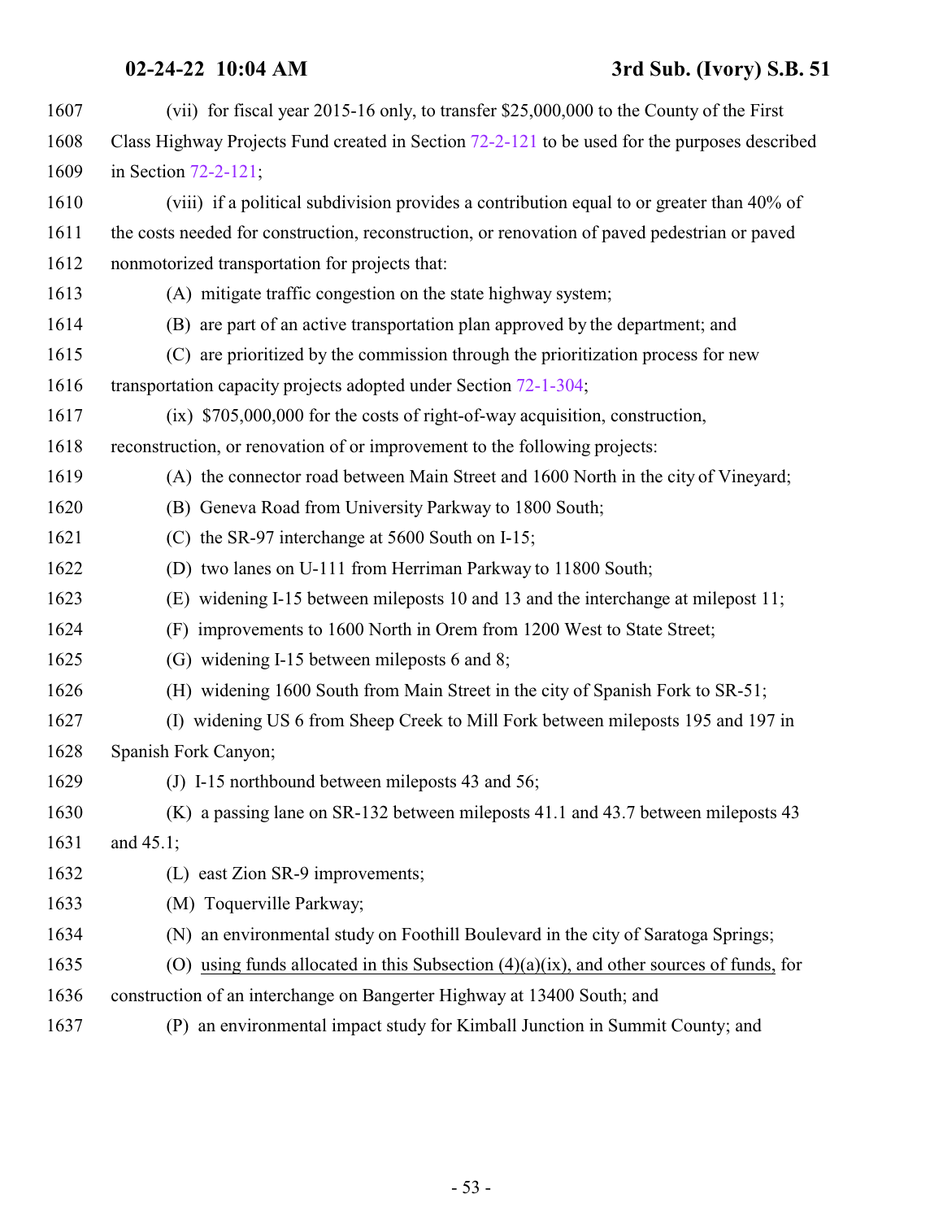(vii) for fiscal year 2015-16 only, to transfer $25,000,000 to the County of the First Class Highway Projects Fund created in Section 72-2-121 to be used for the purposes described in Section 72-2-121;

(viii) if a political subdivision provides a contribution equal to or greater than 40% of the costs needed for construction, reconstruction, or renovation of paved pedestrian or paved nonmotorized transportation for projects that:

(A) mitigate traffic congestion on the state highway system;

(B) are part of an active transportation plan approved by the department; and

(C) are prioritized by the commission through the prioritization process for new transportation capacity projects adopted under Section 72-1-304;

(ix) $705,000,000 for the costs of right-of-way acquisition, construction, reconstruction, or renovation of or improvement to the following projects:

(A) the connector road between Main Street and 1600 North in the city of Vineyard;

(B) Geneva Road from University Parkway to 1800 South;

(C) the SR-97 interchange at 5600 South on I-15;

(D) two lanes on U-111 from Herriman Parkway to 11800 South;

(E) widening I-15 between mileposts 10 and 13 and the interchange at milepost 11;

(F) improvements to 1600 North in Orem from 1200 West to State Street;

(G) widening I-15 between mileposts 6 and 8;

(H) widening 1600 South from Main Street in the city of Spanish Fork to SR-51;

(I) widening US 6 from Sheep Creek to Mill Fork between mileposts 195 and 197 in Spanish Fork Canyon;

(J) I-15 northbound between mileposts 43 and 56;

(K) a passing lane on SR-132 between mileposts 41.1 and 43.7 between mileposts 43 and 45.1;

(L) east Zion SR-9 improvements;

(M) Toquerville Parkway;

(N) an environmental study on Foothill Boulevard in the city of Saratoga Springs;

(O) using funds allocated in this Subsection (4)(a)(ix), and other sources of funds, for construction of an interchange on Bangerter Highway at 13400 South; and

(P) an environmental impact study for Kimball Junction in Summit County; and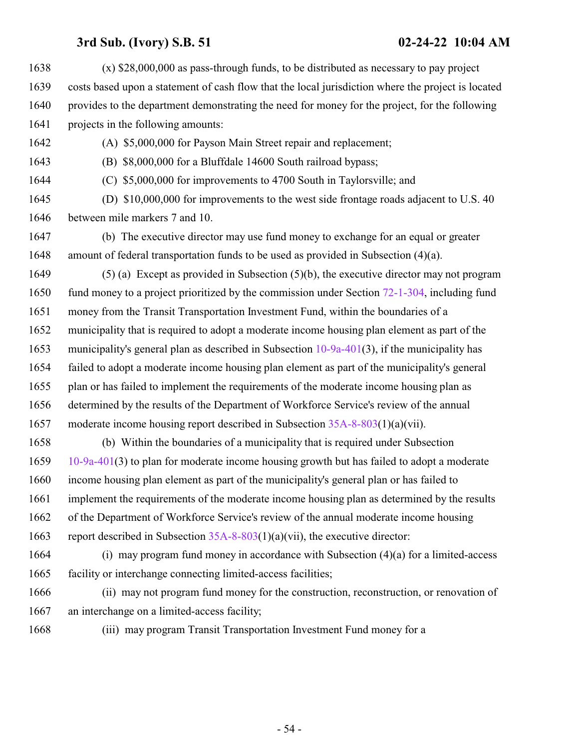(x) $28,000,000 as pass-through funds, to be distributed as necessary to pay project costs based upon a statement of cash flow that the local jurisdiction where the project is located provides to the department demonstrating the need for money for the project, for the following projects in the following amounts:

(A) $5,000,000 for Payson Main Street repair and replacement;

(B) $8,000,000 for a Bluffdale 14600 South railroad bypass;

(C) $5,000,000 for improvements to 4700 South in Taylorsville; and

(D) $10,000,000 for improvements to the west side frontage roads adjacent to U.S. 40 between mile markers 7 and 10.

(b) The executive director may use fund money to exchange for an equal or greater amount of federal transportation funds to be used as provided in Subsection (4)(a).

(5) (a) Except as provided in Subsection (5)(b), the executive director may not program fund money to a project prioritized by the commission under Section 72-1-304, including fund money from the Transit Transportation Investment Fund, within the boundaries of a municipality that is required to adopt a moderate income housing plan element as part of the municipality's general plan as described in Subsection 10-9a-401(3), if the municipality has failed to adopt a moderate income housing plan element as part of the municipality's general plan or has failed to implement the requirements of the moderate income housing plan as determined by the results of the Department of Workforce Service's review of the annual moderate income housing report described in Subsection 35A-8-803(1)(a)(vii).

(b) Within the boundaries of a municipality that is required under Subsection 10-9a-401(3) to plan for moderate income housing growth but has failed to adopt a moderate income housing plan element as part of the municipality's general plan or has failed to implement the requirements of the moderate income housing plan as determined by the results of the Department of Workforce Service's review of the annual moderate income housing report described in Subsection 35A-8-803(1)(a)(vii), the executive director:

(i) may program fund money in accordance with Subsection (4)(a) for a limited-access facility or interchange connecting limited-access facilities;

(ii) may not program fund money for the construction, reconstruction, or renovation of an interchange on a limited-access facility;

(iii) may program Transit Transportation Investment Fund money for a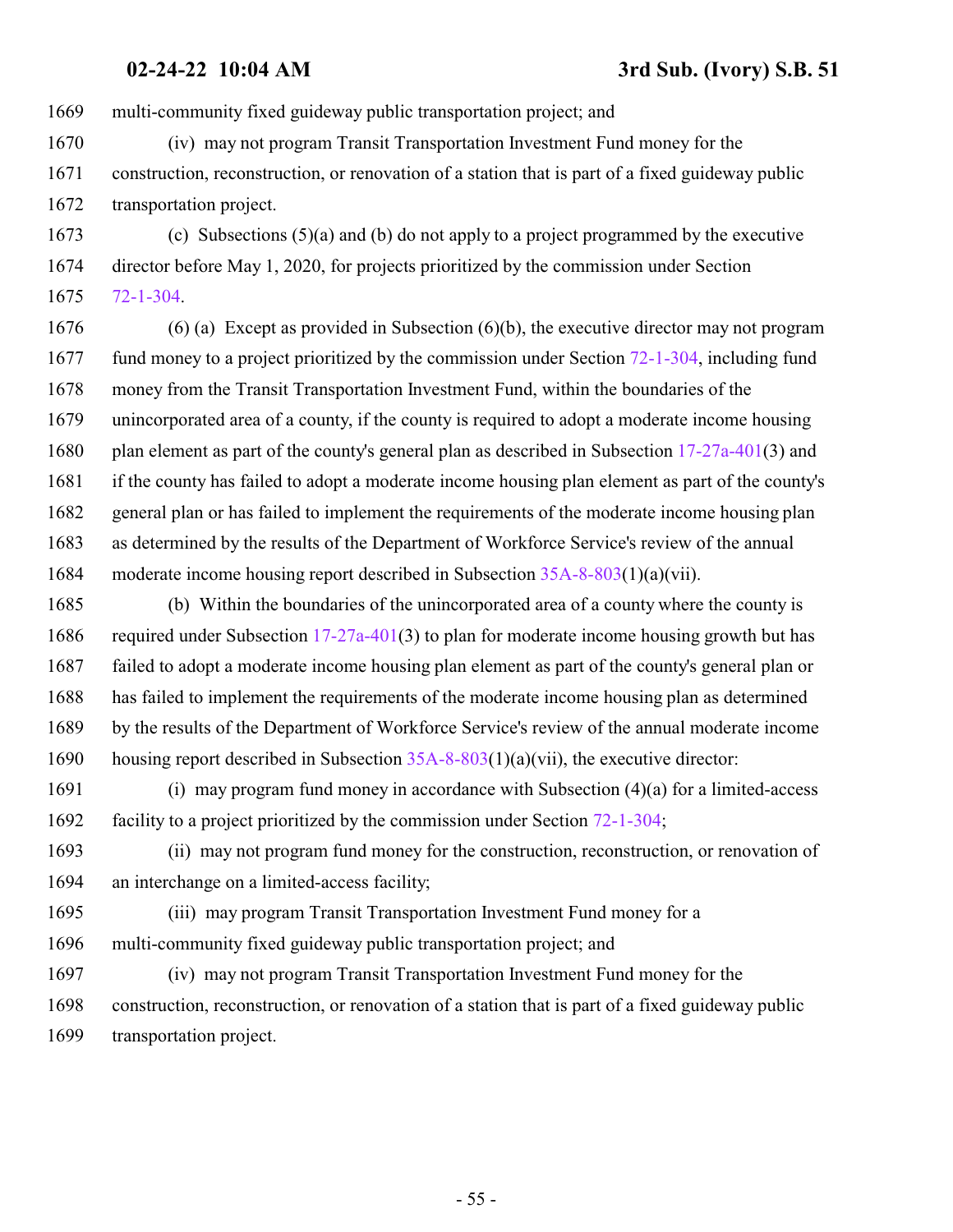multi-community fixed guideway public transportation project; and

(iv) may not program Transit Transportation Investment Fund money for the construction, reconstruction, or renovation of a station that is part of a fixed guideway public transportation project.

(c) Subsections (5)(a) and (b) do not apply to a project programmed by the executive director before May 1, 2020, for projects prioritized by the commission under Section 72-1-304.

(6) (a) Except as provided in Subsection (6)(b), the executive director may not program fund money to a project prioritized by the commission under Section 72-1-304, including fund money from the Transit Transportation Investment Fund, within the boundaries of the unincorporated area of a county, if the county is required to adopt a moderate income housing plan element as part of the county's general plan as described in Subsection 17-27a-401(3) and if the county has failed to adopt a moderate income housing plan element as part of the county's general plan or has failed to implement the requirements of the moderate income housing plan as determined by the results of the Department of Workforce Service's review of the annual moderate income housing report described in Subsection 35A-8-803(1)(a)(vii).

(b) Within the boundaries of the unincorporated area of a county where the county is required under Subsection 17-27a-401(3) to plan for moderate income housing growth but has failed to adopt a moderate income housing plan element as part of the county's general plan or has failed to implement the requirements of the moderate income housing plan as determined by the results of the Department of Workforce Service's review of the annual moderate income housing report described in Subsection 35A-8-803(1)(a)(vii), the executive director:

(i) may program fund money in accordance with Subsection (4)(a) for a limited-access facility to a project prioritized by the commission under Section 72-1-304;

(ii) may not program fund money for the construction, reconstruction, or renovation of an interchange on a limited-access facility;

(iii) may program Transit Transportation Investment Fund money for a multi-community fixed guideway public transportation project; and

(iv) may not program Transit Transportation Investment Fund money for the construction, reconstruction, or renovation of a station that is part of a fixed guideway public transportation project.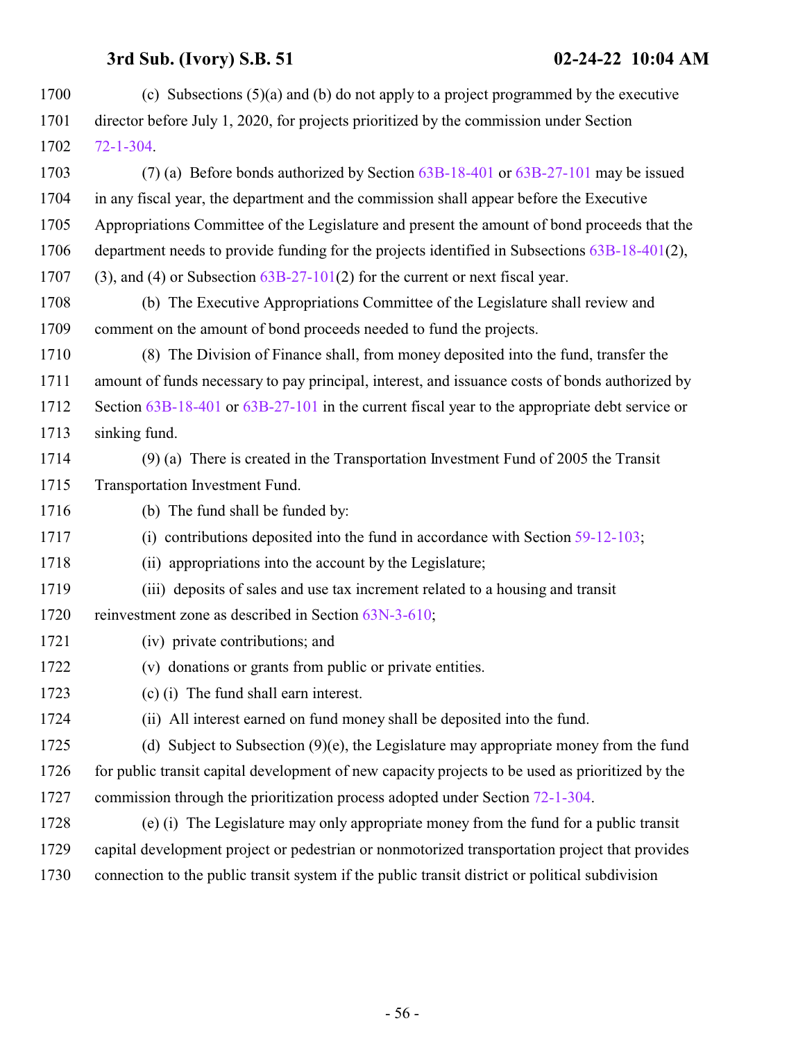(c) Subsections (5)(a) and (b) do not apply to a project programmed by the executive director before July 1, 2020, for projects prioritized by the commission under Section 72-1-304.

(7) (a) Before bonds authorized by Section 63B-18-401 or 63B-27-101 may be issued in any fiscal year, the department and the commission shall appear before the Executive Appropriations Committee of the Legislature and present the amount of bond proceeds that the department needs to provide funding for the projects identified in Subsections 63B-18-401(2), (3), and (4) or Subsection 63B-27-101(2) for the current or next fiscal year.

(b) The Executive Appropriations Committee of the Legislature shall review and comment on the amount of bond proceeds needed to fund the projects.

(8) The Division of Finance shall, from money deposited into the fund, transfer the amount of funds necessary to pay principal, interest, and issuance costs of bonds authorized by Section 63B-18-401 or 63B-27-101 in the current fiscal year to the appropriate debt service or sinking fund.

(9) (a) There is created in the Transportation Investment Fund of 2005 the Transit Transportation Investment Fund.

(b) The fund shall be funded by:

(i) contributions deposited into the fund in accordance with Section 59-12-103;

(ii) appropriations into the account by the Legislature;

(iii) deposits of sales and use tax increment related to a housing and transit reinvestment zone as described in Section 63N-3-610;

(iv) private contributions; and

(v) donations or grants from public or private entities.

(c) (i) The fund shall earn interest.

(ii) All interest earned on fund money shall be deposited into the fund.

(d) Subject to Subsection (9)(e), the Legislature may appropriate money from the fund for public transit capital development of new capacity projects to be used as prioritized by the commission through the prioritization process adopted under Section 72-1-304.

(e) (i) The Legislature may only appropriate money from the fund for a public transit capital development project or pedestrian or nonmotorized transportation project that provides connection to the public transit system if the public transit district or political subdivision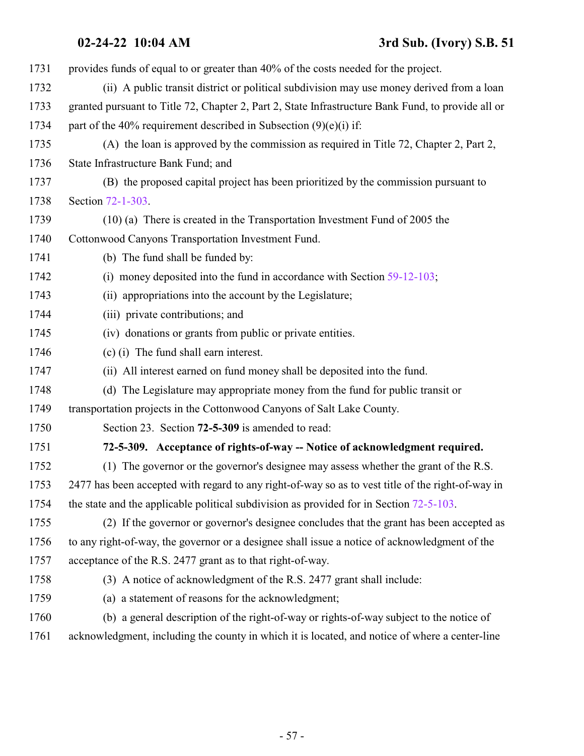provides funds of equal to or greater than 40% of the costs needed for the project.

(ii) A public transit district or political subdivision may use money derived from a loan granted pursuant to Title 72, Chapter 2, Part 2, State Infrastructure Bank Fund, to provide all or part of the 40% requirement described in Subsection (9)(e)(i) if:

(A) the loan is approved by the commission as required in Title 72, Chapter 2, Part 2, State Infrastructure Bank Fund; and

(B) the proposed capital project has been prioritized by the commission pursuant to Section 72-1-303.

(10) (a) There is created in the Transportation Investment Fund of 2005 the Cottonwood Canyons Transportation Investment Fund.

(b) The fund shall be funded by:

(i) money deposited into the fund in accordance with Section 59-12-103;

(ii) appropriations into the account by the Legislature;

(iii) private contributions; and

(iv) donations or grants from public or private entities.

(c) (i) The fund shall earn interest.

(ii) All interest earned on fund money shall be deposited into the fund.

(d) The Legislature may appropriate money from the fund for public transit or transportation projects in the Cottonwood Canyons of Salt Lake County.

Section 23. Section **72-5-309** is amended to read:

**72-5-309. Acceptance of rights-of-way -- Notice of acknowledgment required.**

(1) The governor or the governor's designee may assess whether the grant of the R.S. 2477 has been accepted with regard to any right-of-way so as to vest title of the right-of-way in the state and the applicable political subdivision as provided for in Section 72-5-103.

(2) If the governor or governor's designee concludes that the grant has been accepted as to any right-of-way, the governor or a designee shall issue a notice of acknowledgment of the acceptance of the R.S. 2477 grant as to that right-of-way.

(3) A notice of acknowledgment of the R.S. 2477 grant shall include:

(a) a statement of reasons for the acknowledgment;

(b) a general description of the right-of-way or rights-of-way subject to the notice of acknowledgment, including the county in which it is located, and notice of where a center-line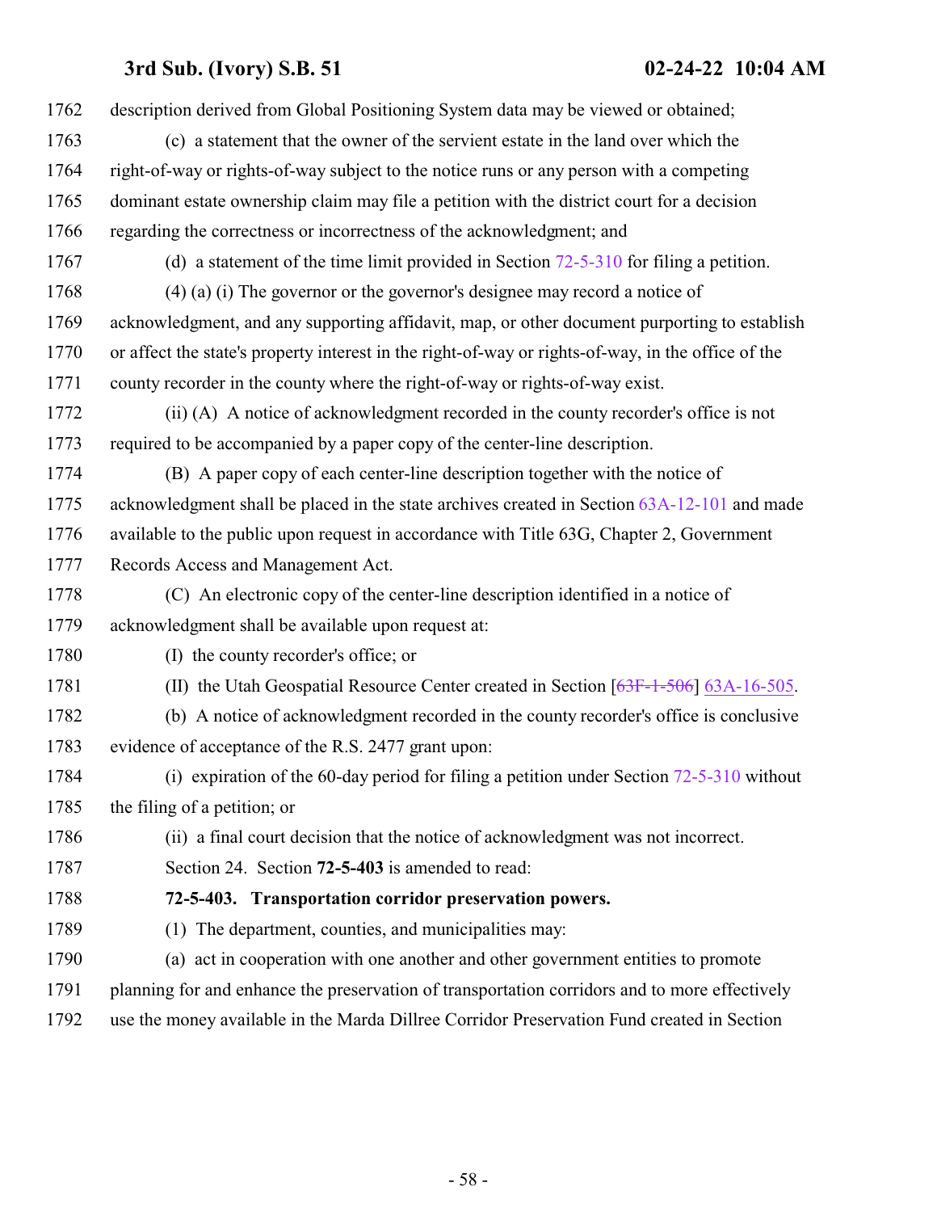description derived from Global Positioning System data may be viewed or obtained;

(c) a statement that the owner of the servient estate in the land over which the right-of-way or rights-of-way subject to the notice runs or any person with a competing dominant estate ownership claim may file a petition with the district court for a decision regarding the correctness or incorrectness of the acknowledgment; and

(d) a statement of the time limit provided in Section 72-5-310 for filing a petition.

(4) (a) (i) The governor or the governor's designee may record a notice of acknowledgment, and any supporting affidavit, map, or other document purporting to establish or affect the state's property interest in the right-of-way or rights-of-way, in the office of the county recorder in the county where the right-of-way or rights-of-way exist.

(ii) (A) A notice of acknowledgment recorded in the county recorder's office is not required to be accompanied by a paper copy of the center-line description.

(B) A paper copy of each center-line description together with the notice of acknowledgment shall be placed in the state archives created in Section 63A-12-101 and made available to the public upon request in accordance with Title 63G, Chapter 2, Government Records Access and Management Act.

(C) An electronic copy of the center-line description identified in a notice of acknowledgment shall be available upon request at:

(I) the county recorder's office; or

(II) the Utah Geospatial Resource Center created in Section [~~63F-1-506~~] 63A-16-505.

(b) A notice of acknowledgment recorded in the county recorder's office is conclusive evidence of acceptance of the R.S. 2477 grant upon:

(i) expiration of the 60-day period for filing a petition under Section 72-5-310 without the filing of a petition; or

(ii) a final court decision that the notice of acknowledgment was not incorrect.

Section 24. Section **72-5-403** is amended to read:

**72-5-403. Transportation corridor preservation powers.**

(1) The department, counties, and municipalities may:

(a) act in cooperation with one another and other government entities to promote planning for and enhance the preservation of transportation corridors and to more effectively use the money available in the Marda Dillree Corridor Preservation Fund created in Section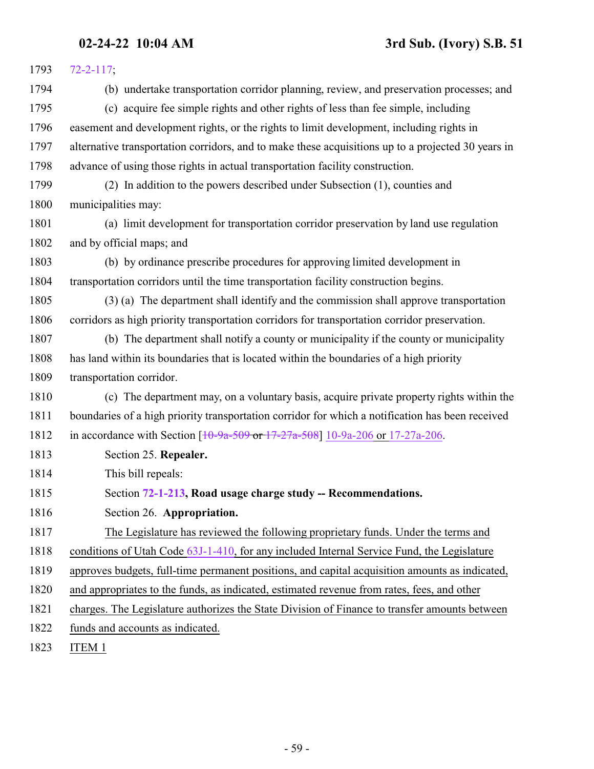72-2-117;

(b) undertake transportation corridor planning, review, and preservation processes; and

(c) acquire fee simple rights and other rights of less than fee simple, including easement and development rights, or the rights to limit development, including rights in alternative transportation corridors, and to make these acquisitions up to a projected 30 years in advance of using those rights in actual transportation facility construction.

(2) In addition to the powers described under Subsection (1), counties and municipalities may:

(a) limit development for transportation corridor preservation by land use regulation and by official maps; and

(b) by ordinance prescribe procedures for approving limited development in transportation corridors until the time transportation facility construction begins.

(3) (a) The department shall identify and the commission shall approve transportation corridors as high priority transportation corridors for transportation corridor preservation.

(b) The department shall notify a county or municipality if the county or municipality has land within its boundaries that is located within the boundaries of a high priority transportation corridor.

(c) The department may, on a voluntary basis, acquire private property rights within the boundaries of a high priority transportation corridor for which a notification has been received in accordance with Section [~~10-9a-509~~ ~~or~~ ~~17-27a-508~~] 10-9a-206 or 17-27a-206.

Section 25. **Repealer.**

This bill repeals:

Section **72-1-213, Road usage charge study -- Recommendations.**

Section 26. **Appropriation.**

The Legislature has reviewed the following proprietary funds. Under the terms and conditions of Utah Code 63J-1-410, for any included Internal Service Fund, the Legislature approves budgets, full-time permanent positions, and capital acquisition amounts as indicated, and appropriates to the funds, as indicated, estimated revenue from rates, fees, and other charges. The Legislature authorizes the State Division of Finance to transfer amounts between funds and accounts as indicated.

ITEM 1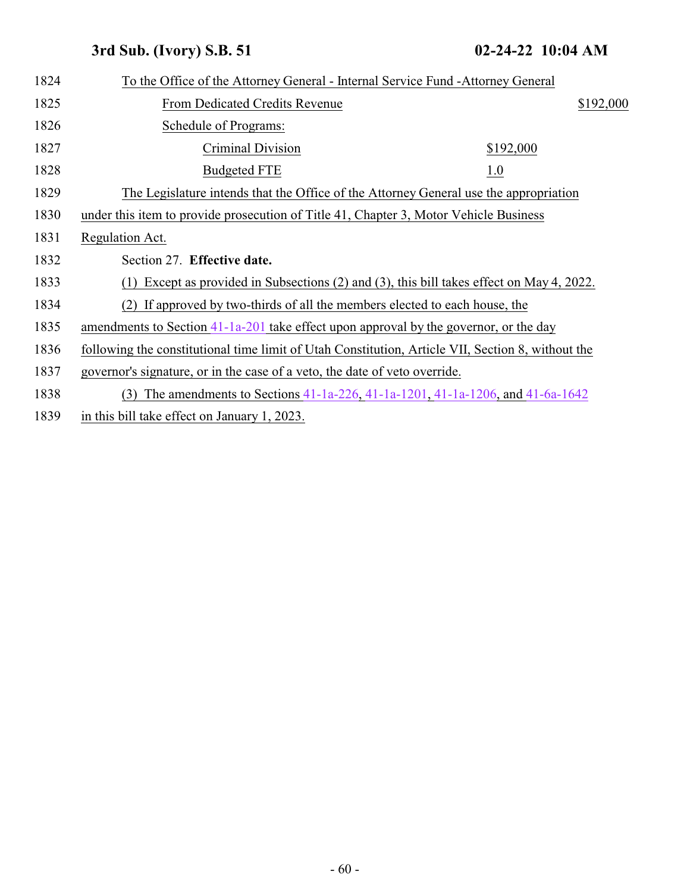1824 To the Office of the Attorney General - Internal Service Fund -Attorney General

1825 From Dedicated Credits Revenue $192,000

1826 Schedule of Programs:

1827 Criminal Division $192,000

1828 Budgeted FTE 1.0

1829 The Legislature intends that the Office of the Attorney General use the appropriation

1830 under this item to provide prosecution of Title 41, Chapter 3, Motor Vehicle Business

1831 Regulation Act.

1832 Section 27. **Effective date.**

1833 (1) Except as provided in Subsections (2) and (3), this bill takes effect on May 4, 2022.

1834 (2) If approved by two-thirds of all the members elected to each house, the

1835 amendments to Section 41-1a-201 take effect upon approval by the governor, or the day

1836 following the constitutional time limit of Utah Constitution, Article VII, Section 8, without the

1837 governor's signature, or in the case of a veto, the date of veto override.

1838 (3) The amendments to Sections 41-1a-226, 41-1a-1201, 41-1a-1206, and 41-6a-1642

1839 in this bill take effect on January 1, 2023.